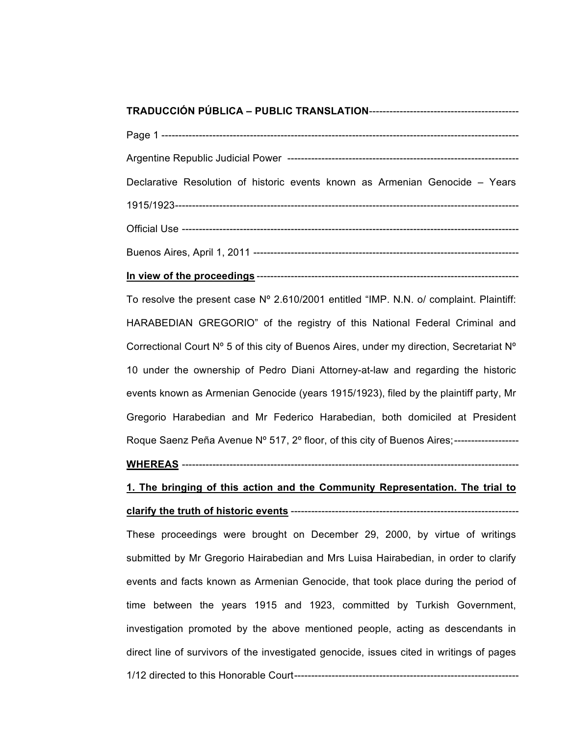**TRADUCCIÓN PÚBLICA – PUBLIC TRANSLATION**

Page 1

Argentine Republic Judicial Power

Declarative Resolution of historic events known as Armenian Genocide – Years 1915/1923

Official Use

Buenos Aires, April 1, 2011

**In view of the proceedings**

To resolve the present case Nº 2.610/2001 entitled "IMP. N.N. o/ complaint. Plaintiff: HARABEDIAN GREGORIO" of the registry of this National Federal Criminal and Correctional Court Nº 5 of this city of Buenos Aires, under my direction, Secretariat Nº 10 under the ownership of Pedro Diani Attorney-at-law and regarding the historic events known as Armenian Genocide (years 1915/1923), filed by the plaintiff party, Mr Gregorio Harabedian and Mr Federico Harabedian, both domiciled at President Roque Saenz Peña Avenue Nº 517, 2º floor, of this city of Buenos Aires;

**WHEREAS**

**1. The bringing of this action and the Community Representation. The trial to clarify the truth of historic events**

These proceedings were brought on December 29, 2000, by virtue of writings submitted by Mr Gregorio Hairabedian and Mrs Luisa Hairabedian, in order to clarify events and facts known as Armenian Genocide, that took place during the period of time between the years 1915 and 1923, committed by Turkish Government, investigation promoted by the above mentioned people, acting as descendants in direct line of survivors of the investigated genocide, issues cited in writings of pages 1/12 directed to this Honorable Court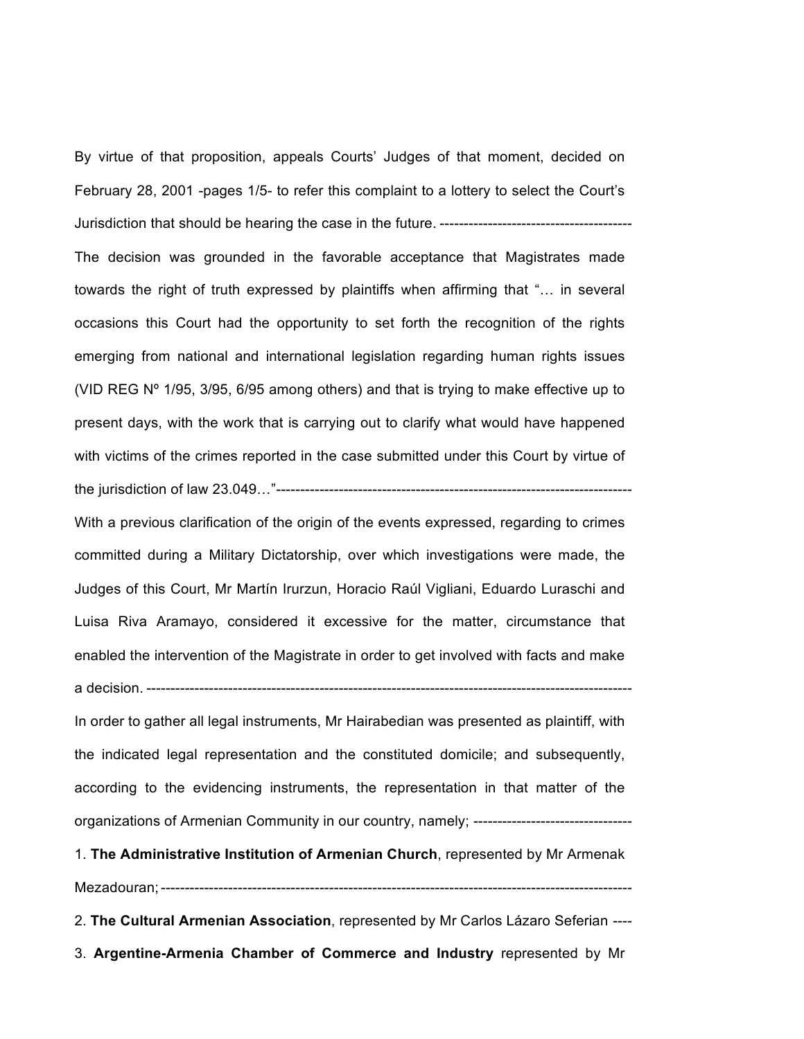By virtue of that proposition, appeals Courts' Judges of that moment, decided on February 28, 2001 -pages 1/5- to refer this complaint to a lottery to select the Court's Jurisdiction that should be hearing the case in the future. ----------------------------------------

The decision was grounded in the favorable acceptance that Magistrates made towards the right of truth expressed by plaintiffs when affirming that "… in several occasions this Court had the opportunity to set forth the recognition of the rights emerging from national and international legislation regarding human rights issues (VID REG Nº 1/95, 3/95, 6/95 among others) and that is trying to make effective up to present days, with the work that is carrying out to clarify what would have happened with victims of the crimes reported in the case submitted under this Court by virtue of the jurisdiction of law 23.049…"--------------------------------------------------------------------------

With a previous clarification of the origin of the events expressed, regarding to crimes committed during a Military Dictatorship, over which investigations were made, the Judges of this Court, Mr Martín Irurzun, Horacio Raúl Vigliani, Eduardo Luraschi and Luisa Riva Aramayo, considered it excessive for the matter, circumstance that enabled the intervention of the Magistrate in order to get involved with facts and make a decision. ----------------------------------------------------------------------------------------------------

In order to gather all legal instruments, Mr Hairabedian was presented as plaintiff, with the indicated legal representation and the constituted domicile; and subsequently, according to the evidencing instruments, the representation in that matter of the organizations of Armenian Community in our country, namely; ---------------------------------

1. **The Administrative Institution of Armenian Church**, represented by Mr Armenak Mezadouran; -------------------------------------------------------------------------------------------------

2. **The Cultural Armenian Association**, represented by Mr Carlos Lázaro Seferian ----

3. **Argentine-Armenia Chamber of Commerce and Industry** represented by Mr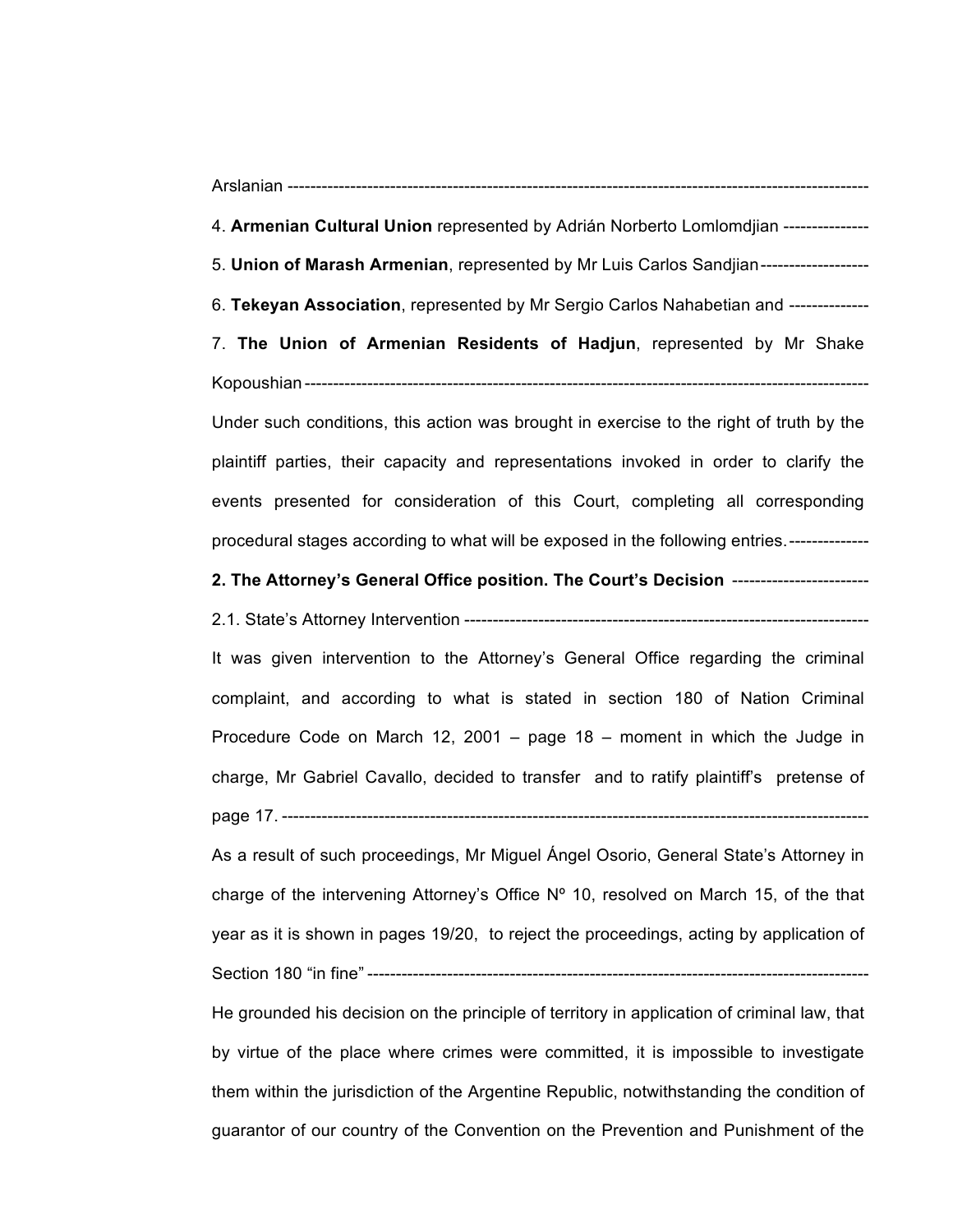Arslanian ----------------------------------------------------------------------------------------------------

4. **Armenian Cultural Union** represented by Adrián Norberto Lomlomdjian ---------------

5. **Union of Marash Armenian**, represented by Mr Luis Carlos Sandjian-------------------

6. **Tekeyan Association**, represented by Mr Sergio Carlos Nahabetian and --------------

7. **The Union of Armenian Residents of Hadjun**, represented by Mr Shake Kopoushian----------------------------------------------------------------------------------------------------

Under such conditions, this action was brought in exercise to the right of truth by the plaintiff parties, their capacity and representations invoked in order to clarify the events presented for consideration of this Court, completing all corresponding procedural stages according to what will be exposed in the following entries.--------------

**2. The Attorney's General Office position. The Court's Decision** ------------------------

2.1. State's Attorney Intervention -----------------------------------------------------------------------

It was given intervention to the Attorney's General Office regarding the criminal complaint, and according to what is stated in section 180 of Nation Criminal Procedure Code on March 12, 2001 – page 18 – moment in which the Judge in charge, Mr Gabriel Cavallo, decided to transfer and to ratify plaintiff's pretense of page 17. ----------------------------------------------------------------------------------------------------

As a result of such proceedings, Mr Miguel Ángel Osorio, General State's Attorney in charge of the intervening Attorney's Office Nº 10, resolved on March 15, of the that year as it is shown in pages 19/20, to reject the proceedings, acting by application of Section 180 "in fine" ----------------------------------------------------------------------------------------

He grounded his decision on the principle of territory in application of criminal law, that by virtue of the place where crimes were committed, it is impossible to investigate them within the jurisdiction of the Argentine Republic, notwithstanding the condition of guarantor of our country of the Convention on the Prevention and Punishment of the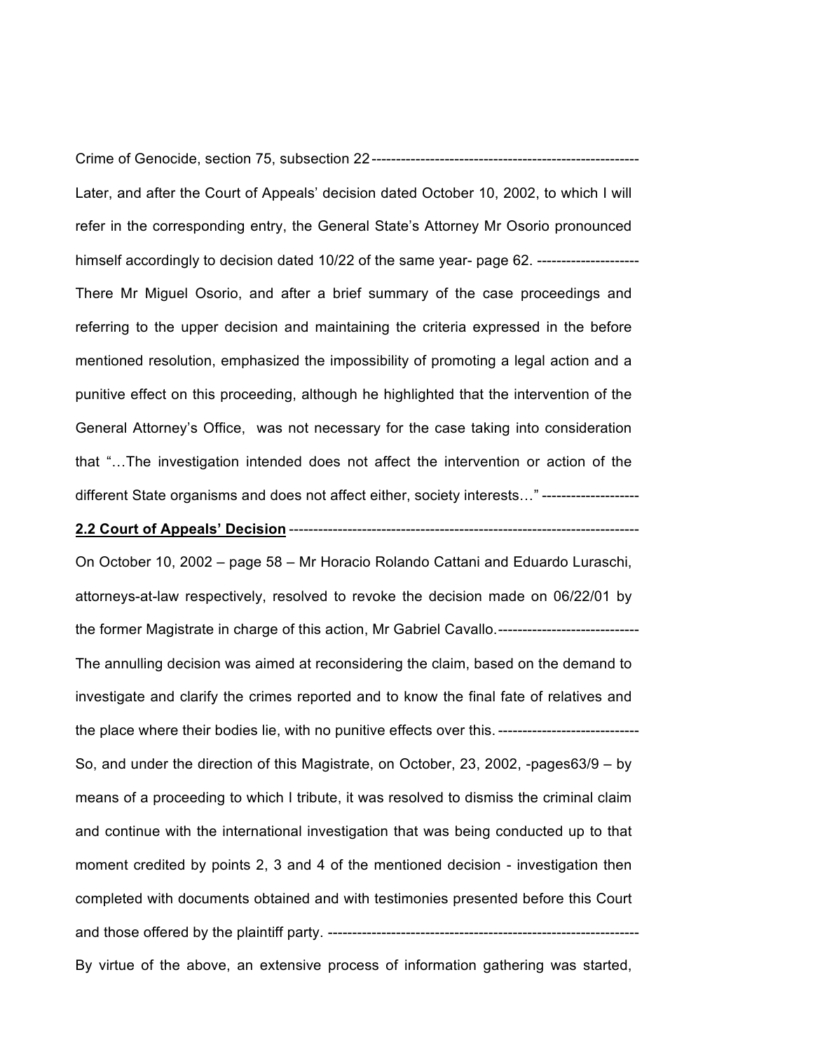Crime of Genocide, section 75, subsection 22 ------------------------------------------------------

Later, and after the Court of Appeals' decision dated October 10, 2002, to which I will refer in the corresponding entry, the General State's Attorney Mr Osorio pronounced himself accordingly to decision dated 10/22 of the same year- page 62. ---------------------

There Mr Miguel Osorio, and after a brief summary of the case proceedings and referring to the upper decision and maintaining the criteria expressed in the before mentioned resolution, emphasized the impossibility of promoting a legal action and a punitive effect on this proceeding, although he highlighted that the intervention of the General Attorney's Office, was not necessary for the case taking into consideration that "…The investigation intended does not affect the intervention or action of the different State organisms and does not affect either, society interests…" --------------------

**2.2 Court of Appeals' Decision** ------------------------------------------------------------------------

On October 10, 2002 – page 58 – Mr Horacio Rolando Cattani and Eduardo Luraschi, attorneys-at-law respectively, resolved to revoke the decision made on 06/22/01 by the former Magistrate in charge of this action, Mr Gabriel Cavallo.-----------------------------

The annulling decision was aimed at reconsidering the claim, based on the demand to investigate and clarify the crimes reported and to know the final fate of relatives and the place where their bodies lie, with no punitive effects over this. -----------------------------

So, and under the direction of this Magistrate, on October, 23, 2002, -pages63/9 – by means of a proceeding to which I tribute, it was resolved to dismiss the criminal claim and continue with the international investigation that was being conducted up to that moment credited by points 2, 3 and 4 of the mentioned decision - investigation then completed with documents obtained and with testimonies presented before this Court and those offered by the plaintiff party. ----------------------------------------------------------------

By virtue of the above, an extensive process of information gathering was started,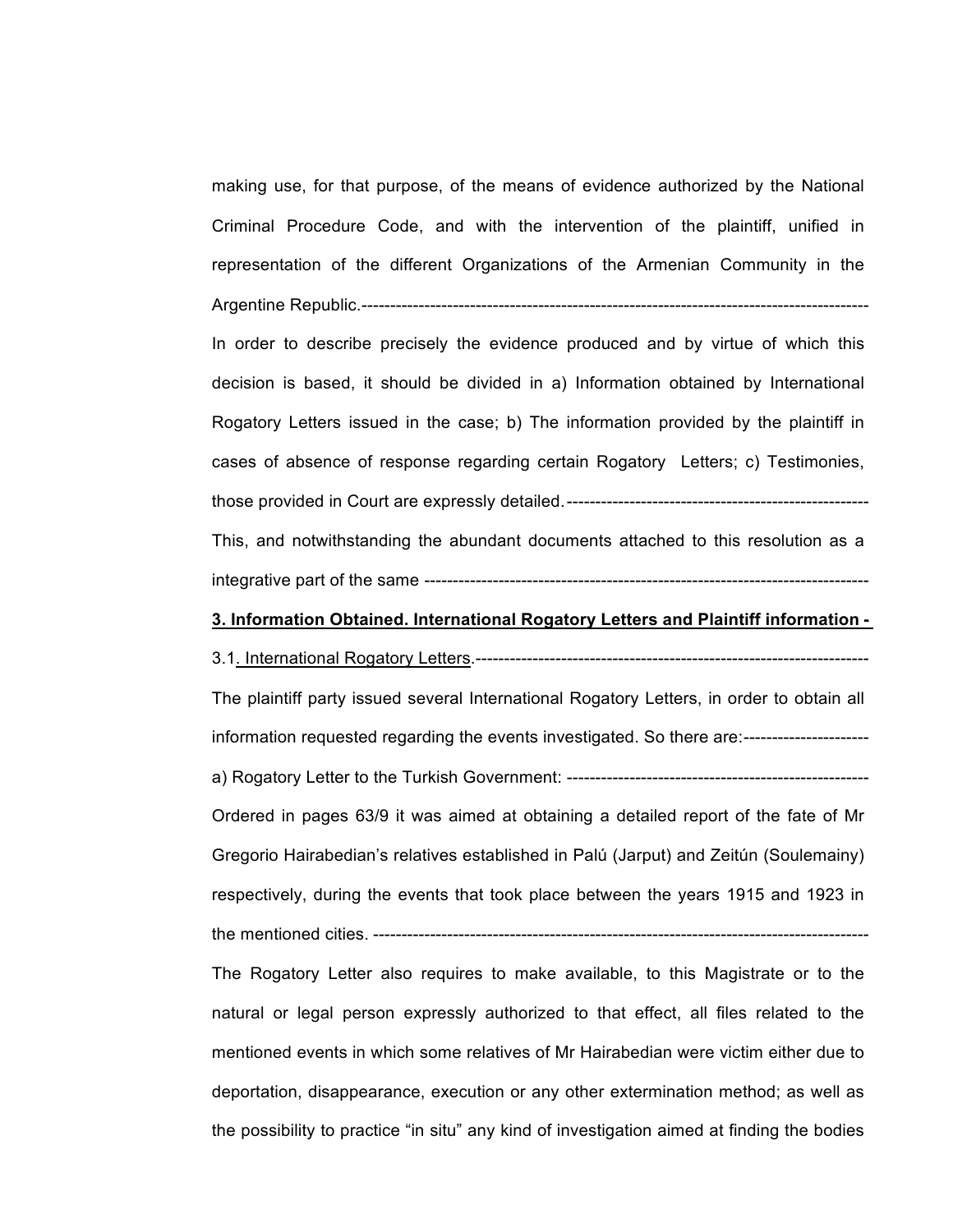making use, for that purpose, of the means of evidence authorized by the National Criminal Procedure Code, and with the intervention of the plaintiff, unified in representation of the different Organizations of the Armenian Community in the Argentine Republic.-------------------------------------------------------------------------------------

In order to describe precisely the evidence produced and by virtue of which this decision is based, it should be divided in a) Information obtained by International Rogatory Letters issued in the case; b) The information provided by the plaintiff in cases of absence of response regarding certain Rogatory Letters; c) Testimonies, those provided in Court are expressly detailed.-----------------------------------------------------

This, and notwithstanding the abundant documents attached to this resolution as a integrative part of the same ---------------------------------------------------------------------------

**<u>3. Information Obtained. International Rogatory Letters and Plaintiff information -</u>**

3.1<u>. International Rogatory Letters</u>.---------------------------------------------------------------------

The plaintiff party issued several International Rogatory Letters, in order to obtain all information requested regarding the events investigated. So there are:---------------------

a) Rogatory Letter to the Turkish Government: -----------------------------------------------------

Ordered in pages 63/9 it was aimed at obtaining a detailed report of the fate of Mr Gregorio Hairabedian's relatives established in Palú (Jarput) and Zeitún (Soulemainy) respectively, during the events that took place between the years 1915 and 1923 in the mentioned cities. -------------------------------------------------------------------------------------

The Rogatory Letter also requires to make available, to this Magistrate or to the natural or legal person expressly authorized to that effect, all files related to the mentioned events in which some relatives of Mr Hairabedian were victim either due to deportation, disappearance, execution or any other extermination method; as well as the possibility to practice "in situ" any kind of investigation aimed at finding the bodies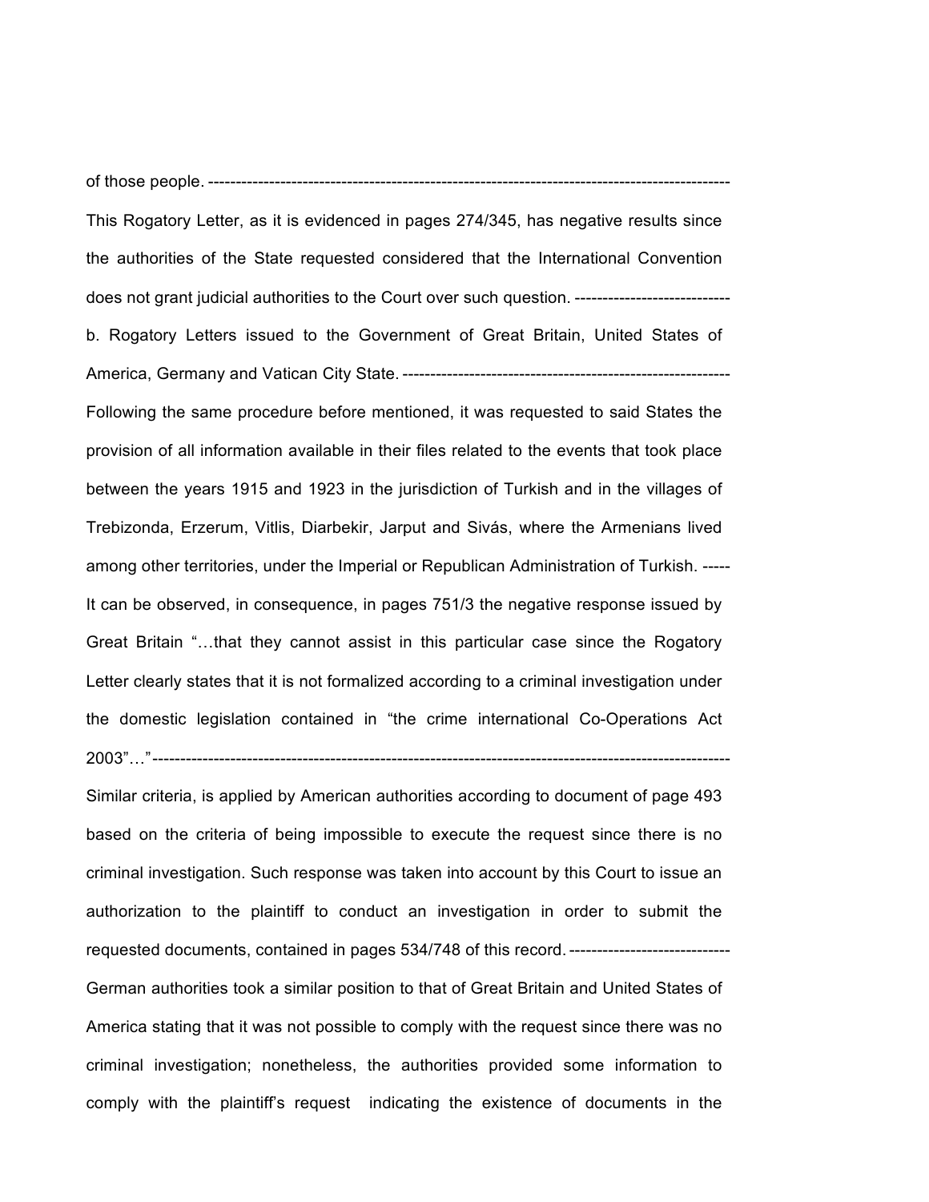of those people. -----------------------------------------------------------------------------------------------

This Rogatory Letter, as it is evidenced in pages 274/345, has negative results since the authorities of the State requested considered that the International Convention does not grant judicial authorities to the Court over such question. ----------------------------

b. Rogatory Letters issued to the Government of Great Britain, United States of America, Germany and Vatican City State. -----------------------------------------------------------

Following the same procedure before mentioned, it was requested to said States the provision of all information available in their files related to the events that took place between the years 1915 and 1923 in the jurisdiction of Turkish and in the villages of Trebizonda, Erzerum, Vitlis, Diarbekir, Jarput and Sivás, where the Armenians lived among other territories, under the Imperial or Republican Administration of Turkish. -----

It can be observed, in consequence, in pages 751/3 the negative response issued by Great Britain "…that they cannot assist in this particular case since the Rogatory Letter clearly states that it is not formalized according to a criminal investigation under the domestic legislation contained in "the crime international Co-Operations Act 2003"…"---------------------------------------------------------------------------------------------------------

Similar criteria, is applied by American authorities according to document of page 493 based on the criteria of being impossible to execute the request since there is no criminal investigation. Such response was taken into account by this Court to issue an authorization to the plaintiff to conduct an investigation in order to submit the requested documents, contained in pages 534/748 of this record. -----------------------------

German authorities took a similar position to that of Great Britain and United States of America stating that it was not possible to comply with the request since there was no criminal investigation; nonetheless, the authorities provided some information to comply with the plaintiff's request indicating the existence of documents in the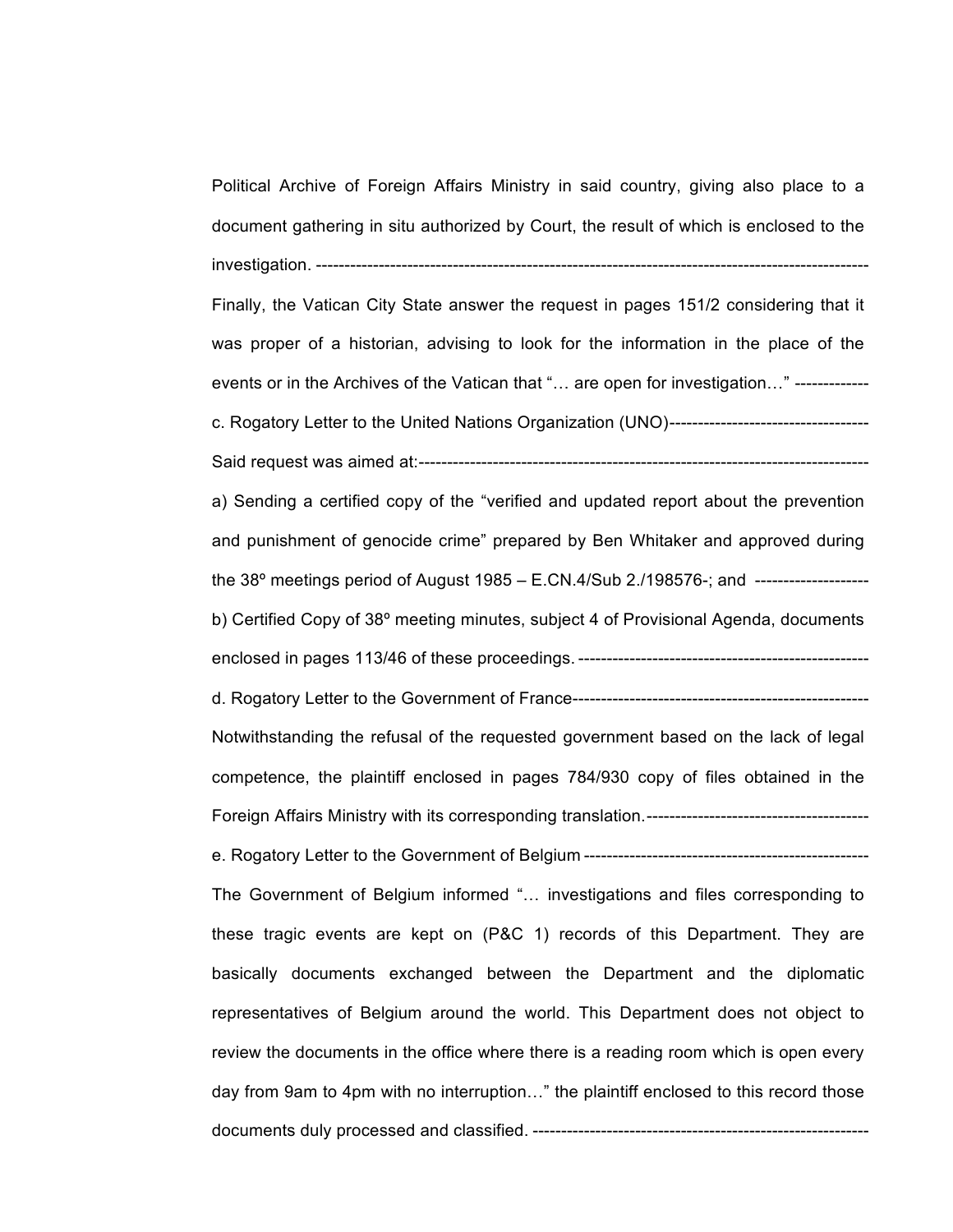Political Archive of Foreign Affairs Ministry in said country, giving also place to a document gathering in situ authorized by Court, the result of which is enclosed to the investigation. -----------------------------------------------------------------------------------------------

Finally, the Vatican City State answer the request in pages 151/2 considering that it was proper of a historian, advising to look for the information in the place of the events or in the Archives of the Vatican that "… are open for investigation…" -------------

c. Rogatory Letter to the United Nations Organization (UNO)-----------------------------------

Said request was aimed at:--------------------------------------------------------------------------------

a) Sending a certified copy of the "verified and updated report about the prevention and punishment of genocide crime" prepared by Ben Whitaker and approved during the 38º meetings period of August 1985 – E.CN.4/Sub 2./198576-; and --------------------

b) Certified Copy of 38º meeting minutes, subject 4 of Provisional Agenda, documents enclosed in pages 113/46 of these proceedings. ---------------------------------------------------

d. Rogatory Letter to the Government of France----------------------------------------------------

Notwithstanding the refusal of the requested government based on the lack of legal competence, the plaintiff enclosed in pages 784/930 copy of files obtained in the Foreign Affairs Ministry with its corresponding translation.---------------------------------------

e. Rogatory Letter to the Government of Belgium --------------------------------------------------

The Government of Belgium informed "… investigations and files corresponding to these tragic events are kept on (P&C 1) records of this Department. They are basically documents exchanged between the Department and the diplomatic representatives of Belgium around the world. This Department does not object to review the documents in the office where there is a reading room which is open every day from 9am to 4pm with no interruption…" the plaintiff enclosed to this record those documents duly processed and classified. -----------------------------------------------------------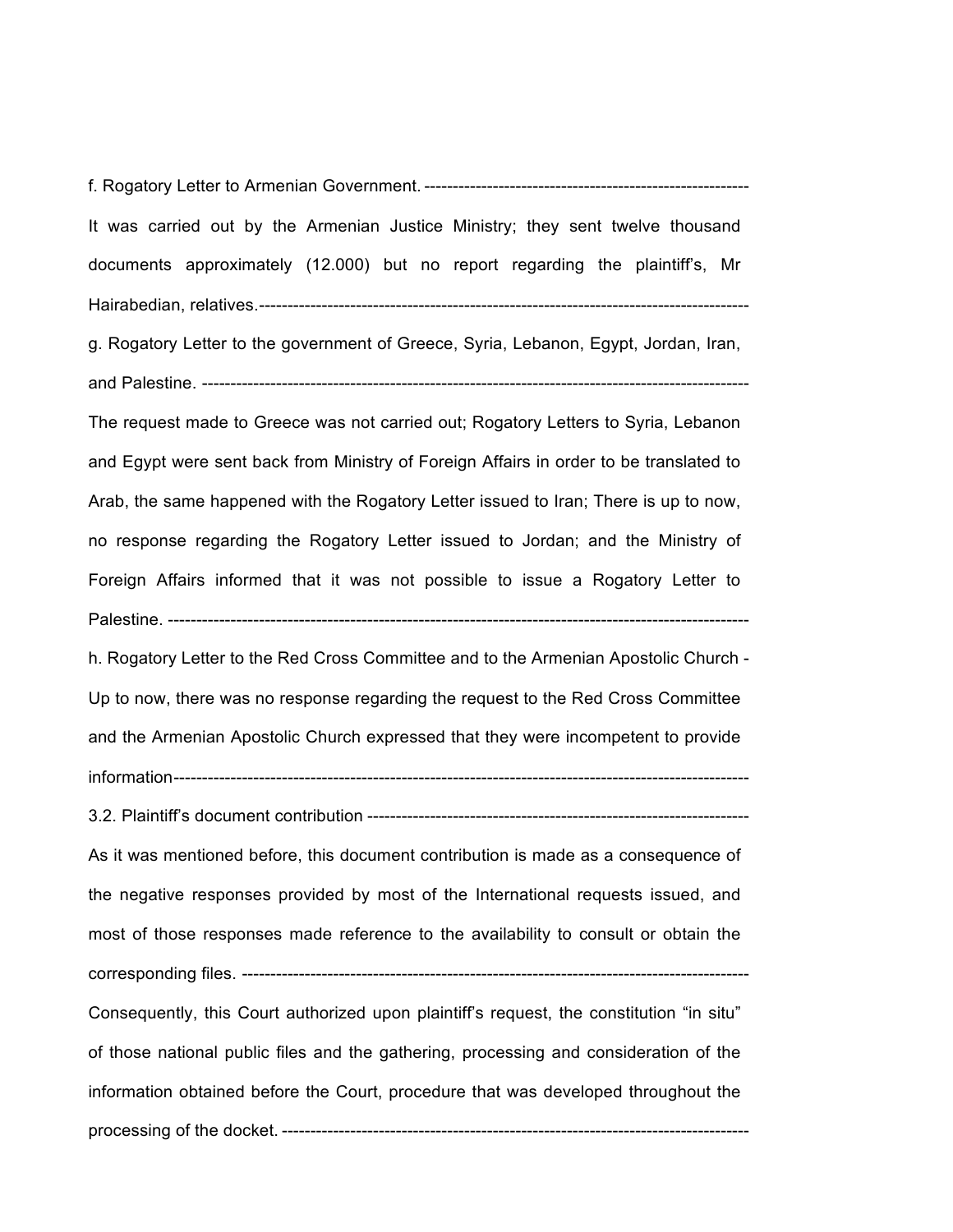f. Rogatory Letter to Armenian Government. ---------------------------------------------------------

It was carried out by the Armenian Justice Ministry; they sent twelve thousand documents approximately (12.000) but no report regarding the plaintiff's, Mr Hairabedian, relatives.------------------------------------------------------------------------------------

g. Rogatory Letter to the government of Greece, Syria, Lebanon, Egypt, Jordan, Iran, and Palestine. -----------------------------------------------------------------------------------------------

The request made to Greece was not carried out; Rogatory Letters to Syria, Lebanon and Egypt were sent back from Ministry of Foreign Affairs in order to be translated to Arab, the same happened with the Rogatory Letter issued to Iran; There is up to now, no response regarding the Rogatory Letter issued to Jordan; and the Ministry of Foreign Affairs informed that it was not possible to issue a Rogatory Letter to Palestine. ---------------------------------------------------------------------------------------------------

h. Rogatory Letter to the Red Cross Committee and to the Armenian Apostolic Church -

Up to now, there was no response regarding the request to the Red Cross Committee and the Armenian Apostolic Church expressed that they were incompetent to provide information----------------------------------------------------------------------------------------------------

3.2. Plaintiff's document contribution -------------------------------------------------------------------

As it was mentioned before, this document contribution is made as a consequence of the negative responses provided by most of the International requests issued, and most of those responses made reference to the availability to consult or obtain the corresponding files. ---------------------------------------------------------------------------------------

Consequently, this Court authorized upon plaintiff's request, the constitution "in situ" of those national public files and the gathering, processing and consideration of the information obtained before the Court, procedure that was developed throughout the processing of the docket. ---------------------------------------------------------------------------------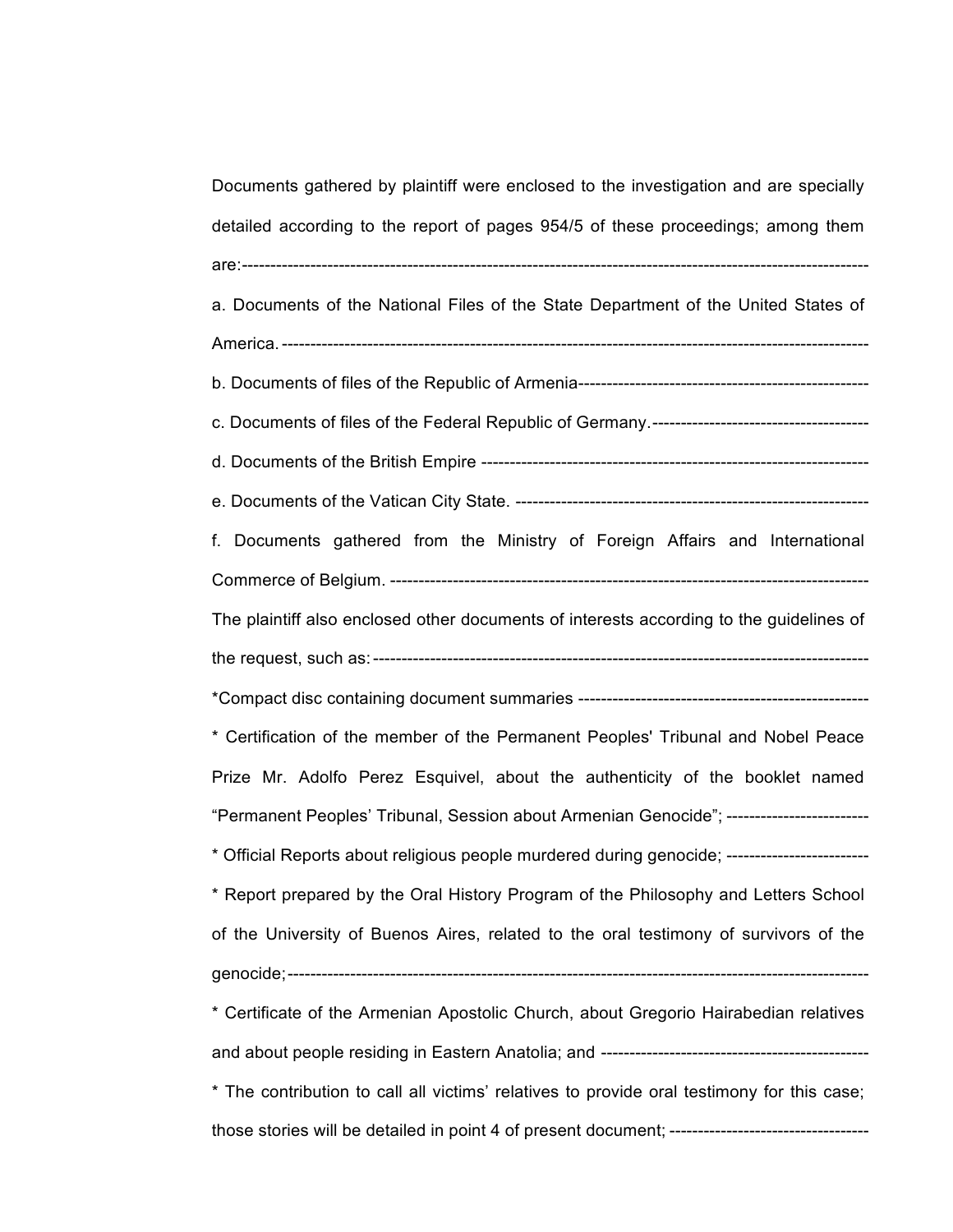Documents gathered by plaintiff were enclosed to the investigation and are specially detailed according to the report of pages 954/5 of these proceedings; among them are:-------------------------------------------------------------------------------------------------------------

a. Documents of the National Files of the State Department of the United States of America. ------------------------------------------------------------------------------------------------------

b. Documents of files of the Republic of Armenia---------------------------------------------------

c. Documents of files of the Federal Republic of Germany.--------------------------------------

d. Documents of the British Empire ---------------------------------------------------------------------

e. Documents of the Vatican City State. ---------------------------------------------------------------

f. Documents gathered from the Ministry of Foreign Affairs and International Commerce of Belgium. ---------------------------------------------------------------------------------

The plaintiff also enclosed other documents of interests according to the guidelines of the request, such as: ------------------------------------------------------------------------------------

*Compact disc containing document summaries ---------------------------------------------------

* Certification of the member of the Permanent Peoples' Tribunal and Nobel Peace Prize Mr. Adolfo Perez Esquivel, about the authenticity of the booklet named "Permanent Peoples' Tribunal, Session about Armenian Genocide"; -------------------------

* Official Reports about religious people murdered during genocide; -------------------------

* Report prepared by the Oral History Program of the Philosophy and Letters School of the University of Buenos Aires, related to the oral testimony of survivors of the genocide;-----------------------------------------------------------------------------------------------------

* Certificate of the Armenian Apostolic Church, about Gregorio Hairabedian relatives and about people residing in Eastern Anatolia; and -----------------------------------------------

* The contribution to call all victims' relatives to provide oral testimony for this case; those stories will be detailed in point 4 of present document; -----------------------------------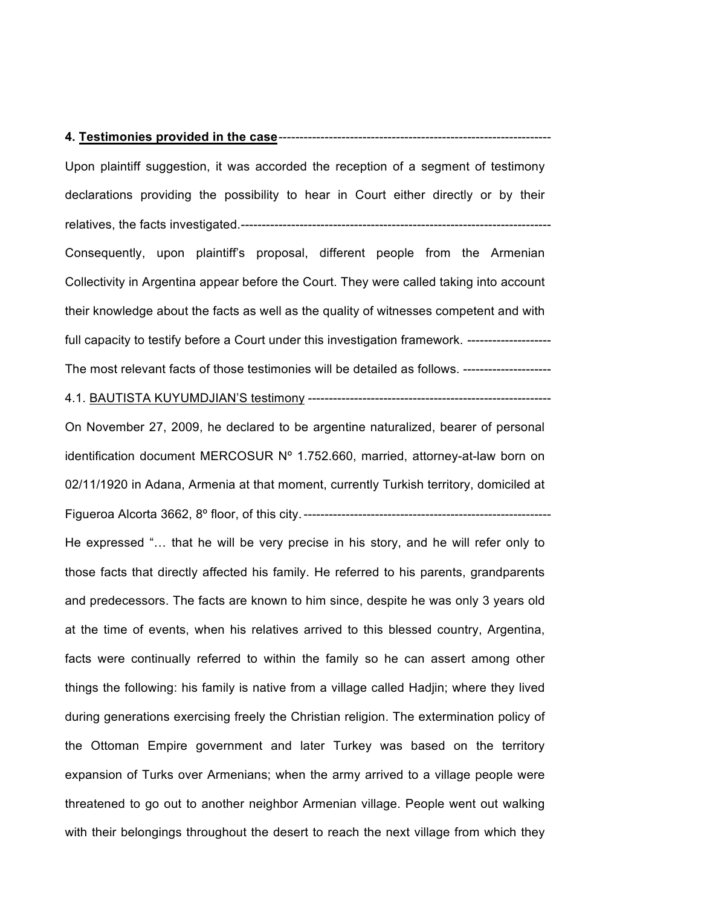**4. <u>Testimonies provided in the case</u>**-----------------------------------------------------------------

Upon plaintiff suggestion, it was accorded the reception of a segment of testimony declarations providing the possibility to hear in Court either directly or by their relatives, the facts investigated.--------------------------------------------------------------------------

Consequently, upon plaintiff's proposal, different people from the Armenian Collectivity in Argentina appear before the Court. They were called taking into account their knowledge about the facts as well as the quality of witnesses competent and with full capacity to testify before a Court under this investigation framework. --------------------

The most relevant facts of those testimonies will be detailed as follows. ---------------------

4.1. <u>BAUTISTA KUYUMDJIAN'S testimony</u> ----------------------------------------------------------

On November 27, 2009, he declared to be argentine naturalized, bearer of personal identification document MERCOSUR Nº 1.752.660, married, attorney-at-law born on 02/11/1920 in Adana, Armenia at that moment, currently Turkish territory, domiciled at Figueroa Alcorta 3662, 8º floor, of this city.-----------------------------------------------------------

He expressed "… that he will be very precise in his story, and he will refer only to those facts that directly affected his family. He referred to his parents, grandparents and predecessors. The facts are known to him since, despite he was only 3 years old at the time of events, when his relatives arrived to this blessed country, Argentina, facts were continually referred to within the family so he can assert among other things the following: his family is native from a village called Hadjin; where they lived during generations exercising freely the Christian religion. The extermination policy of the Ottoman Empire government and later Turkey was based on the territory expansion of Turks over Armenians; when the army arrived to a village people were threatened to go out to another neighbor Armenian village. People went out walking with their belongings throughout the desert to reach the next village from which they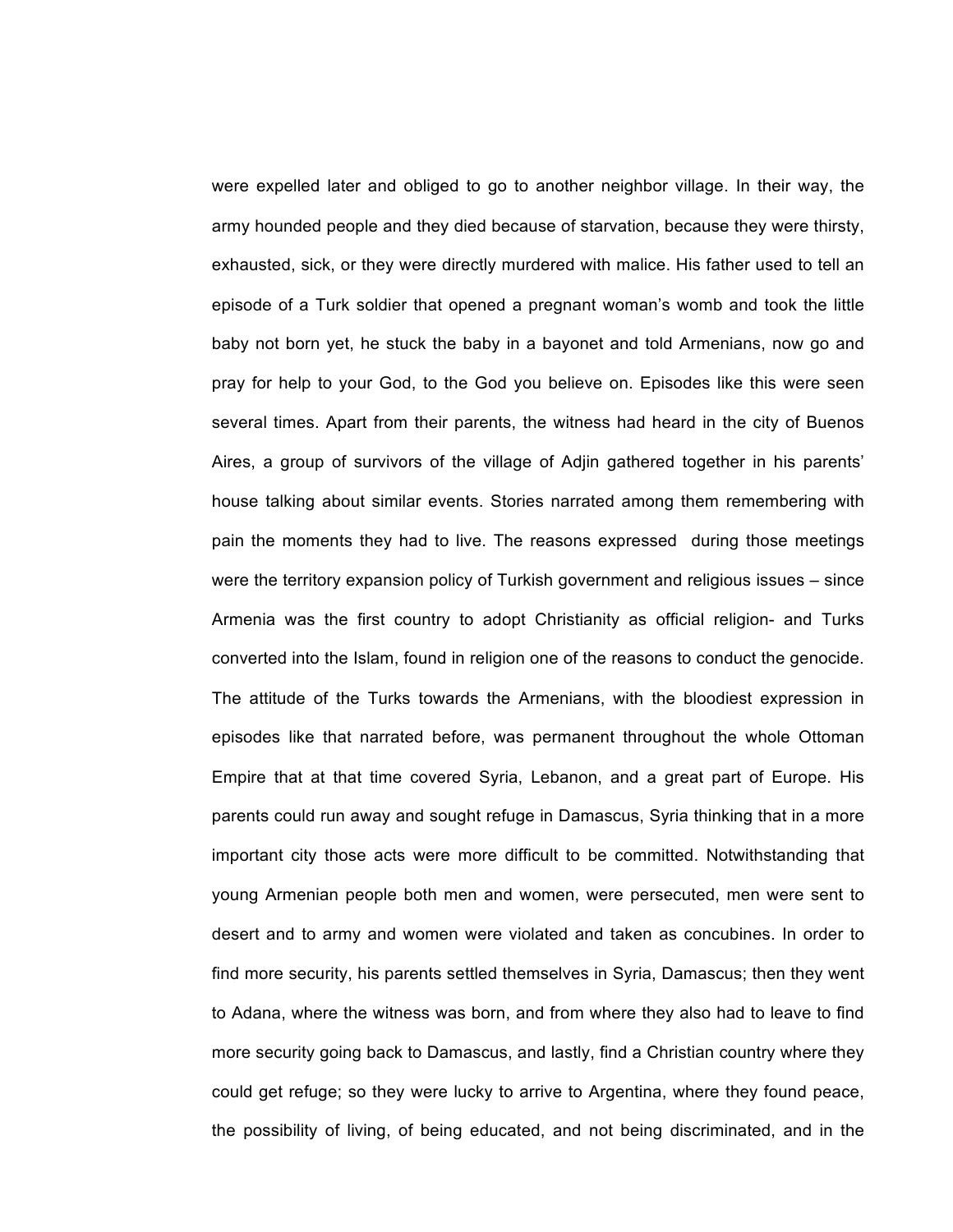were expelled later and obliged to go to another neighbor village. In their way, the army hounded people and they died because of starvation, because they were thirsty, exhausted, sick, or they were directly murdered with malice. His father used to tell an episode of a Turk soldier that opened a pregnant woman's womb and took the little baby not born yet, he stuck the baby in a bayonet and told Armenians, now go and pray for help to your God, to the God you believe on. Episodes like this were seen several times. Apart from their parents, the witness had heard in the city of Buenos Aires, a group of survivors of the village of Adjin gathered together in his parents' house talking about similar events. Stories narrated among them remembering with pain the moments they had to live. The reasons expressed during those meetings were the territory expansion policy of Turkish government and religious issues – since Armenia was the first country to adopt Christianity as official religion- and Turks converted into the Islam, found in religion one of the reasons to conduct the genocide. The attitude of the Turks towards the Armenians, with the bloodiest expression in episodes like that narrated before, was permanent throughout the whole Ottoman Empire that at that time covered Syria, Lebanon, and a great part of Europe. His parents could run away and sought refuge in Damascus, Syria thinking that in a more important city those acts were more difficult to be committed. Notwithstanding that young Armenian people both men and women, were persecuted, men were sent to desert and to army and women were violated and taken as concubines. In order to find more security, his parents settled themselves in Syria, Damascus; then they went to Adana, where the witness was born, and from where they also had to leave to find more security going back to Damascus, and lastly, find a Christian country where they could get refuge; so they were lucky to arrive to Argentina, where they found peace, the possibility of living, of being educated, and not being discriminated, and in the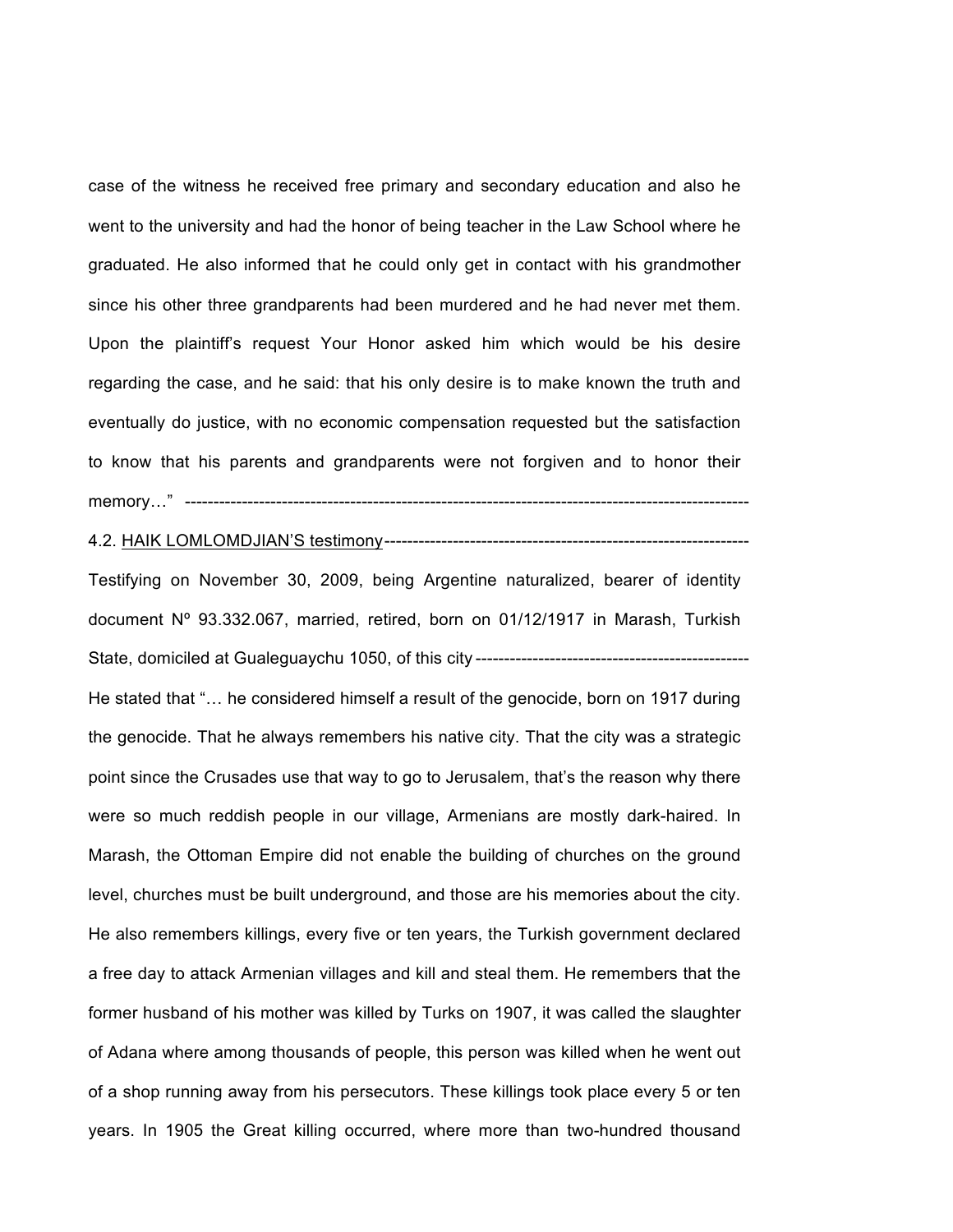case of the witness he received free primary and secondary education and also he went to the university and had the honor of being teacher in the Law School where he graduated. He also informed that he could only get in contact with his grandmother since his other three grandparents had been murdered and he had never met them. Upon the plaintiff's request Your Honor asked him which would be his desire regarding the case, and he said: that his only desire is to make known the truth and eventually do justice, with no economic compensation requested but the satisfaction to know that his parents and grandparents were not forgiven and to honor their memory…" ----------------------------------------------------------------------------------------------------

4.2. HAIK LOMLOMDJIAN'S testimony----------------------------------------------------------------

Testifying on November 30, 2009, being Argentine naturalized, bearer of identity document Nº 93.332.067, married, retired, born on 01/12/1917 in Marash, Turkish State, domiciled at Gualeguaychu 1050, of this city ------------------------------------------------

He stated that "… he considered himself a result of the genocide, born on 1917 during the genocide. That he always remembers his native city. That the city was a strategic point since the Crusades use that way to go to Jerusalem, that's the reason why there were so much reddish people in our village, Armenians are mostly dark-haired. In Marash, the Ottoman Empire did not enable the building of churches on the ground level, churches must be built underground, and those are his memories about the city. He also remembers killings, every five or ten years, the Turkish government declared a free day to attack Armenian villages and kill and steal them. He remembers that the former husband of his mother was killed by Turks on 1907, it was called the slaughter of Adana where among thousands of people, this person was killed when he went out of a shop running away from his persecutors. These killings took place every 5 or ten years. In 1905 the Great killing occurred, where more than two-hundred thousand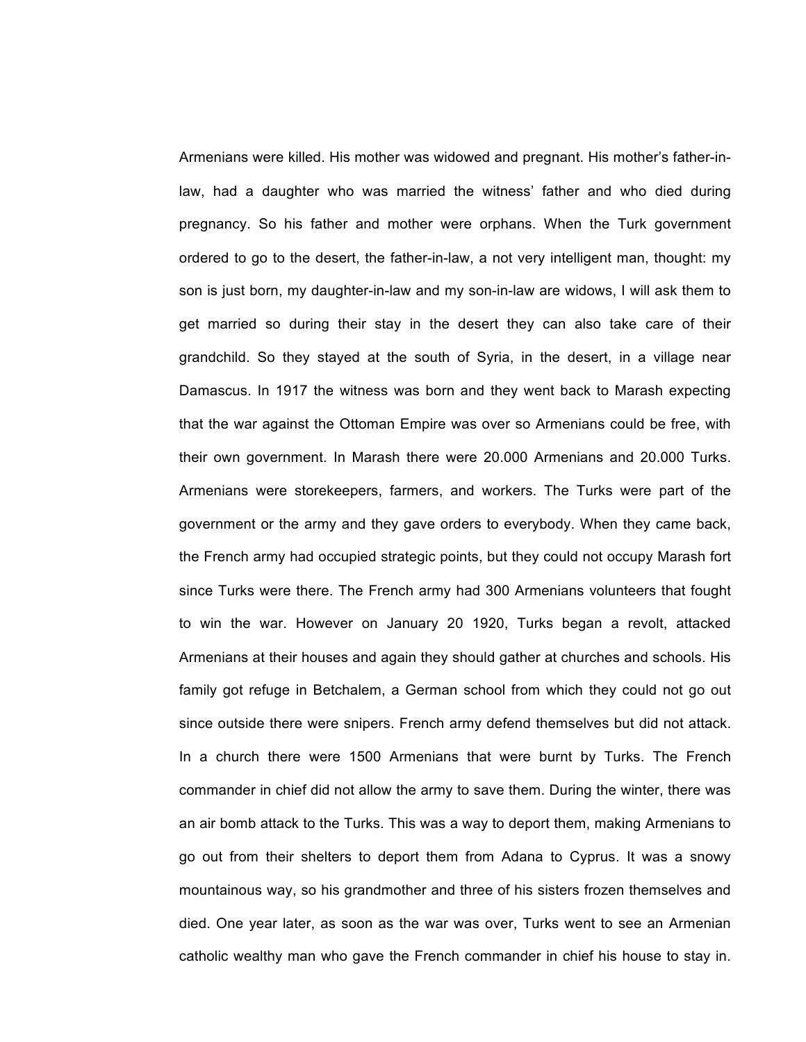Armenians were killed. His mother was widowed and pregnant. His mother's father-in-law, had a daughter who was married the witness' father and who died during pregnancy. So his father and mother were orphans. When the Turk government ordered to go to the desert, the father-in-law, a not very intelligent man, thought: my son is just born, my daughter-in-law and my son-in-law are widows, I will ask them to get married so during their stay in the desert they can also take care of their grandchild. So they stayed at the south of Syria, in the desert, in a village near Damascus. In 1917 the witness was born and they went back to Marash expecting that the war against the Ottoman Empire was over so Armenians could be free, with their own government. In Marash there were 20.000 Armenians and 20.000 Turks. Armenians were storekeepers, farmers, and workers. The Turks were part of the government or the army and they gave orders to everybody. When they came back, the French army had occupied strategic points, but they could not occupy Marash fort since Turks were there. The French army had 300 Armenians volunteers that fought to win the war. However on January 20 1920, Turks began a revolt, attacked Armenians at their houses and again they should gather at churches and schools. His family got refuge in Betchalem, a German school from which they could not go out since outside there were snipers. French army defend themselves but did not attack. In a church there were 1500 Armenians that were burnt by Turks. The French commander in chief did not allow the army to save them. During the winter, there was an air bomb attack to the Turks. This was a way to deport them, making Armenians to go out from their shelters to deport them from Adana to Cyprus. It was a snowy mountainous way, so his grandmother and three of his sisters frozen themselves and died. One year later, as soon as the war was over, Turks went to see an Armenian catholic wealthy man who gave the French commander in chief his house to stay in.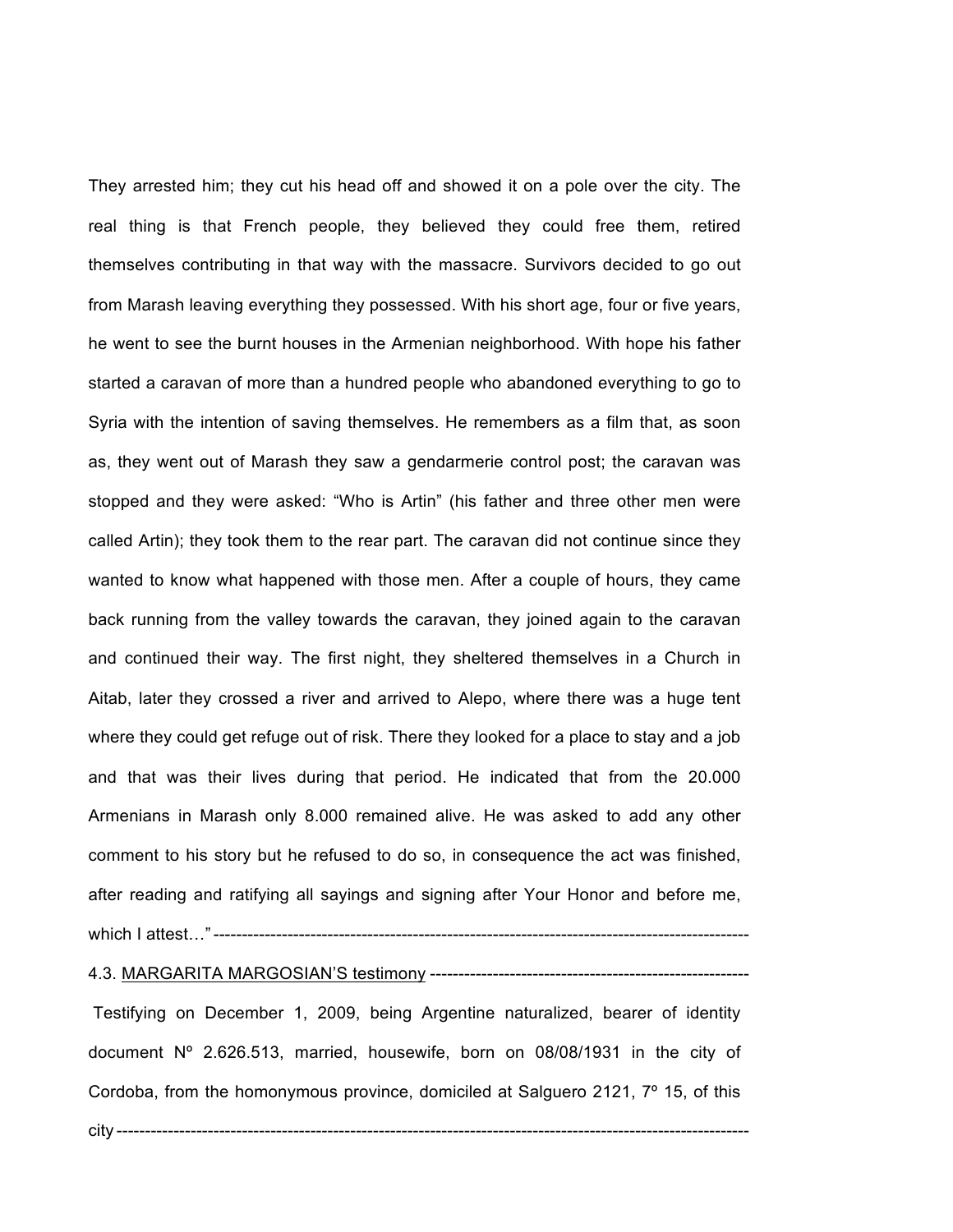They arrested him; they cut his head off and showed it on a pole over the city. The real thing is that French people, they believed they could free them, retired themselves contributing in that way with the massacre. Survivors decided to go out from Marash leaving everything they possessed. With his short age, four or five years, he went to see the burnt houses in the Armenian neighborhood. With hope his father started a caravan of more than a hundred people who abandoned everything to go to Syria with the intention of saving themselves. He remembers as a film that, as soon as, they went out of Marash they saw a gendarmerie control post; the caravan was stopped and they were asked: "Who is Artin" (his father and three other men were called Artin); they took them to the rear part. The caravan did not continue since they wanted to know what happened with those men. After a couple of hours, they came back running from the valley towards the caravan, they joined again to the caravan and continued their way. The first night, they sheltered themselves in a Church in Aitab, later they crossed a river and arrived to Alepo, where there was a huge tent where they could get refuge out of risk. There they looked for a place to stay and a job and that was their lives during that period. He indicated that from the 20.000 Armenians in Marash only 8.000 remained alive. He was asked to add any other comment to his story but he refused to do so, in consequence the act was finished, after reading and ratifying all sayings and signing after Your Honor and before me, which I attest…"-----------------------------------------------------------------------------------------------

4.3. <u>MARGARITA MARGOSIAN'S testimony</u> ---------------------------------------------------------

Testifying on December 1, 2009, being Argentine naturalized, bearer of identity document Nº 2.626.513, married, housewife, born on 08/08/1931 in the city of Cordoba, from the homonymous province, domiciled at Salguero 2121, 7º 15, of this city------------------------------------------------------------------------------------------------------------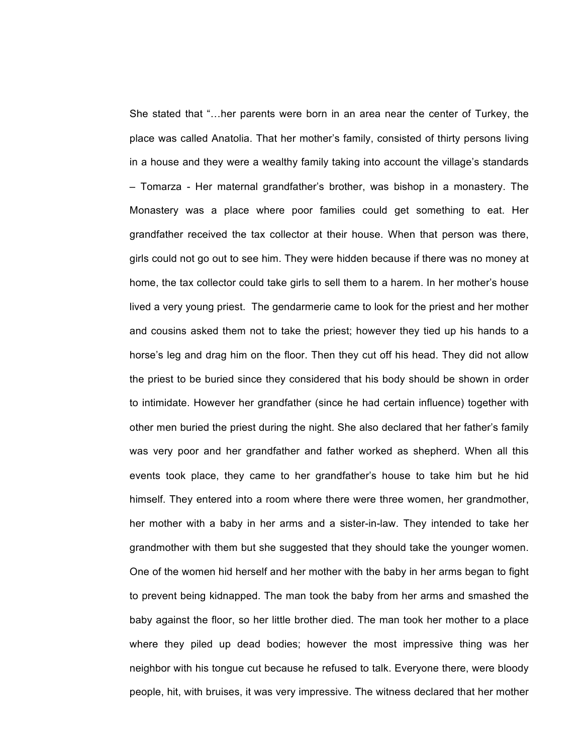She stated that "…her parents were born in an area near the center of Turkey, the place was called Anatolia. That her mother's family, consisted of thirty persons living in a house and they were a wealthy family taking into account the village's standards – Tomarza - Her maternal grandfather's brother, was bishop in a monastery. The Monastery was a place where poor families could get something to eat. Her grandfather received the tax collector at their house. When that person was there, girls could not go out to see him. They were hidden because if there was no money at home, the tax collector could take girls to sell them to a harem. In her mother's house lived a very young priest.  The gendarmerie came to look for the priest and her mother and cousins asked them not to take the priest; however they tied up his hands to a horse's leg and drag him on the floor. Then they cut off his head. They did not allow the priest to be buried since they considered that his body should be shown in order to intimidate. However her grandfather (since he had certain influence) together with other men buried the priest during the night. She also declared that her father's family was very poor and her grandfather and father worked as shepherd. When all this events took place, they came to her grandfather's house to take him but he hid himself. They entered into a room where there were three women, her grandmother, her mother with a baby in her arms and a sister-in-law. They intended to take her grandmother with them but she suggested that they should take the younger women. One of the women hid herself and her mother with the baby in her arms began to fight to prevent being kidnapped. The man took the baby from her arms and smashed the baby against the floor, so her little brother died. The man took her mother to a place where they piled up dead bodies; however the most impressive thing was her neighbor with his tongue cut because he refused to talk. Everyone there, were bloody people, hit, with bruises, it was very impressive. The witness declared that her mother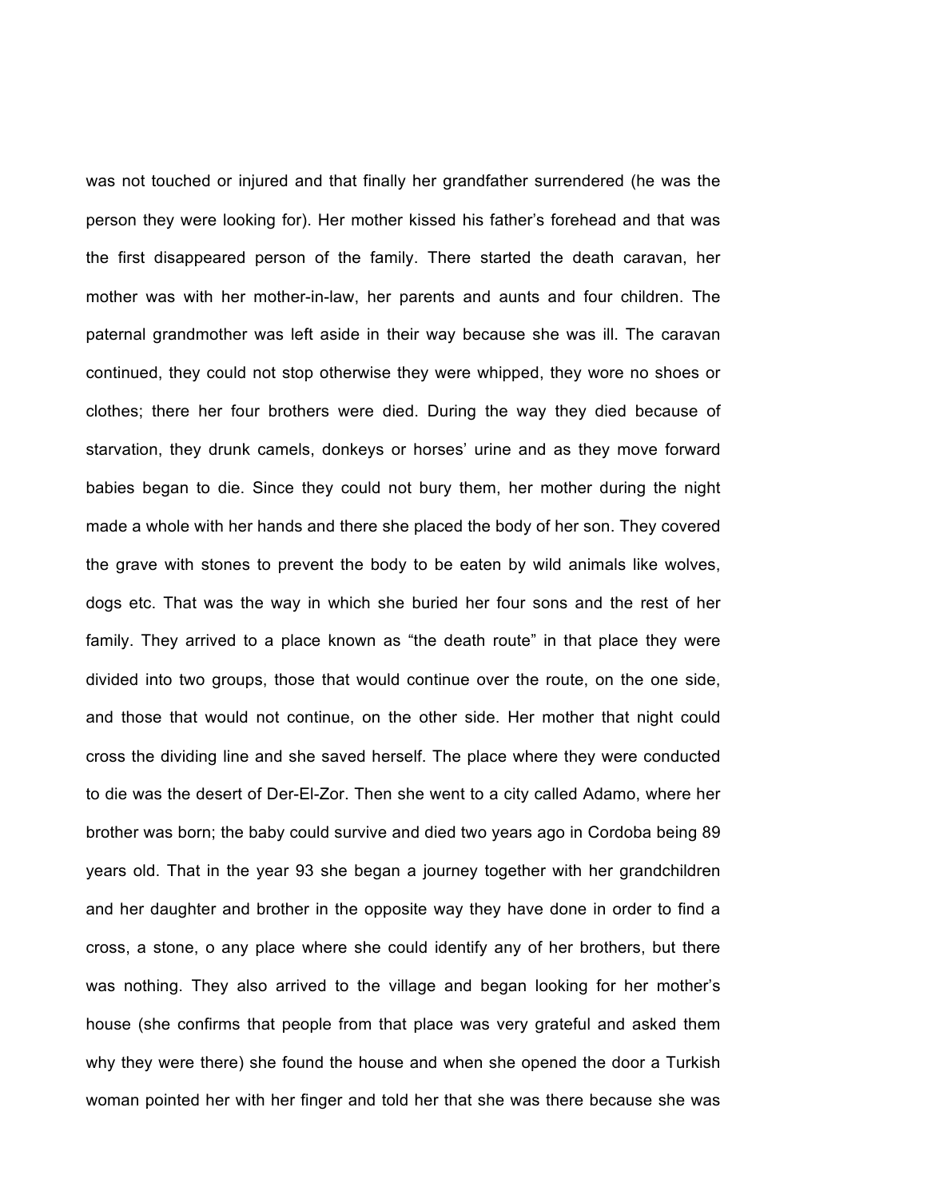was not touched or injured and that finally her grandfather surrendered (he was the person they were looking for). Her mother kissed his father's forehead and that was the first disappeared person of the family. There started the death caravan, her mother was with her mother-in-law, her parents and aunts and four children. The paternal grandmother was left aside in their way because she was ill. The caravan continued, they could not stop otherwise they were whipped, they wore no shoes or clothes; there her four brothers were died. During the way they died because of starvation, they drunk camels, donkeys or horses' urine and as they move forward babies began to die. Since they could not bury them, her mother during the night made a whole with her hands and there she placed the body of her son. They covered the grave with stones to prevent the body to be eaten by wild animals like wolves, dogs etc. That was the way in which she buried her four sons and the rest of her family. They arrived to a place known as "the death route" in that place they were divided into two groups, those that would continue over the route, on the one side, and those that would not continue, on the other side. Her mother that night could cross the dividing line and she saved herself. The place where they were conducted to die was the desert of Der-El-Zor. Then she went to a city called Adamo, where her brother was born; the baby could survive and died two years ago in Cordoba being 89 years old. That in the year 93 she began a journey together with her grandchildren and her daughter and brother in the opposite way they have done in order to find a cross, a stone, o any place where she could identify any of her brothers, but there was nothing. They also arrived to the village and began looking for her mother's house (she confirms that people from that place was very grateful and asked them why they were there) she found the house and when she opened the door a Turkish woman pointed her with her finger and told her that she was there because she was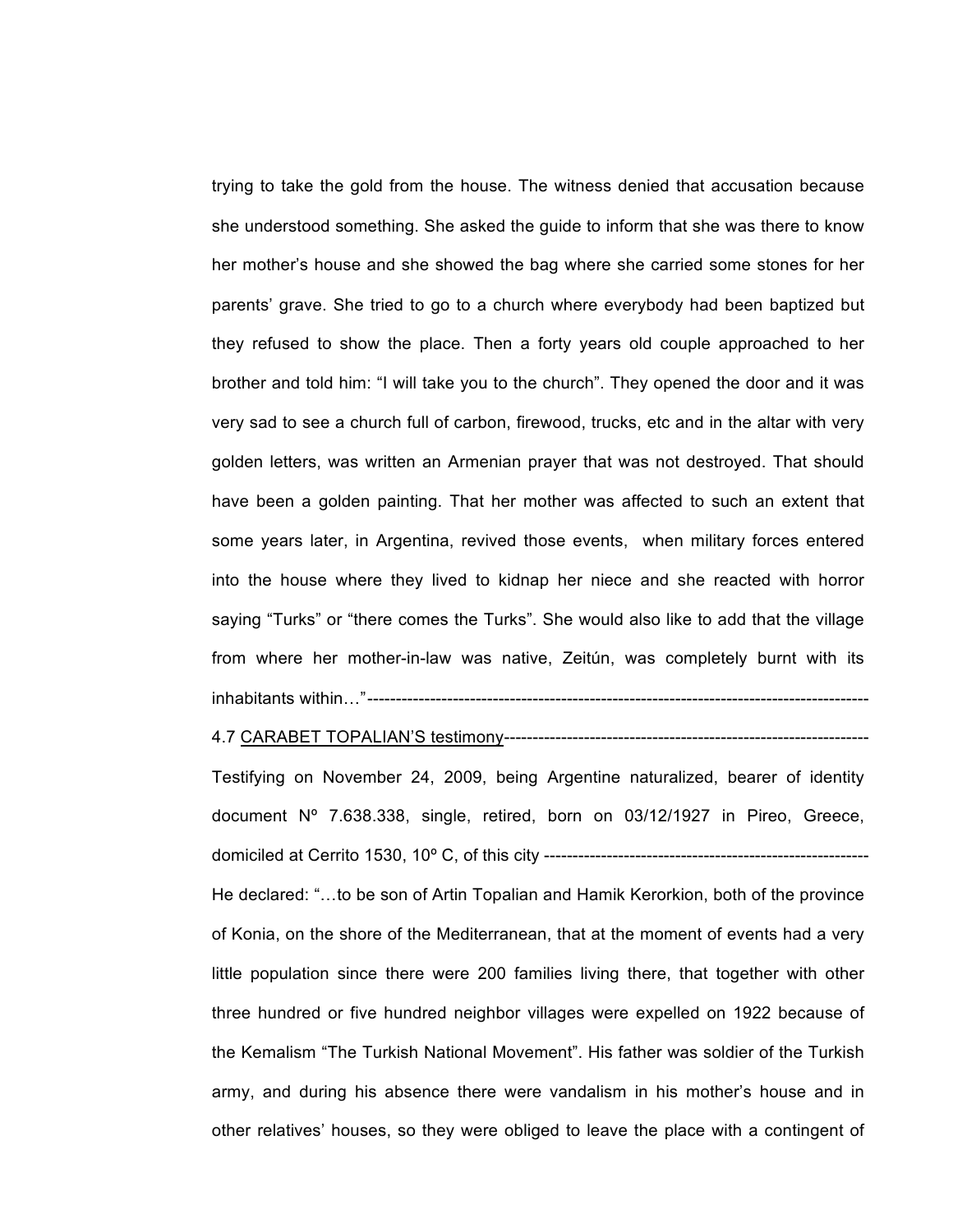trying to take the gold from the house. The witness denied that accusation because she understood something. She asked the guide to inform that she was there to know her mother's house and she showed the bag where she carried some stones for her parents' grave. She tried to go to a church where everybody had been baptized but they refused to show the place. Then a forty years old couple approached to her brother and told him: "I will take you to the church". They opened the door and it was very sad to see a church full of carbon, firewood, trucks, etc and in the altar with very golden letters, was written an Armenian prayer that was not destroyed. That should have been a golden painting. That her mother was affected to such an extent that some years later, in Argentina, revived those events, when military forces entered into the house where they lived to kidnap her niece and she reacted with horror saying "Turks" or "there comes the Turks". She would also like to add that the village from where her mother-in-law was native, Zeitún, was completely burnt with its inhabitants within…"--------------------------------------------------------------------------------------

4.7 <u>CARABET TOPALIAN'S testimony</u>----------------------------------------------------------------

Testifying on November 24, 2009, being Argentine naturalized, bearer of identity document Nº 7.638.338, single, retired, born on 03/12/1927 in Pireo, Greece, domiciled at Cerrito 1530, 10º C, of this city ---------------------------------------------------------

He declared: "…to be son of Artin Topalian and Hamik Kerorkion, both of the province of Konia, on the shore of the Mediterranean, that at the moment of events had a very little population since there were 200 families living there, that together with other three hundred or five hundred neighbor villages were expelled on 1922 because of the Kemalism "The Turkish National Movement". His father was soldier of the Turkish army, and during his absence there were vandalism in his mother's house and in other relatives' houses, so they were obliged to leave the place with a contingent of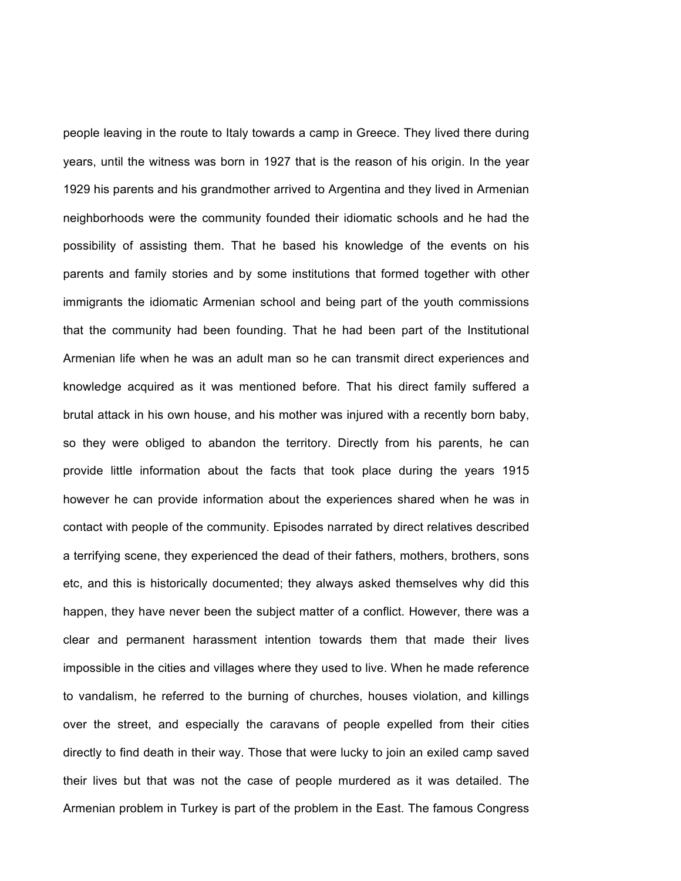people leaving in the route to Italy towards a camp in Greece. They lived there during years, until the witness was born in 1927 that is the reason of his origin. In the year 1929 his parents and his grandmother arrived to Argentina and they lived in Armenian neighborhoods were the community founded their idiomatic schools and he had the possibility of assisting them. That he based his knowledge of the events on his parents and family stories and by some institutions that formed together with other immigrants the idiomatic Armenian school and being part of the youth commissions that the community had been founding. That he had been part of the Institutional Armenian life when he was an adult man so he can transmit direct experiences and knowledge acquired as it was mentioned before. That his direct family suffered a brutal attack in his own house, and his mother was injured with a recently born baby, so they were obliged to abandon the territory. Directly from his parents, he can provide little information about the facts that took place during the years 1915 however he can provide information about the experiences shared when he was in contact with people of the community. Episodes narrated by direct relatives described a terrifying scene, they experienced the dead of their fathers, mothers, brothers, sons etc, and this is historically documented; they always asked themselves why did this happen, they have never been the subject matter of a conflict. However, there was a clear and permanent harassment intention towards them that made their lives impossible in the cities and villages where they used to live. When he made reference to vandalism, he referred to the burning of churches, houses violation, and killings over the street, and especially the caravans of people expelled from their cities directly to find death in their way. Those that were lucky to join an exiled camp saved their lives but that was not the case of people murdered as it was detailed. The Armenian problem in Turkey is part of the problem in the East. The famous Congress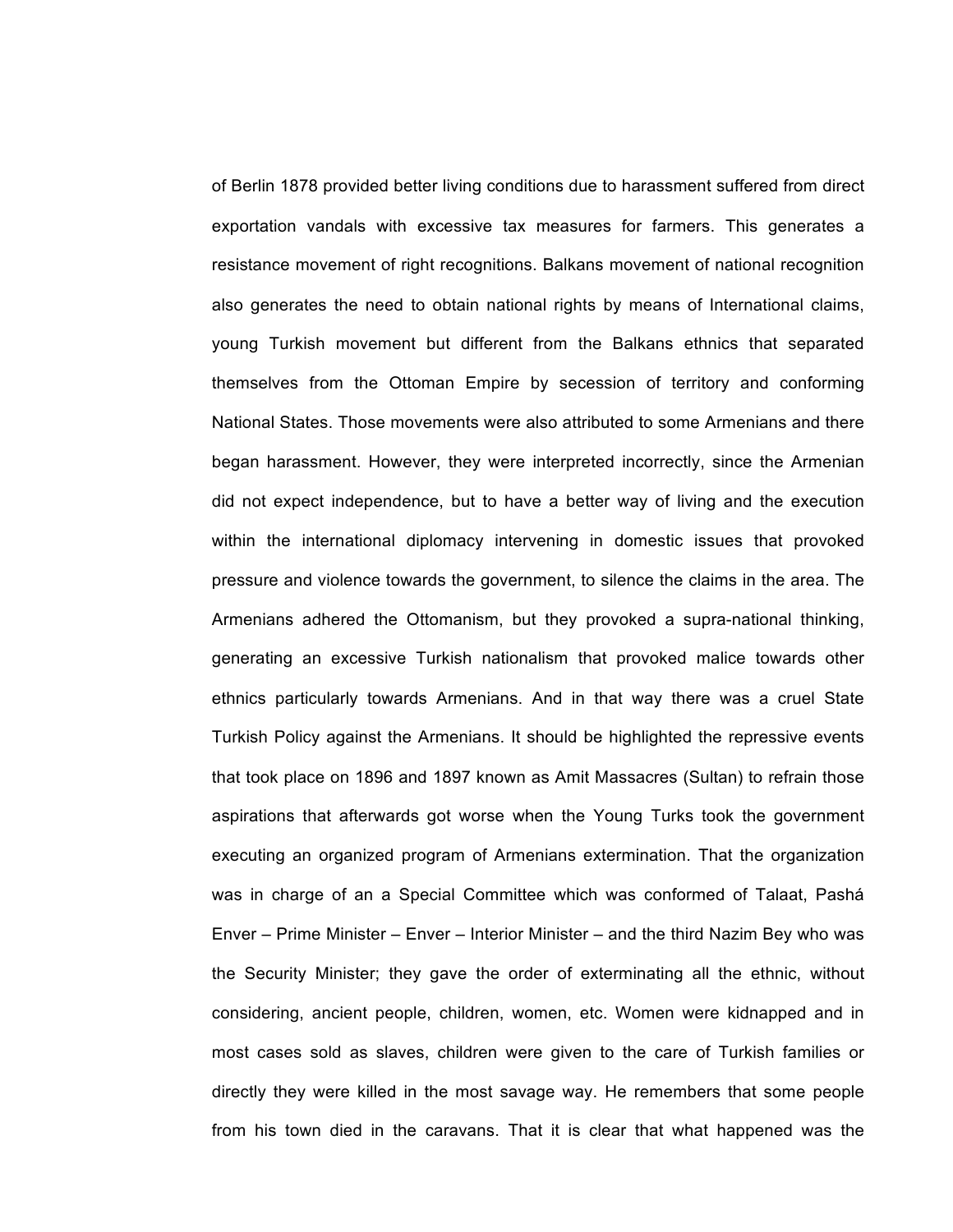of Berlin 1878 provided better living conditions due to harassment suffered from direct exportation vandals with excessive tax measures for farmers. This generates a resistance movement of right recognitions. Balkans movement of national recognition also generates the need to obtain national rights by means of International claims, young Turkish movement but different from the Balkans ethnics that separated themselves from the Ottoman Empire by secession of territory and conforming National States. Those movements were also attributed to some Armenians and there began harassment. However, they were interpreted incorrectly, since the Armenian did not expect independence, but to have a better way of living and the execution within the international diplomacy intervening in domestic issues that provoked pressure and violence towards the government, to silence the claims in the area. The Armenians adhered the Ottomanism, but they provoked a supra-national thinking, generating an excessive Turkish nationalism that provoked malice towards other ethnics particularly towards Armenians. And in that way there was a cruel State Turkish Policy against the Armenians. It should be highlighted the repressive events that took place on 1896 and 1897 known as Amit Massacres (Sultan) to refrain those aspirations that afterwards got worse when the Young Turks took the government executing an organized program of Armenians extermination. That the organization was in charge of an a Special Committee which was conformed of Talaat, Pashá Enver – Prime Minister – Enver – Interior Minister – and the third Nazim Bey who was the Security Minister; they gave the order of exterminating all the ethnic, without considering, ancient people, children, women, etc. Women were kidnapped and in most cases sold as slaves, children were given to the care of Turkish families or directly they were killed in the most savage way. He remembers that some people from his town died in the caravans. That it is clear that what happened was the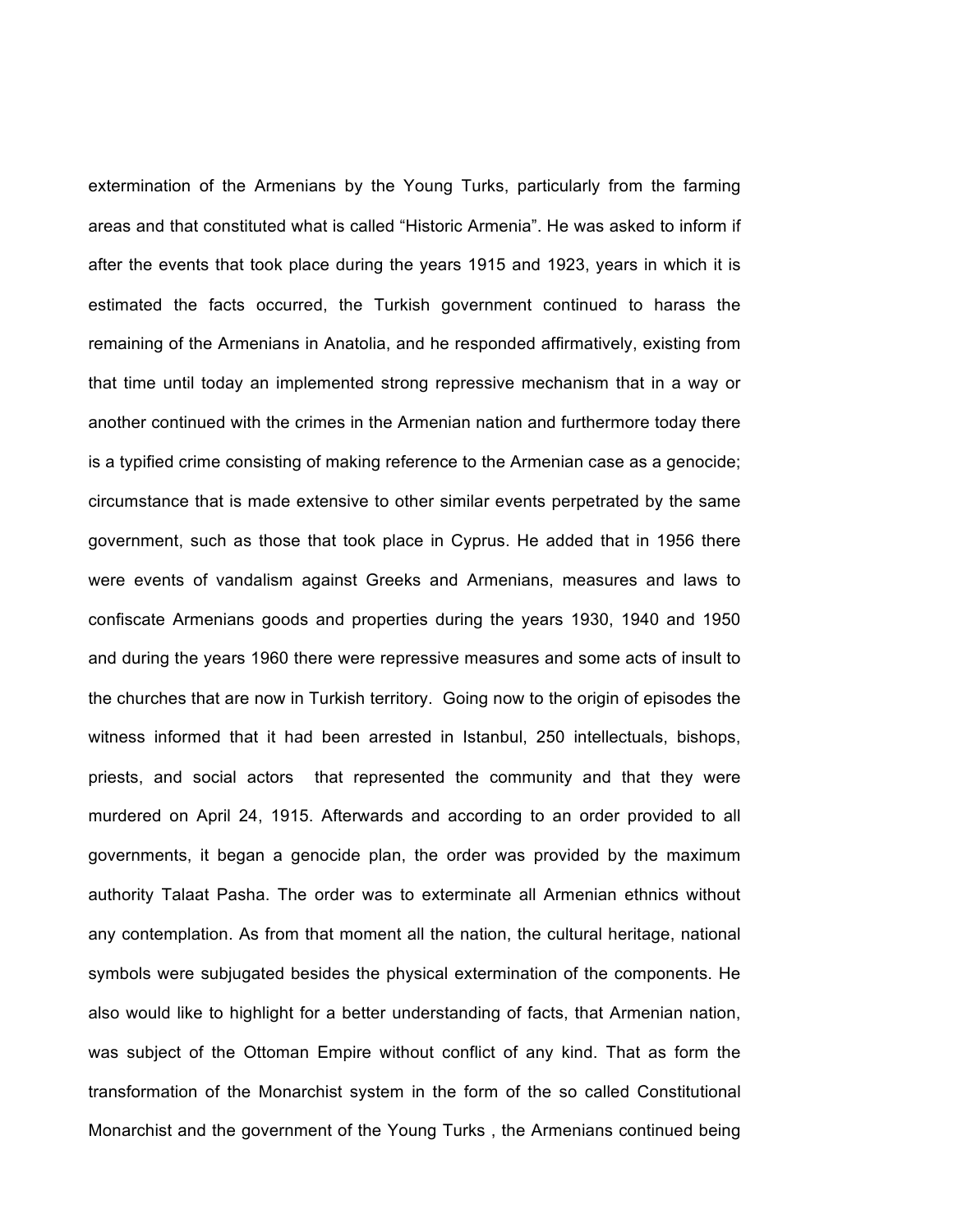extermination of the Armenians by the Young Turks, particularly from the farming areas and that constituted what is called "Historic Armenia". He was asked to inform if after the events that took place during the years 1915 and 1923, years in which it is estimated the facts occurred, the Turkish government continued to harass the remaining of the Armenians in Anatolia, and he responded affirmatively, existing from that time until today an implemented strong repressive mechanism that in a way or another continued with the crimes in the Armenian nation and furthermore today there is a typified crime consisting of making reference to the Armenian case as a genocide; circumstance that is made extensive to other similar events perpetrated by the same government, such as those that took place in Cyprus. He added that in 1956 there were events of vandalism against Greeks and Armenians, measures and laws to confiscate Armenians goods and properties during the years 1930, 1940 and 1950 and during the years 1960 there were repressive measures and some acts of insult to the churches that are now in Turkish territory. Going now to the origin of episodes the witness informed that it had been arrested in Istanbul, 250 intellectuals, bishops, priests, and social actors that represented the community and that they were murdered on April 24, 1915. Afterwards and according to an order provided to all governments, it began a genocide plan, the order was provided by the maximum authority Talaat Pasha. The order was to exterminate all Armenian ethnics without any contemplation. As from that moment all the nation, the cultural heritage, national symbols were subjugated besides the physical extermination of the components. He also would like to highlight for a better understanding of facts, that Armenian nation, was subject of the Ottoman Empire without conflict of any kind. That as form the transformation of the Monarchist system in the form of the so called Constitutional Monarchist and the government of the Young Turks , the Armenians continued being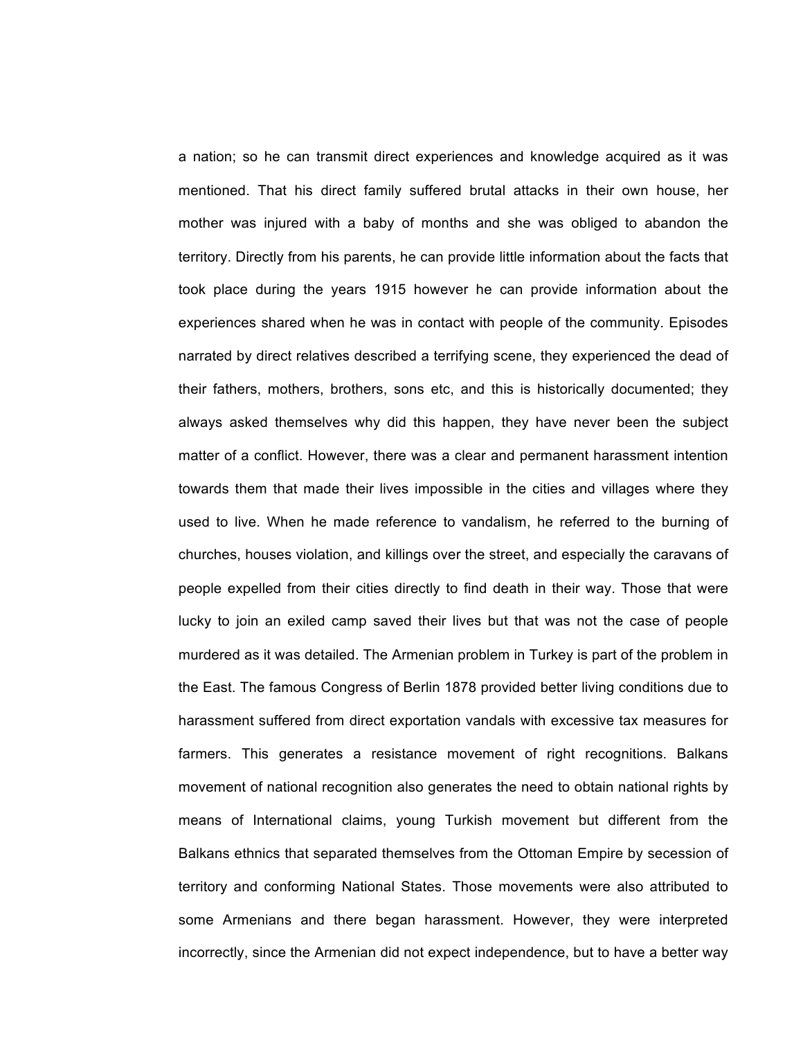a nation; so he can transmit direct experiences and knowledge acquired as it was mentioned. That his direct family suffered brutal attacks in their own house, her mother was injured with a baby of months and she was obliged to abandon the territory. Directly from his parents, he can provide little information about the facts that took place during the years 1915 however he can provide information about the experiences shared when he was in contact with people of the community. Episodes narrated by direct relatives described a terrifying scene, they experienced the dead of their fathers, mothers, brothers, sons etc, and this is historically documented; they always asked themselves why did this happen, they have never been the subject matter of a conflict. However, there was a clear and permanent harassment intention towards them that made their lives impossible in the cities and villages where they used to live. When he made reference to vandalism, he referred to the burning of churches, houses violation, and killings over the street, and especially the caravans of people expelled from their cities directly to find death in their way. Those that were lucky to join an exiled camp saved their lives but that was not the case of people murdered as it was detailed. The Armenian problem in Turkey is part of the problem in the East. The famous Congress of Berlin 1878 provided better living conditions due to harassment suffered from direct exportation vandals with excessive tax measures for farmers. This generates a resistance movement of right recognitions. Balkans movement of national recognition also generates the need to obtain national rights by means of International claims, young Turkish movement but different from the Balkans ethnics that separated themselves from the Ottoman Empire by secession of territory and conforming National States. Those movements were also attributed to some Armenians and there began harassment. However, they were interpreted incorrectly, since the Armenian did not expect independence, but to have a better way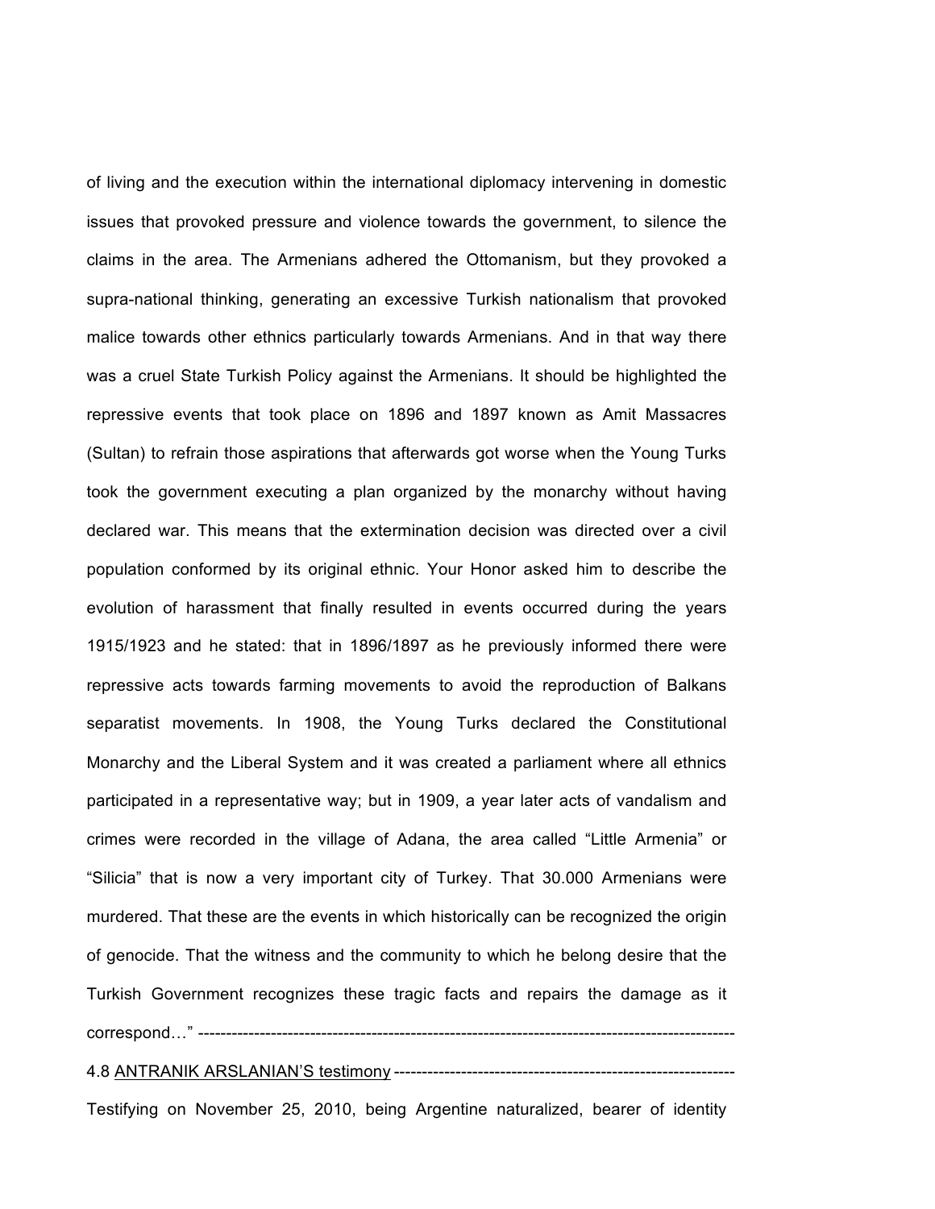of living and the execution within the international diplomacy intervening in domestic issues that provoked pressure and violence towards the government, to silence the claims in the area. The Armenians adhered the Ottomanism, but they provoked a supra-national thinking, generating an excessive Turkish nationalism that provoked malice towards other ethnics particularly towards Armenians. And in that way there was a cruel State Turkish Policy against the Armenians. It should be highlighted the repressive events that took place on 1896 and 1897 known as Amit Massacres (Sultan) to refrain those aspirations that afterwards got worse when the Young Turks took the government executing a plan organized by the monarchy without having declared war. This means that the extermination decision was directed over a civil population conformed by its original ethnic. Your Honor asked him to describe the evolution of harassment that finally resulted in events occurred during the years 1915/1923 and he stated: that in 1896/1897 as he previously informed there were repressive acts towards farming movements to avoid the reproduction of Balkans separatist movements. In 1908, the Young Turks declared the Constitutional Monarchy and the Liberal System and it was created a parliament where all ethnics participated in a representative way; but in 1909, a year later acts of vandalism and crimes were recorded in the village of Adana, the area called "Little Armenia" or "Silicia" that is now a very important city of Turkey. That 30.000 Armenians were murdered. That these are the events in which historically can be recognized the origin of genocide. That the witness and the community to which he belong desire that the Turkish Government recognizes these tragic facts and repairs the damage as it correspond…" ---------------------------------------------------------------------------------------------------

4.8 <u>ANTRANIK ARSLANIAN'S testimony</u> -------------------------------------------------------------

Testifying on November 25, 2010, being Argentine naturalized, bearer of identity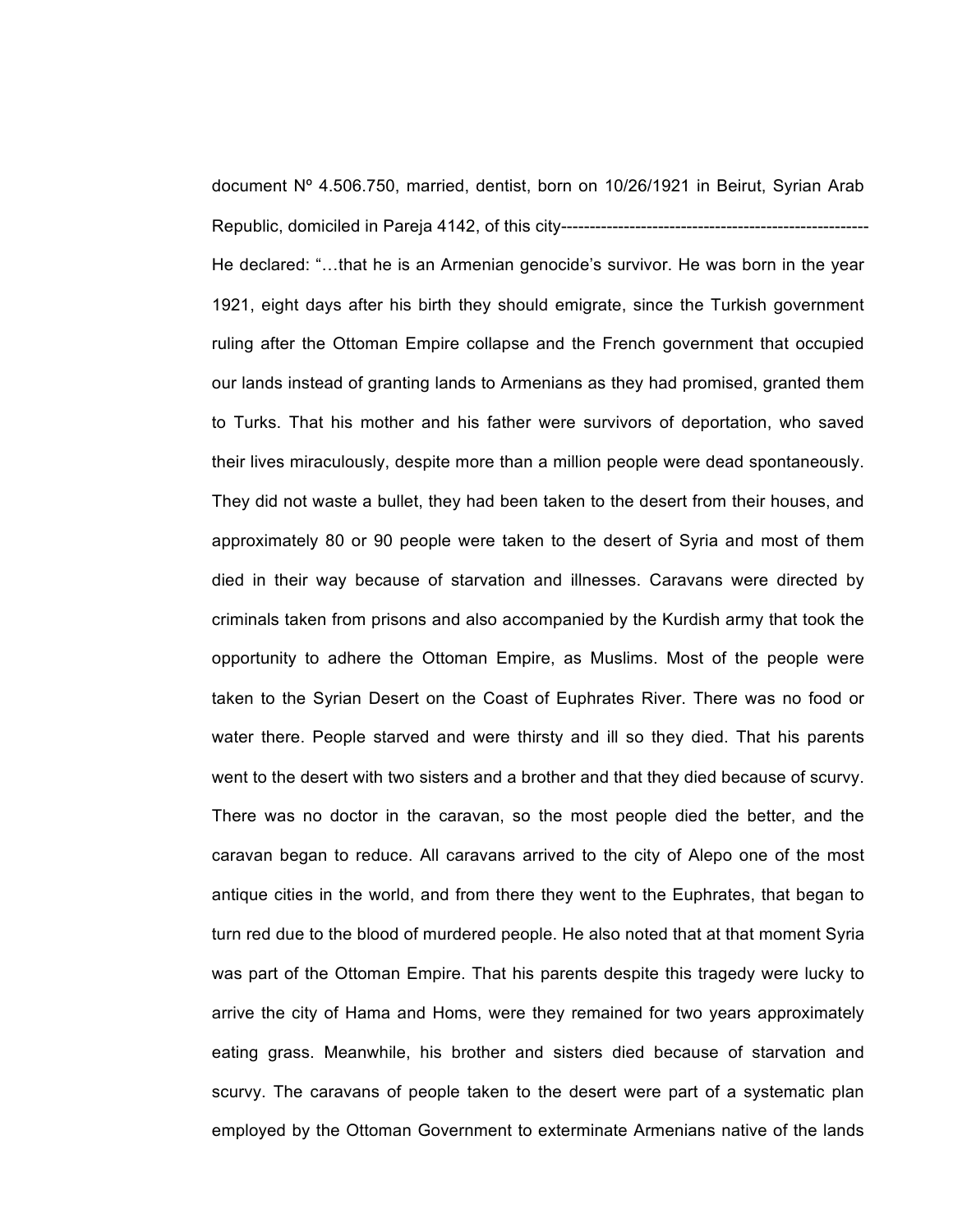document Nº 4.506.750, married, dentist, born on 10/26/1921 in Beirut, Syrian Arab Republic, domiciled in Pareja 4142, of this city-------------------------------------------------------
He declared: "…that he is an Armenian genocide's survivor. He was born in the year 1921, eight days after his birth they should emigrate, since the Turkish government ruling after the Ottoman Empire collapse and the French government that occupied our lands instead of granting lands to Armenians as they had promised, granted them to Turks. That his mother and his father were survivors of deportation, who saved their lives miraculously, despite more than a million people were dead spontaneously. They did not waste a bullet, they had been taken to the desert from their houses, and approximately 80 or 90 people were taken to the desert of Syria and most of them died in their way because of starvation and illnesses. Caravans were directed by criminals taken from prisons and also accompanied by the Kurdish army that took the opportunity to adhere the Ottoman Empire, as Muslims. Most of the people were taken to the Syrian Desert on the Coast of Euphrates River. There was no food or water there. People starved and were thirsty and ill so they died. That his parents went to the desert with two sisters and a brother and that they died because of scurvy. There was no doctor in the caravan, so the most people died the better, and the caravan began to reduce. All caravans arrived to the city of Alepo one of the most antique cities in the world, and from there they went to the Euphrates, that began to turn red due to the blood of murdered people. He also noted that at that moment Syria was part of the Ottoman Empire. That his parents despite this tragedy were lucky to arrive the city of Hama and Homs, were they remained for two years approximately eating grass. Meanwhile, his brother and sisters died because of starvation and scurvy. The caravans of people taken to the desert were part of a systematic plan employed by the Ottoman Government to exterminate Armenians native of the lands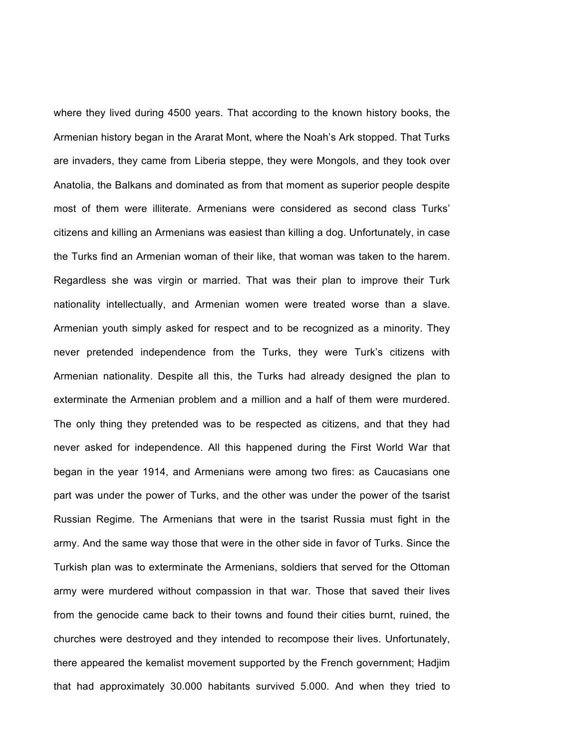where they lived during 4500 years. That according to the known history books, the Armenian history began in the Ararat Mont, where the Noah's Ark stopped. That Turks are invaders, they came from Liberia steppe, they were Mongols, and they took over Anatolia, the Balkans and dominated as from that moment as superior people despite most of them were illiterate. Armenians were considered as second class Turks' citizens and killing an Armenians was easiest than killing a dog. Unfortunately, in case the Turks find an Armenian woman of their like, that woman was taken to the harem. Regardless she was virgin or married. That was their plan to improve their Turk nationality intellectually, and Armenian women were treated worse than a slave. Armenian youth simply asked for respect and to be recognized as a minority. They never pretended independence from the Turks, they were Turk's citizens with Armenian nationality. Despite all this, the Turks had already designed the plan to exterminate the Armenian problem and a million and a half of them were murdered. The only thing they pretended was to be respected as citizens, and that they had never asked for independence. All this happened during the First World War that began in the year 1914, and Armenians were among two fires: as Caucasians one part was under the power of Turks, and the other was under the power of the tsarist Russian Regime. The Armenians that were in the tsarist Russia must fight in the army. And the same way those that were in the other side in favor of Turks. Since the Turkish plan was to exterminate the Armenians, soldiers that served for the Ottoman army were murdered without compassion in that war. Those that saved their lives from the genocide came back to their towns and found their cities burnt, ruined, the churches were destroyed and they intended to recompose their lives. Unfortunately, there appeared the kemalist movement supported by the French government; Hadjim that had approximately 30.000 habitants survived 5.000. And when they tried to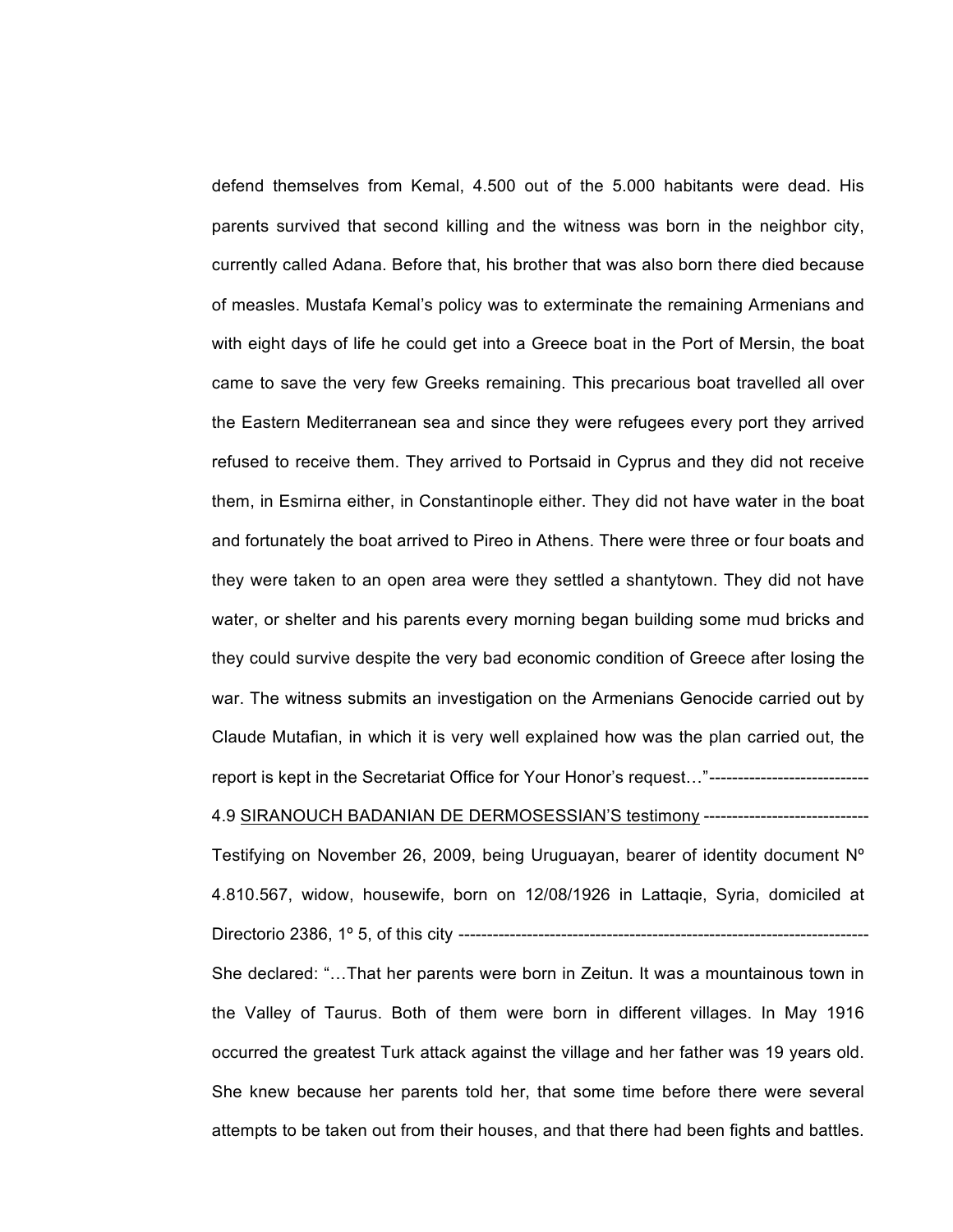defend themselves from Kemal, 4.500 out of the 5.000 habitants were dead. His parents survived that second killing and the witness was born in the neighbor city, currently called Adana. Before that, his brother that was also born there died because of measles. Mustafa Kemal's policy was to exterminate the remaining Armenians and with eight days of life he could get into a Greece boat in the Port of Mersin, the boat came to save the very few Greeks remaining. This precarious boat travelled all over the Eastern Mediterranean sea and since they were refugees every port they arrived refused to receive them. They arrived to Portsaid in Cyprus and they did not receive them, in Esmirna either, in Constantinople either. They did not have water in the boat and fortunately the boat arrived to Pireo in Athens. There were three or four boats and they were taken to an open area were they settled a shantytown. They did not have water, or shelter and his parents every morning began building some mud bricks and they could survive despite the very bad economic condition of Greece after losing the war. The witness submits an investigation on the Armenians Genocide carried out by Claude Mutafian, in which it is very well explained how was the plan carried out, the report is kept in the Secretariat Office for Your Honor's request…"----------------------------

4.9 <u>SIRANOUCH BADANIAN DE DERMOSESSIAN'S testimony</u> -----------------------------

Testifying on November 26, 2009, being Uruguayan, bearer of identity document Nº 4.810.567, widow, housewife, born on 12/08/1926 in Lattaqie, Syria, domiciled at Directorio 2386, 1º 5, of this city ----------------------------------------------------------------------

She declared: "…That her parents were born in Zeitun. It was a mountainous town in the Valley of Taurus. Both of them were born in different villages. In May 1916 occurred the greatest Turk attack against the village and her father was 19 years old. She knew because her parents told her, that some time before there were several attempts to be taken out from their houses, and that there had been fights and battles.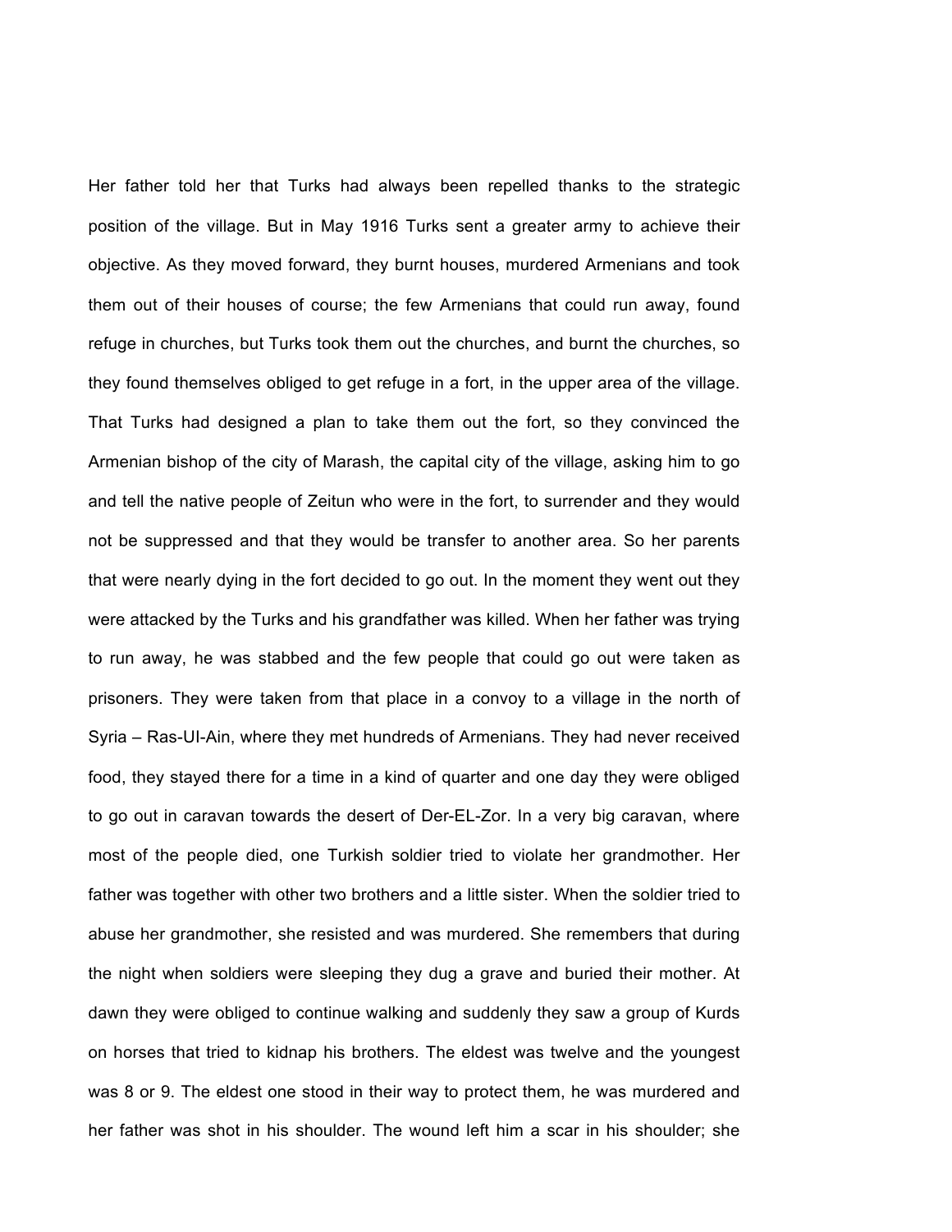Her father told her that Turks had always been repelled thanks to the strategic position of the village. But in May 1916 Turks sent a greater army to achieve their objective. As they moved forward, they burnt houses, murdered Armenians and took them out of their houses of course; the few Armenians that could run away, found refuge in churches, but Turks took them out the churches, and burnt the churches, so they found themselves obliged to get refuge in a fort, in the upper area of the village. That Turks had designed a plan to take them out the fort, so they convinced the Armenian bishop of the city of Marash, the capital city of the village, asking him to go and tell the native people of Zeitun who were in the fort, to surrender and they would not be suppressed and that they would be transfer to another area. So her parents that were nearly dying in the fort decided to go out. In the moment they went out they were attacked by the Turks and his grandfather was killed. When her father was trying to run away, he was stabbed and the few people that could go out were taken as prisoners. They were taken from that place in a convoy to a village in the north of Syria – Ras-Ul-Ain, where they met hundreds of Armenians. They had never received food, they stayed there for a time in a kind of quarter and one day they were obliged to go out in caravan towards the desert of Der-EL-Zor. In a very big caravan, where most of the people died, one Turkish soldier tried to violate her grandmother. Her father was together with other two brothers and a little sister. When the soldier tried to abuse her grandmother, she resisted and was murdered. She remembers that during the night when soldiers were sleeping they dug a grave and buried their mother. At dawn they were obliged to continue walking and suddenly they saw a group of Kurds on horses that tried to kidnap his brothers. The eldest was twelve and the youngest was 8 or 9. The eldest one stood in their way to protect them, he was murdered and her father was shot in his shoulder. The wound left him a scar in his shoulder; she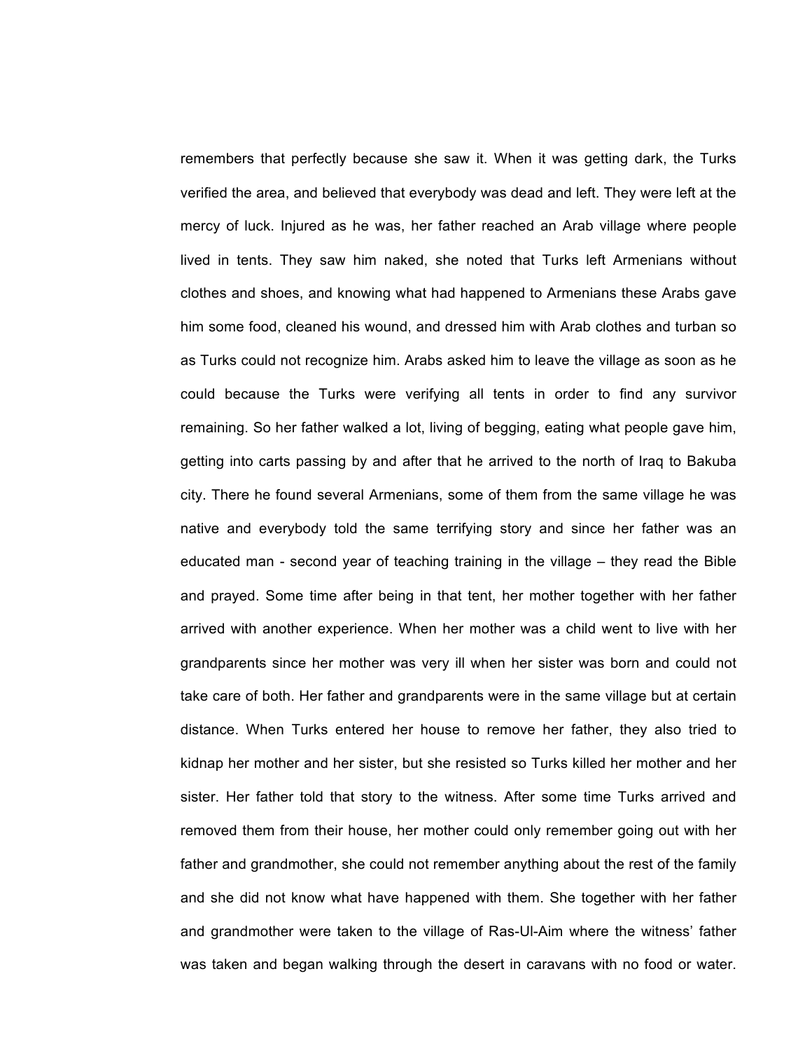remembers that perfectly because she saw it. When it was getting dark, the Turks verified the area, and believed that everybody was dead and left. They were left at the mercy of luck. Injured as he was, her father reached an Arab village where people lived in tents. They saw him naked, she noted that Turks left Armenians without clothes and shoes, and knowing what had happened to Armenians these Arabs gave him some food, cleaned his wound, and dressed him with Arab clothes and turban so as Turks could not recognize him. Arabs asked him to leave the village as soon as he could because the Turks were verifying all tents in order to find any survivor remaining. So her father walked a lot, living of begging, eating what people gave him, getting into carts passing by and after that he arrived to the north of Iraq to Bakuba city. There he found several Armenians, some of them from the same village he was native and everybody told the same terrifying story and since her father was an educated man - second year of teaching training in the village – they read the Bible and prayed. Some time after being in that tent, her mother together with her father arrived with another experience. When her mother was a child went to live with her grandparents since her mother was very ill when her sister was born and could not take care of both. Her father and grandparents were in the same village but at certain distance. When Turks entered her house to remove her father, they also tried to kidnap her mother and her sister, but she resisted so Turks killed her mother and her sister. Her father told that story to the witness. After some time Turks arrived and removed them from their house, her mother could only remember going out with her father and grandmother, she could not remember anything about the rest of the family and she did not know what have happened with them. She together with her father and grandmother were taken to the village of Ras-Ul-Aim where the witness' father was taken and began walking through the desert in caravans with no food or water.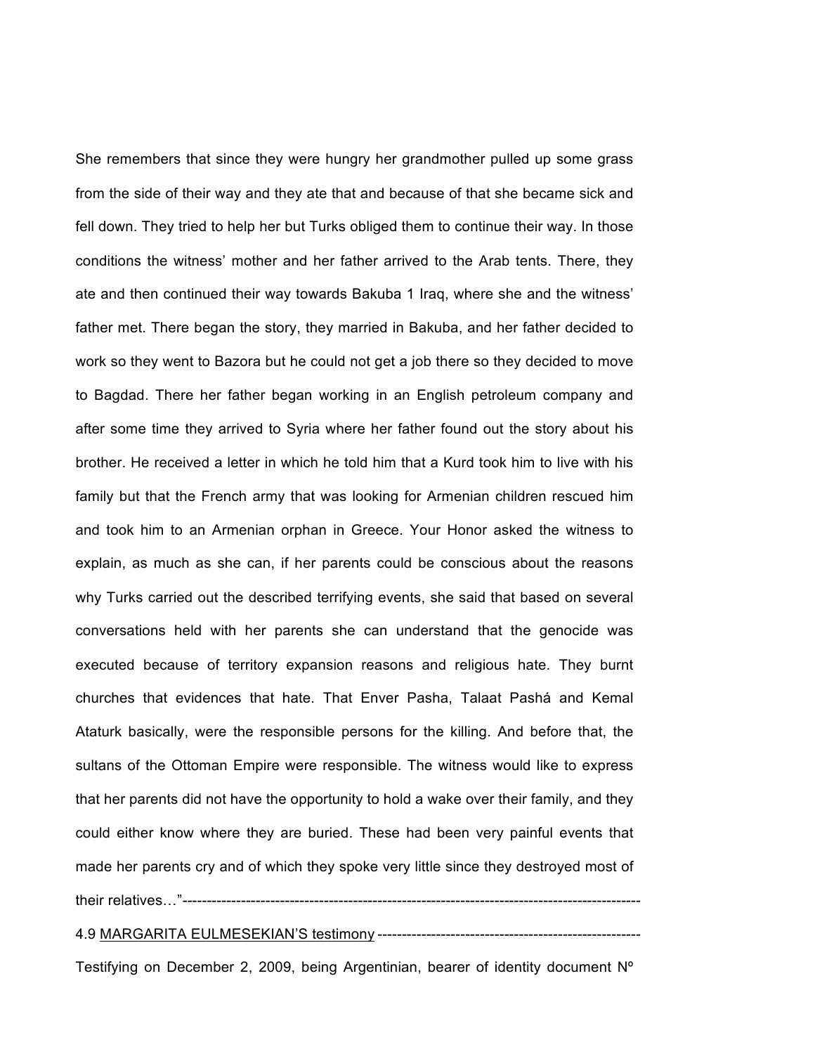She remembers that since they were hungry her grandmother pulled up some grass from the side of their way and they ate that and because of that she became sick and fell down. They tried to help her but Turks obliged them to continue their way. In those conditions the witness' mother and her father arrived to the Arab tents. There, they ate and then continued their way towards Bakuba 1 Iraq, where she and the witness' father met. There began the story, they married in Bakuba, and her father decided to work so they went to Bazora but he could not get a job there so they decided to move to Bagdad. There her father began working in an English petroleum company and after some time they arrived to Syria where her father found out the story about his brother. He received a letter in which he told him that a Kurd took him to live with his family but that the French army that was looking for Armenian children rescued him and took him to an Armenian orphan in Greece. Your Honor asked the witness to explain, as much as she can, if her parents could be conscious about the reasons why Turks carried out the described terrifying events, she said that based on several conversations held with her parents she can understand that the genocide was executed because of territory expansion reasons and religious hate. They burnt churches that evidences that hate. That Enver Pasha, Talaat Pashá and Kemal Ataturk basically, were the responsible persons for the killing. And before that, the sultans of the Ottoman Empire were responsible. The witness would like to express that her parents did not have the opportunity to hold a wake over their family, and they could either know where they are buried. These had been very painful events that made her parents cry and of which they spoke very little since they destroyed most of their relatives…"-----------------------------------------------------------------------------------------------

4.9 <u>MARGARITA EULMESEKIAN'S testimony</u> ------------------------------------------------------

Testifying on December 2, 2009, being Argentinian, bearer of identity document Nº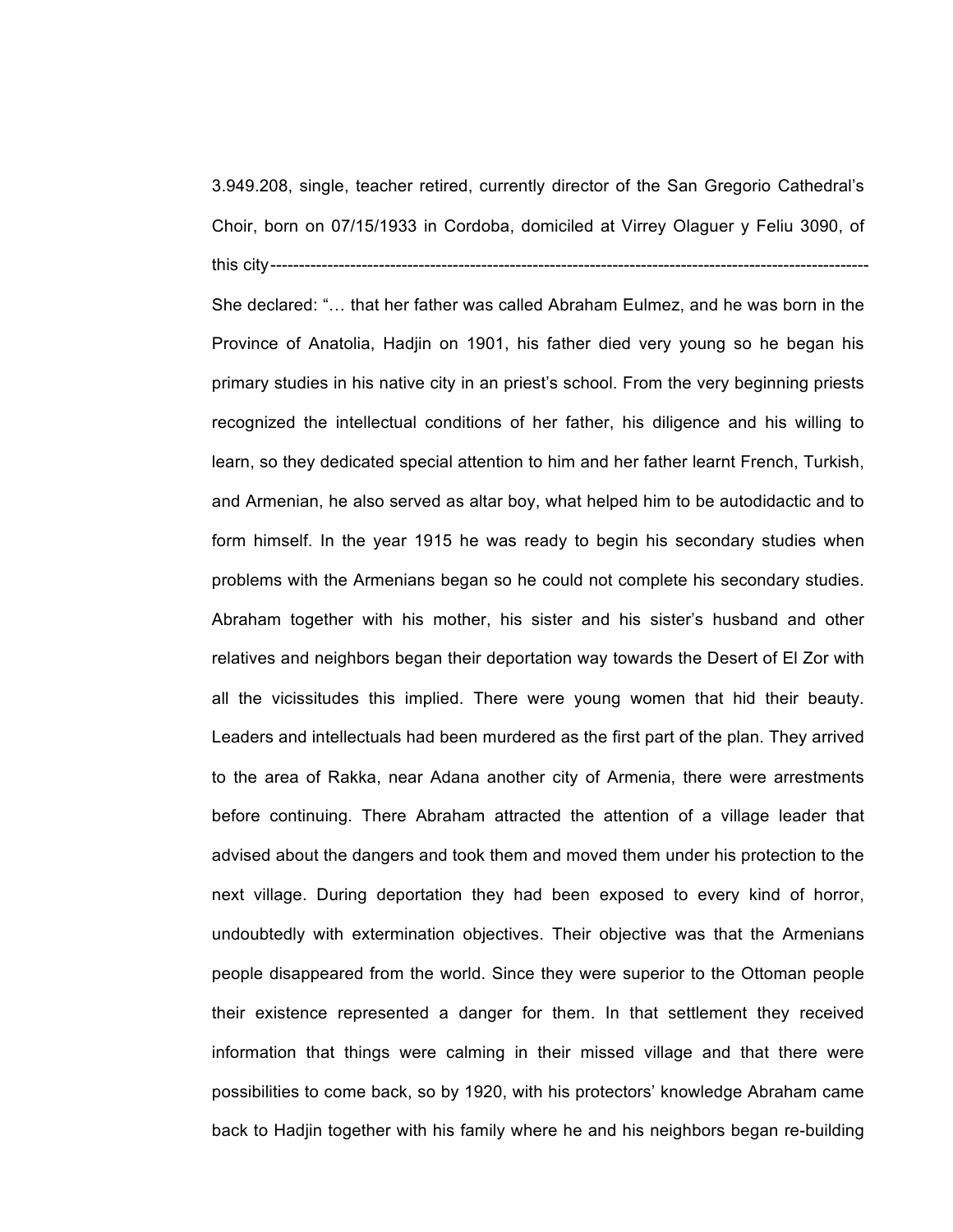3.949.208, single, teacher retired, currently director of the San Gregorio Cathedral's Choir, born on 07/15/1933 in Cordoba, domiciled at Virrey Olaguer y Feliu 3090, of this city-----------------------------------------------------------------------------------------------------------

She declared: "… that her father was called Abraham Eulmez, and he was born in the Province of Anatolia, Hadjin on 1901, his father died very young so he began his primary studies in his native city in an priest's school. From the very beginning priests recognized the intellectual conditions of her father, his diligence and his willing to learn, so they dedicated special attention to him and her father learnt French, Turkish, and Armenian, he also served as altar boy, what helped him to be autodidactic and to form himself. In the year 1915 he was ready to begin his secondary studies when problems with the Armenians began so he could not complete his secondary studies. Abraham together with his mother, his sister and his sister's husband and other relatives and neighbors began their deportation way towards the Desert of El Zor with all the vicissitudes this implied. There were young women that hid their beauty. Leaders and intellectuals had been murdered as the first part of the plan. They arrived to the area of Rakka, near Adana another city of Armenia, there were arrestments before continuing. There Abraham attracted the attention of a village leader that advised about the dangers and took them and moved them under his protection to the next village. During deportation they had been exposed to every kind of horror, undoubtedly with extermination objectives. Their objective was that the Armenians people disappeared from the world. Since they were superior to the Ottoman people their existence represented a danger for them. In that settlement they received information that things were calming in their missed village and that there were possibilities to come back, so by 1920, with his protectors' knowledge Abraham came back to Hadjin together with his family where he and his neighbors began re-building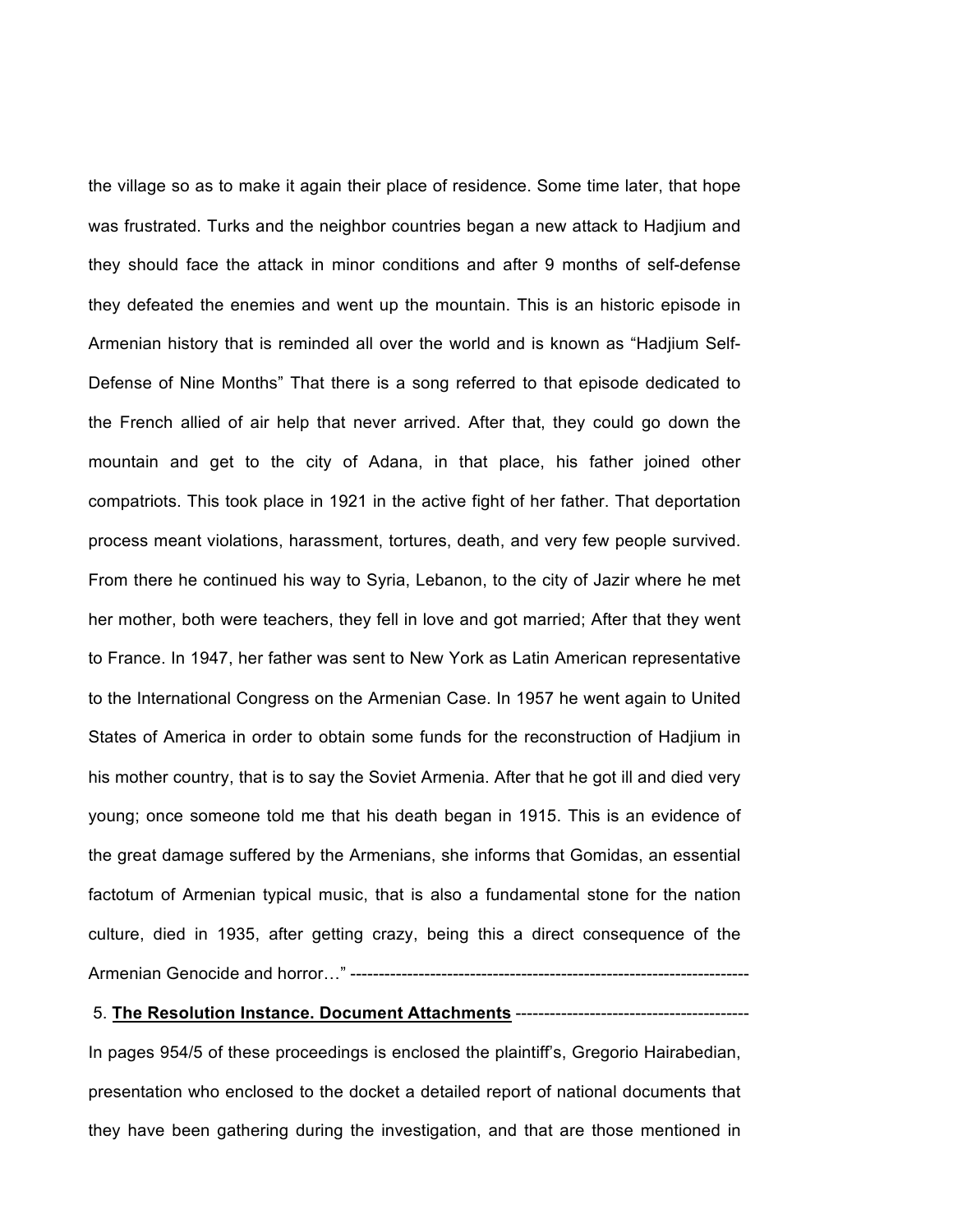the village so as to make it again their place of residence. Some time later, that hope was frustrated. Turks and the neighbor countries began a new attack to Hadjium and they should face the attack in minor conditions and after 9 months of self-defense they defeated the enemies and went up the mountain. This is an historic episode in Armenian history that is reminded all over the world and is known as "Hadjium Self-Defense of Nine Months" That there is a song referred to that episode dedicated to the French allied of air help that never arrived. After that, they could go down the mountain and get to the city of Adana, in that place, his father joined other compatriots. This took place in 1921 in the active fight of her father. That deportation process meant violations, harassment, tortures, death, and very few people survived. From there he continued his way to Syria, Lebanon, to the city of Jazir where he met her mother, both were teachers, they fell in love and got married; After that they went to France. In 1947, her father was sent to New York as Latin American representative to the International Congress on the Armenian Case. In 1957 he went again to United States of America in order to obtain some funds for the reconstruction of Hadjium in his mother country, that is to say the Soviet Armenia. After that he got ill and died very young; once someone told me that his death began in 1915. This is an evidence of the great damage suffered by the Armenians, she informs that Gomidas, an essential factotum of Armenian typical music, that is also a fundamental stone for the nation culture, died in 1935, after getting crazy, being this a direct consequence of the Armenian Genocide and horror…" ----------------------------------------------------------------------

5. **The Resolution Instance. Document Attachments** -----------------------------------------

In pages 954/5 of these proceedings is enclosed the plaintiff's, Gregorio Hairabedian, presentation who enclosed to the docket a detailed report of national documents that they have been gathering during the investigation, and that are those mentioned in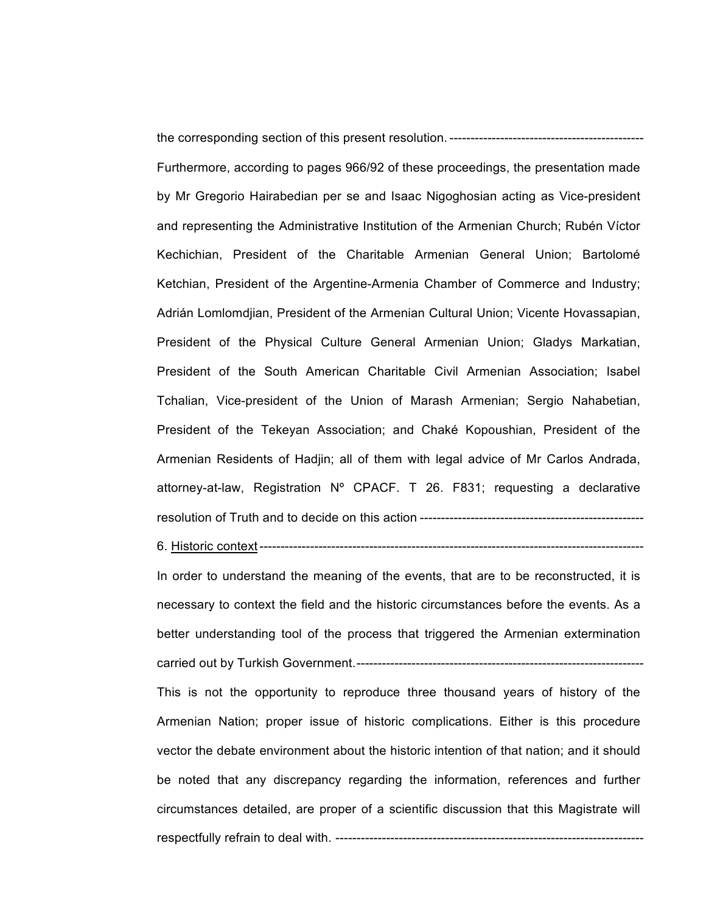the corresponding section of this present resolution. ----------------------------------------------

Furthermore, according to pages 966/92 of these proceedings, the presentation made by Mr Gregorio Hairabedian per se and Isaac Nigoghosian acting as Vice-president and representing the Administrative Institution of the Armenian Church; Rubén Víctor Kechichian, President of the Charitable Armenian General Union; Bartolomé Ketchian, President of the Argentine-Armenia Chamber of Commerce and Industry; Adrián Lomlomdjian, President of the Armenian Cultural Union; Vicente Hovassapian, President of the Physical Culture General Armenian Union; Gladys Markatian, President of the South American Charitable Civil Armenian Association; Isabel Tchalian, Vice-president of the Union of Marash Armenian; Sergio Nahabetian, President of the Tekeyan Association; and Chaké Kopoushian, President of the Armenian Residents of Hadjin; all of them with legal advice of Mr Carlos Andrada, attorney-at-law, Registration Nº CPACF. T 26. F831; requesting a declarative resolution of Truth and to decide on this action -----------------------------------------------------

6. Historic context ------------------------------------------------------------------------------------------

In order to understand the meaning of the events, that are to be reconstructed, it is necessary to context the field and the historic circumstances before the events. As a better understanding tool of the process that triggered the Armenian extermination carried out by Turkish Government. --------------------------------------------------------------------

This is not the opportunity to reproduce three thousand years of history of the Armenian Nation; proper issue of historic complications. Either is this procedure vector the debate environment about the historic intention of that nation; and it should be noted that any discrepancy regarding the information, references and further circumstances detailed, are proper of a scientific discussion that this Magistrate will respectfully refrain to deal with. ------------------------------------------------------------------------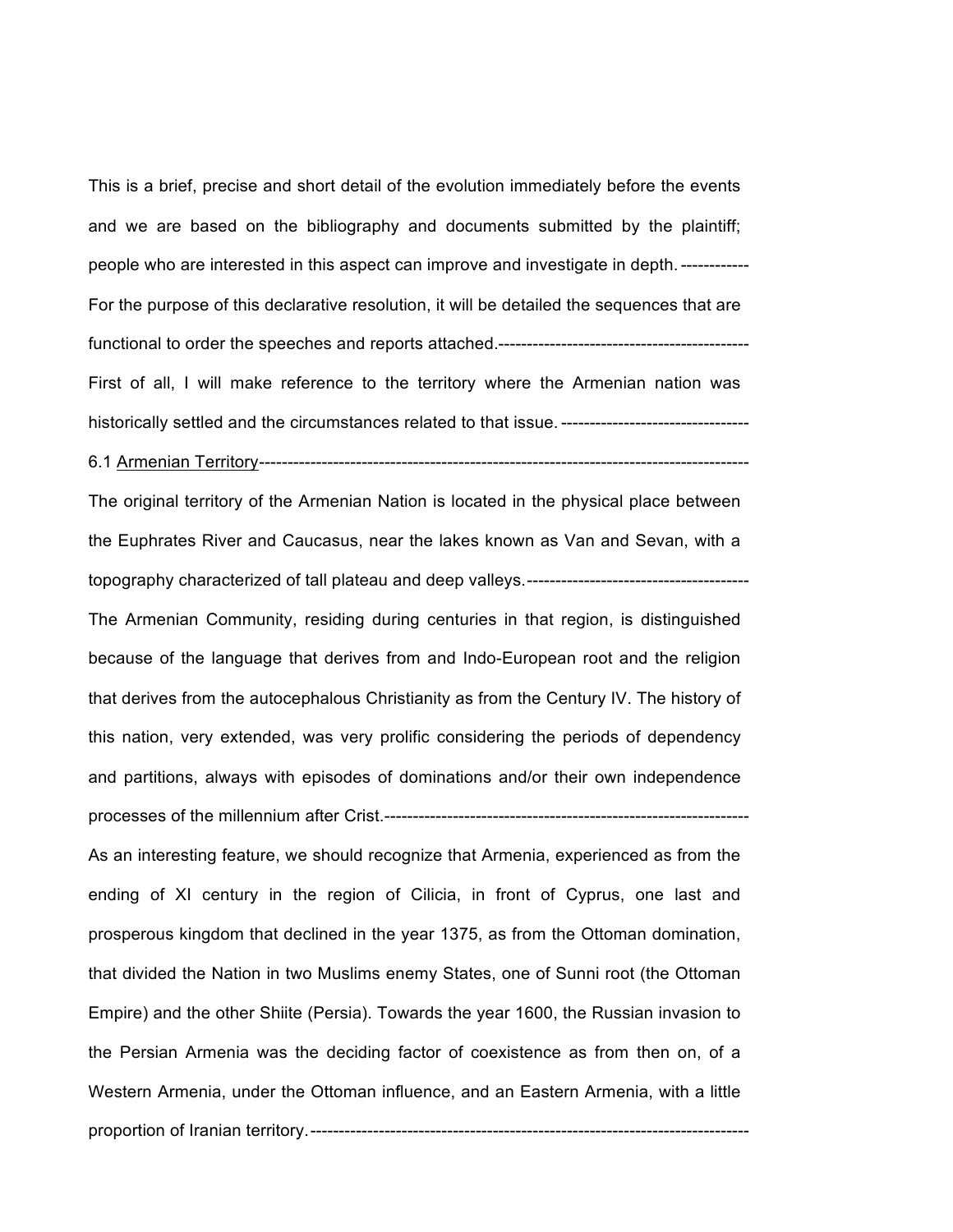This is a brief, precise and short detail of the evolution immediately before the events and we are based on the bibliography and documents submitted by the plaintiff; people who are interested in this aspect can improve and investigate in depth.------------

For the purpose of this declarative resolution, it will be detailed the sequences that are functional to order the speeches and reports attached.---------------------------------------------

First of all, I will make reference to the territory where the Armenian nation was historically settled and the circumstances related to that issue.---------------------------------

6.1 <u>Armenian Territory</u>-----------------------------------------------------------------------------------

The original territory of the Armenian Nation is located in the physical place between the Euphrates River and Caucasus, near the lakes known as Van and Sevan, with a topography characterized of tall plateau and deep valleys.---------------------------------------

The Armenian Community, residing during centuries in that region, is distinguished because of the language that derives from and Indo-European root and the religion that derives from the autocephalous Christianity as from the Century IV. The history of this nation, very extended, was very prolific considering the periods of dependency and partitions, always with episodes of dominations and/or their own independence processes of the millennium after Crist.------------------------------------------------------------------

As an interesting feature, we should recognize that Armenia, experienced as from the ending of XI century in the region of Cilicia, in front of Cyprus, one last and prosperous kingdom that declined in the year 1375, as from the Ottoman domination, that divided the Nation in two Muslims enemy States, one of Sunni root (the Ottoman Empire) and the other Shiite (Persia). Towards the year 1600, the Russian invasion to the Persian Armenia was the deciding factor of coexistence as from then on, of a Western Armenia, under the Ottoman influence, and an Eastern Armenia, with a little proportion of Iranian territory.------------------------------------------------------------------------------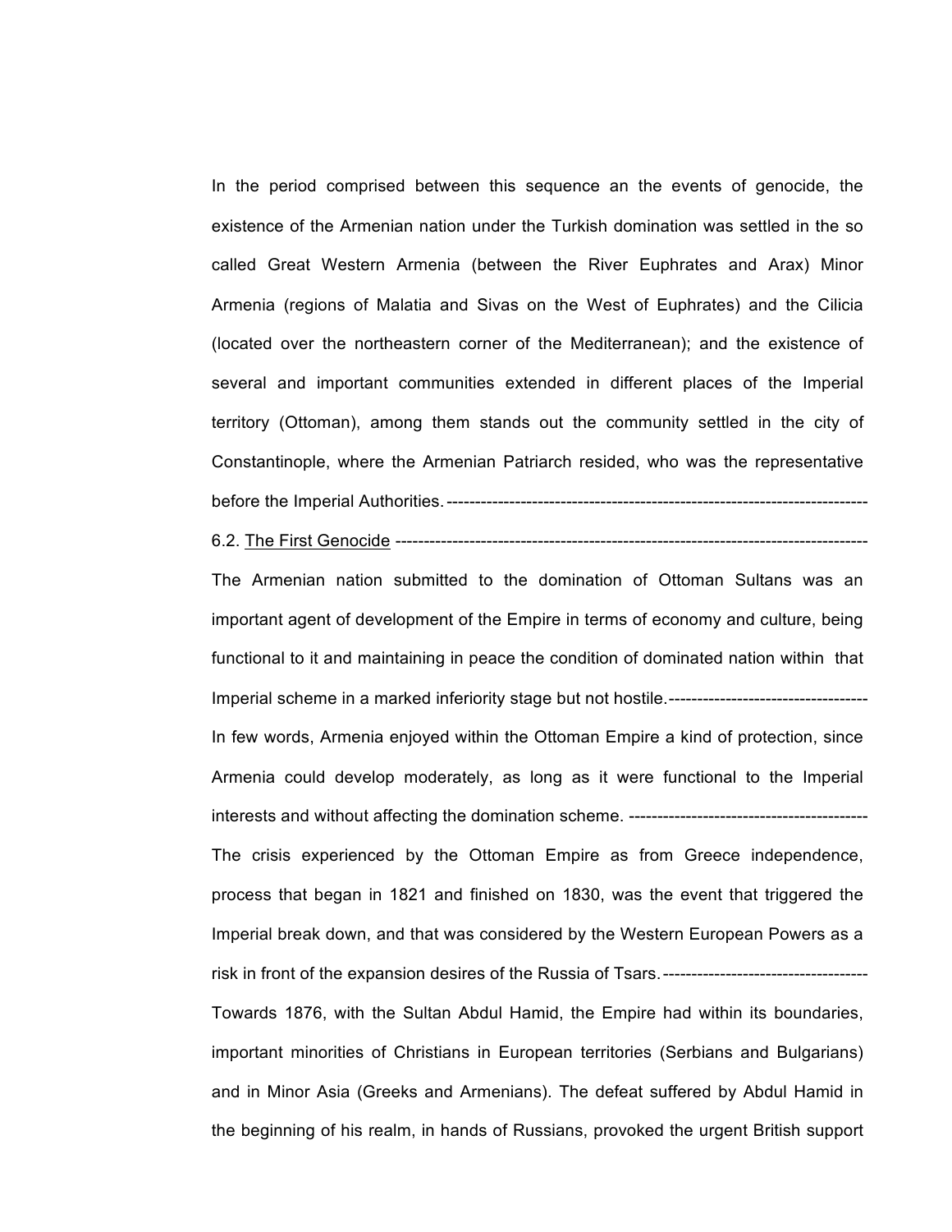In the period comprised between this sequence an the events of genocide, the existence of the Armenian nation under the Turkish domination was settled in the so called Great Western Armenia (between the River Euphrates and Arax) Minor Armenia (regions of Malatia and Sivas on the West of Euphrates) and the Cilicia (located over the northeastern corner of the Mediterranean); and the existence of several and important communities extended in different places of the Imperial territory (Ottoman), among them stands out the community settled in the city of Constantinople, where the Armenian Patriarch resided, who was the representative before the Imperial Authorities. -----------------------------------------------------------------------

6.2. <u>The First Genocide</u> -------------------------------------------------------------------------------

The Armenian nation submitted to the domination of Ottoman Sultans was an important agent of development of the Empire in terms of economy and culture, being functional to it and maintaining in peace the condition of dominated nation within that Imperial scheme in a marked inferiority stage but not hostile.-----------------------------------

In few words, Armenia enjoyed within the Ottoman Empire a kind of protection, since Armenia could develop moderately, as long as it were functional to the Imperial interests and without affecting the domination scheme. ------------------------------------------

The crisis experienced by the Ottoman Empire as from Greece independence, process that began in 1821 and finished on 1830, was the event that triggered the Imperial break down, and that was considered by the Western European Powers as a risk in front of the expansion desires of the Russia of Tsars. ------------------------------------

Towards 1876, with the Sultan Abdul Hamid, the Empire had within its boundaries, important minorities of Christians in European territories (Serbians and Bulgarians) and in Minor Asia (Greeks and Armenians). The defeat suffered by Abdul Hamid in the beginning of his realm, in hands of Russians, provoked the urgent British support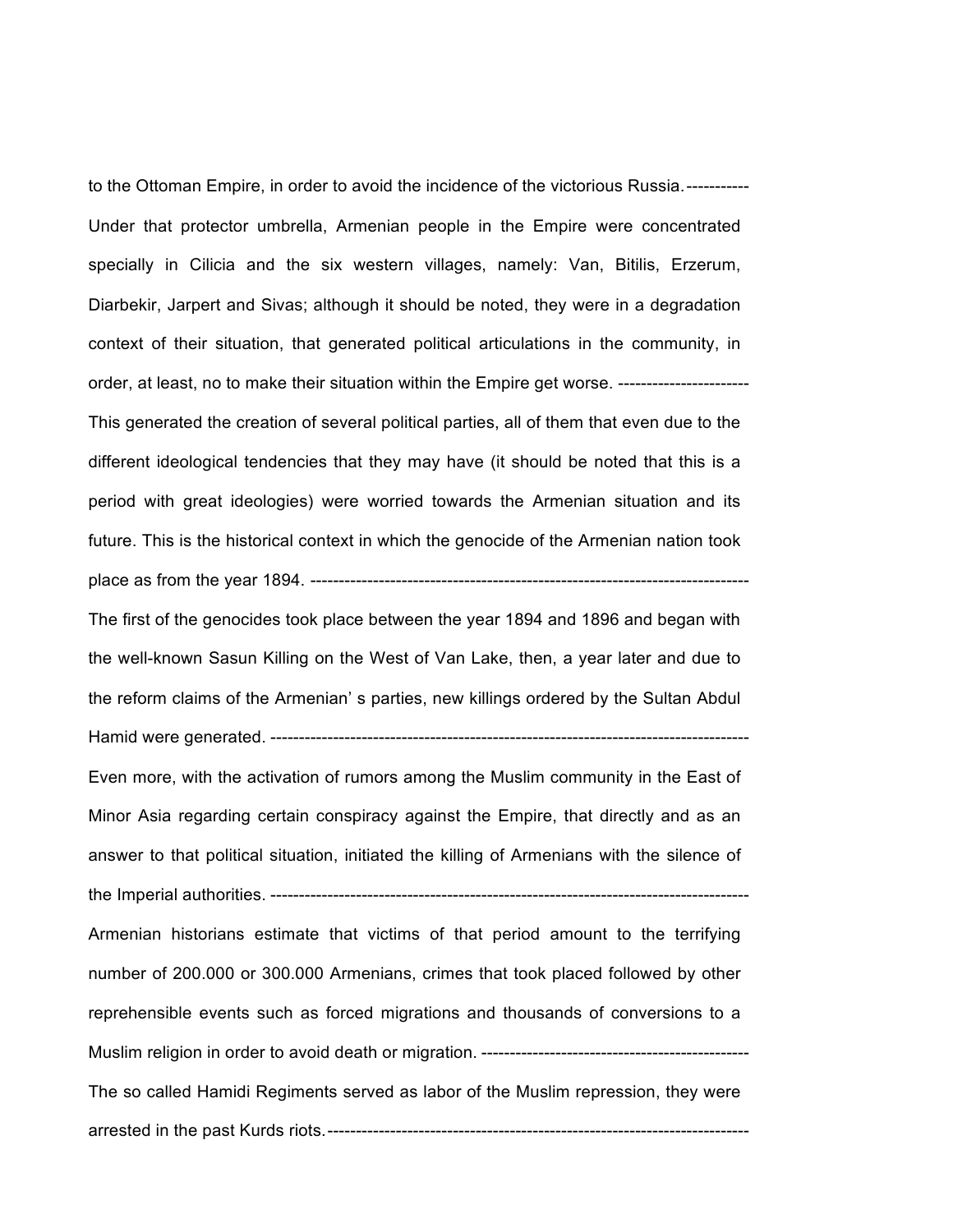to the Ottoman Empire, in order to avoid the incidence of the victorious Russia.-----------

Under that protector umbrella, Armenian people in the Empire were concentrated specially in Cilicia and the six western villages, namely: Van, Bitilis, Erzerum, Diarbekir, Jarpert and Sivas; although it should be noted, they were in a degradation context of their situation, that generated political articulations in the community, in order, at least, no to make their situation within the Empire get worse. -----------------------

This generated the creation of several political parties, all of them that even due to the different ideological tendencies that they may have (it should be noted that this is a period with great ideologies) were worried towards the Armenian situation and its future. This is the historical context in which the genocide of the Armenian nation took place as from the year 1894. -----------------------------------------------------------------------------

The first of the genocides took place between the year 1894 and 1896 and began with the well-known Sasun Killing on the West of Van Lake, then, a year later and due to the reform claims of the Armenian' s parties, new killings ordered by the Sultan Abdul Hamid were generated. ------------------------------------------------------------------------------------

Even more, with the activation of rumors among the Muslim community in the East of Minor Asia regarding certain conspiracy against the Empire, that directly and as an answer to that political situation, initiated the killing of Armenians with the silence of the Imperial authorities. ----------------------------------------------------------------------------------

Armenian historians estimate that victims of that period amount to the terrifying number of 200.000 or 300.000 Armenians, crimes that took placed followed by other reprehensible events such as forced migrations and thousands of conversions to a Muslim religion in order to avoid death or migration. ------------------------------------------------

The so called Hamidi Regiments served as labor of the Muslim repression, they were arrested in the past Kurds riots.---------------------------------------------------------------------------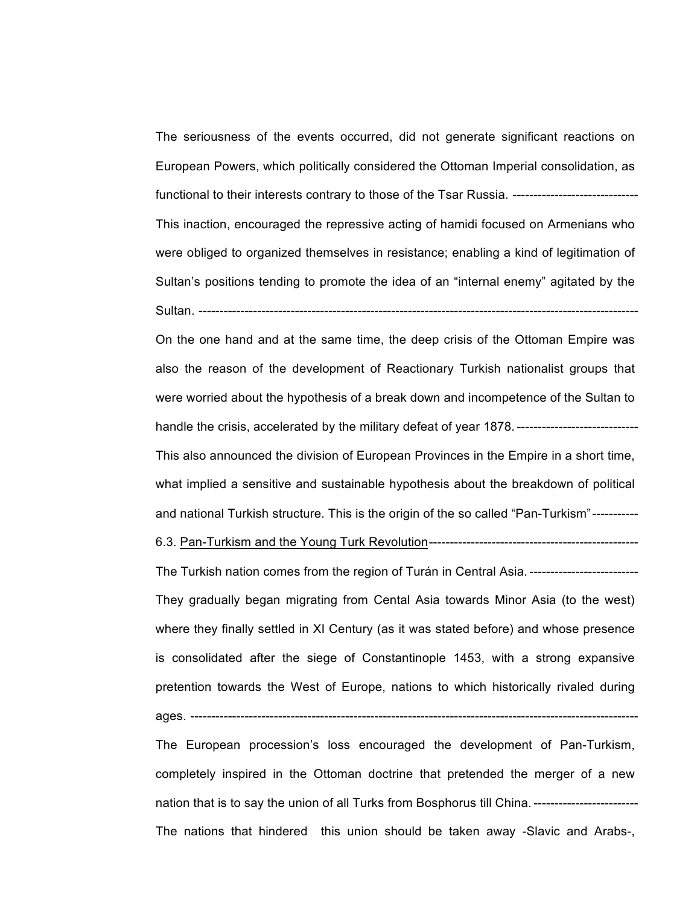The seriousness of the events occurred, did not generate significant reactions on European Powers, which politically considered the Ottoman Imperial consolidation, as functional to their interests contrary to those of the Tsar Russia. ------------------------------

This inaction, encouraged the repressive acting of hamidi focused on Armenians who were obliged to organized themselves in resistance; enabling a kind of legitimation of Sultan's positions tending to promote the idea of an "internal enemy" agitated by the Sultan. ----------------------------------------------------------------------------------------------------------

On the one hand and at the same time, the deep crisis of the Ottoman Empire was also the reason of the development of Reactionary Turkish nationalist groups that were worried about the hypothesis of a break down and incompetence of the Sultan to handle the crisis, accelerated by the military defeat of year 1878. -----------------------------

This also announced the division of European Provinces in the Empire in a short time, what implied a sensitive and sustainable hypothesis about the breakdown of political and national Turkish structure. This is the origin of the so called "Pan-Turkism"-----------

6.3. Pan-Turkism and the Young Turk Revolution--------------------------------------------------

The Turkish nation comes from the region of Turán in Central Asia. --------------------------

They gradually began migrating from Cental Asia towards Minor Asia (to the west) where they finally settled in XI Century (as it was stated before) and whose presence is consolidated after the siege of Constantinople 1453, with a strong expansive pretention towards the West of Europe, nations to which historically rivaled during ages. -----------------------------------------------------------------------------------------------------------

The European procession's loss encouraged the development of Pan-Turkism, completely inspired in the Ottoman doctrine that pretended the merger of a new nation that is to say the union of all Turks from Bosphorus till China. -------------------------

The nations that hindered this union should be taken away -Slavic and Arabs-,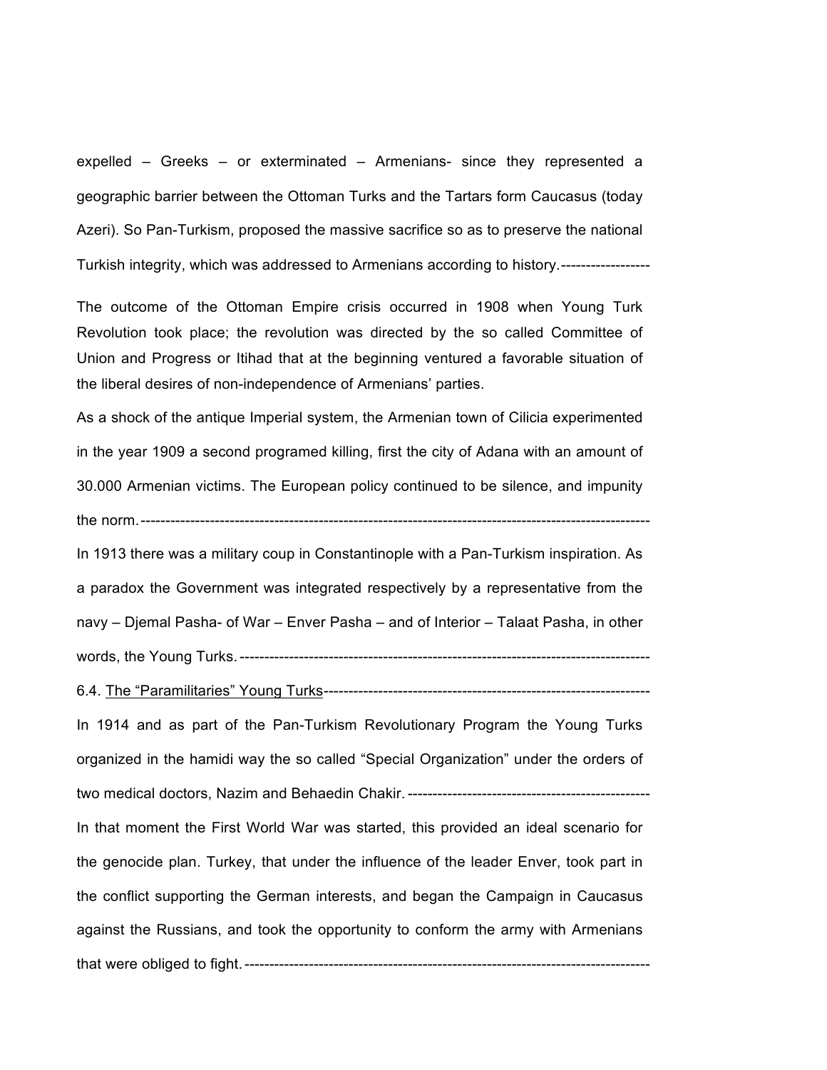expelled – Greeks – or exterminated – Armenians- since they represented a geographic barrier between the Ottoman Turks and the Tartars form Caucasus (today Azeri). So Pan-Turkism, proposed the massive sacrifice so as to preserve the national Turkish integrity, which was addressed to Armenians according to history.------------------

The outcome of the Ottoman Empire crisis occurred in 1908 when Young Turk Revolution took place; the revolution was directed by the so called Committee of Union and Progress or Itihad that at the beginning ventured a favorable situation of the liberal desires of non-independence of Armenians' parties.

As a shock of the antique Imperial system, the Armenian town of Cilicia experimented in the year 1909 a second programed killing, first the city of Adana with an amount of 30.000 Armenian victims. The European policy continued to be silence, and impunity the norm.----------------------------------------------------------------------------------------------------

In 1913 there was a military coup in Constantinople with a Pan-Turkism inspiration. As a paradox the Government was integrated respectively by a representative from the navy – Djemal Pasha- of War – Enver Pasha – and of Interior – Talaat Pasha, in other words, the Young Turks.---------------------------------------------------------------------------------

6.4. <u>The "Paramilitaries" Young Turks</u>-------------------------------------------------------------------

In 1914 and as part of the Pan-Turkism Revolutionary Program the Young Turks organized in the hamidi way the so called "Special Organization" under the orders of two medical doctors, Nazim and Behaedin Chakir. -------------------------------------------------

In that moment the First World War was started, this provided an ideal scenario for the genocide plan. Turkey, that under the influence of the leader Enver, took part in the conflict supporting the German interests, and began the Campaign in Caucasus against the Russians, and took the opportunity to conform the army with Armenians that were obliged to fight.---------------------------------------------------------------------------------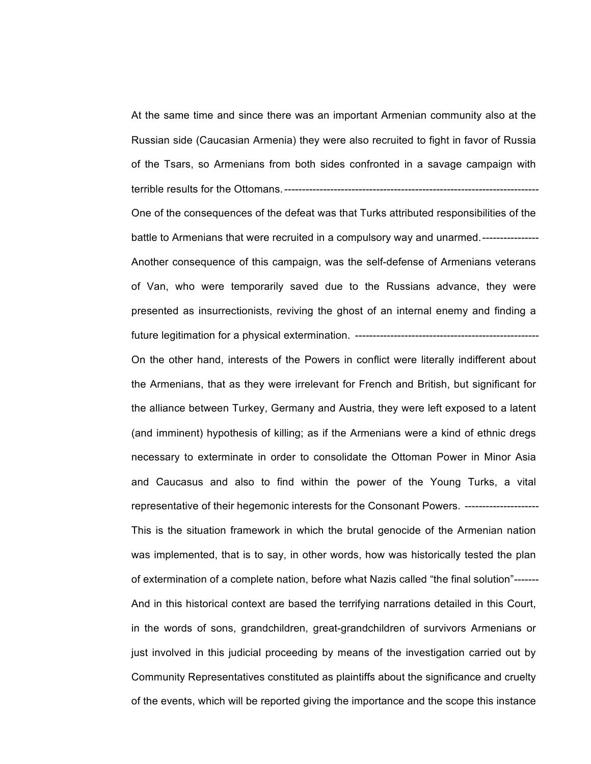At the same time and since there was an important Armenian community also at the Russian side (Caucasian Armenia) they were also recruited to fight in favor of Russia of the Tsars, so Armenians from both sides confronted in a savage campaign with terrible results for the Ottomans.-----------------------------------------------------------------------

One of the consequences of the defeat was that Turks attributed responsibilities of the battle to Armenians that were recruited in a compulsory way and unarmed.----------------

Another consequence of this campaign, was the self-defense of Armenians veterans of Van, who were temporarily saved due to the Russians advance, they were presented as insurrectionists, reviving the ghost of an internal enemy and finding a future legitimation for a physical extermination. ----------------------------------------------------

On the other hand, interests of the Powers in conflict were literally indifferent about the Armenians, that as they were irrelevant for French and British, but significant for the alliance between Turkey, Germany and Austria, they were left exposed to a latent (and imminent) hypothesis of killing; as if the Armenians were a kind of ethnic dregs necessary to exterminate in order to consolidate the Ottoman Power in Minor Asia and Caucasus and also to find within the power of the Young Turks, a vital representative of their hegemonic interests for the Consonant Powers. ---------------------

This is the situation framework in which the brutal genocide of the Armenian nation was implemented, that is to say, in other words, how was historically tested the plan of extermination of a complete nation, before what Nazis called "the final solution"-------

And in this historical context are based the terrifying narrations detailed in this Court, in the words of sons, grandchildren, great-grandchildren of survivors Armenians or just involved in this judicial proceeding by means of the investigation carried out by Community Representatives constituted as plaintiffs about the significance and cruelty of the events, which will be reported giving the importance and the scope this instance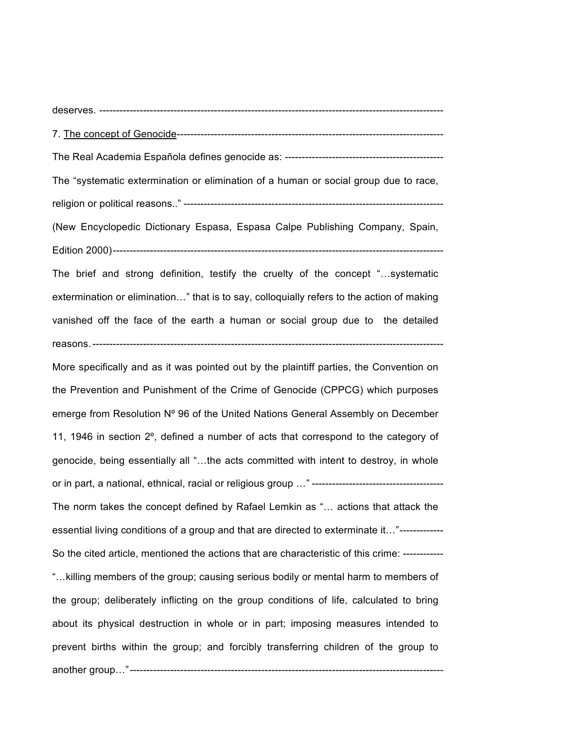deserves. ----------------------------------------------------------------------------------------------------

7. <u>The concept of Genocide</u>------------------------------------------------------------------------------

The Real Academia Española defines genocide as: ----------------------------------------------

The "systematic extermination or elimination of a human or social group due to race, religion or political reasons.." --------------------------------------------------------------------------

(New Encyclopedic Dictionary Espasa, Espasa Calpe Publishing Company, Spain, Edition 2000)-----------------------------------------------------------------------------------------------

The brief and strong definition, testify the cruelty of the concept "…systematic extermination or elimination…" that is to say, colloquially refers to the action of making vanished off the face of the earth a human or social group due to the detailed reasons. ----------------------------------------------------------------------------------------------------

More specifically and as it was pointed out by the plaintiff parties, the Convention on the Prevention and Punishment of the Crime of Genocide (CPPCG) which purposes emerge from Resolution Nº 96 of the United Nations General Assembly on December 11, 1946 in section 2º, defined a number of acts that correspond to the category of genocide, being essentially all "…the acts committed with intent to destroy, in whole or in part, a national, ethnical, racial or religious group …" ---------------------------------------

The norm takes the concept defined by Rafael Lemkin as "… actions that attack the essential living conditions of a group and that are directed to exterminate it…"-------------

So the cited article, mentioned the actions that are characteristic of this crime: ------------

"…killing members of the group; causing serious bodily or mental harm to members of the group; deliberately inflicting on the group conditions of life, calculated to bring about its physical destruction in whole or in part; imposing measures intended to prevent births within the group; and forcibly transferring children of the group to another group…"-------------------------------------------------------------------------------------------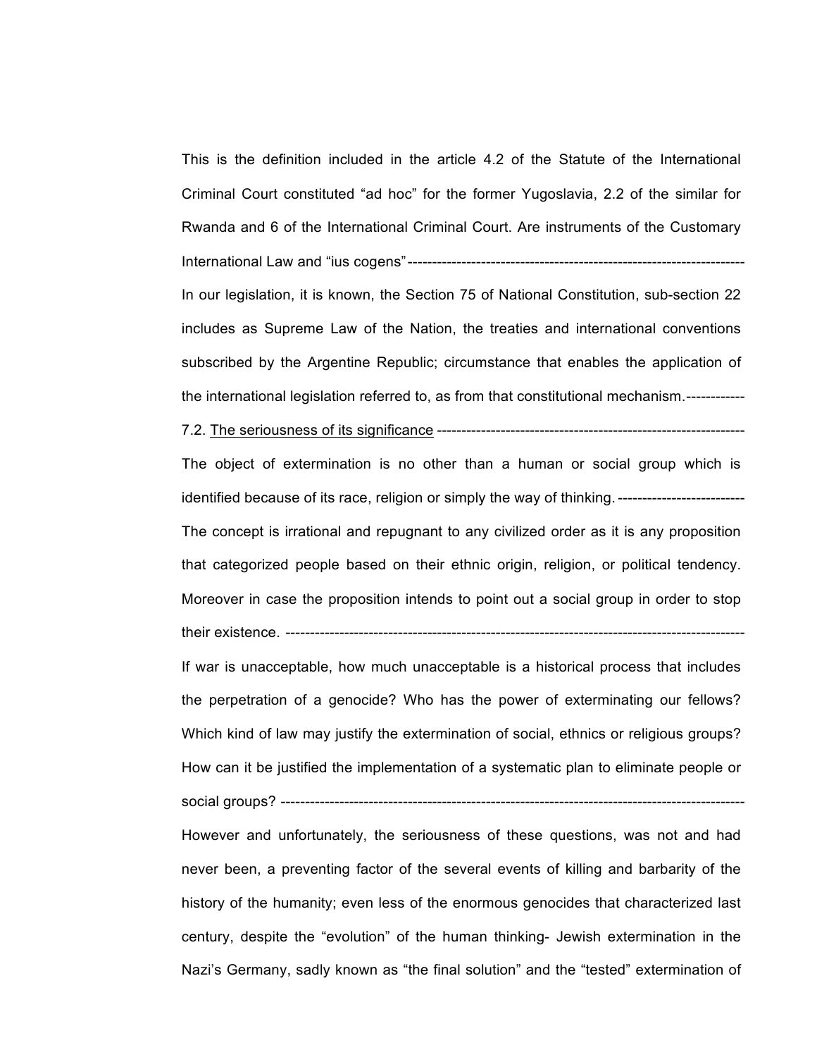This is the definition included in the article 4.2 of the Statute of the International Criminal Court constituted "ad hoc" for the former Yugoslavia, 2.2 of the similar for Rwanda and 6 of the International Criminal Court. Are instruments of the Customary International Law and "ius cogens"------------------------------------------------------------------

In our legislation, it is known, the Section 75 of National Constitution, sub-section 22 includes as Supreme Law of the Nation, the treaties and international conventions subscribed by the Argentine Republic; circumstance that enables the application of the international legislation referred to, as from that constitutional mechanism.------------

7.2. <u>The seriousness of its significance</u> ---------------------------------------------------------------

The object of extermination is no other than a human or social group which is identified because of its race, religion or simply the way of thinking. -------------------------

The concept is irrational and repugnant to any civilized order as it is any proposition that categorized people based on their ethnic origin, religion, or political tendency. Moreover in case the proposition intends to point out a social group in order to stop their existence. ---------------------------------------------------------------------------------------------

If war is unacceptable, how much unacceptable is a historical process that includes the perpetration of a genocide? Who has the power of exterminating our fellows? Which kind of law may justify the extermination of social, ethnics or religious groups? How can it be justified the implementation of a systematic plan to eliminate people or social groups? -----------------------------------------------------------------------------------------------

However and unfortunately, the seriousness of these questions, was not and had never been, a preventing factor of the several events of killing and barbarity of the history of the humanity; even less of the enormous genocides that characterized last century, despite the "evolution" of the human thinking- Jewish extermination in the Nazi's Germany, sadly known as "the final solution" and the "tested" extermination of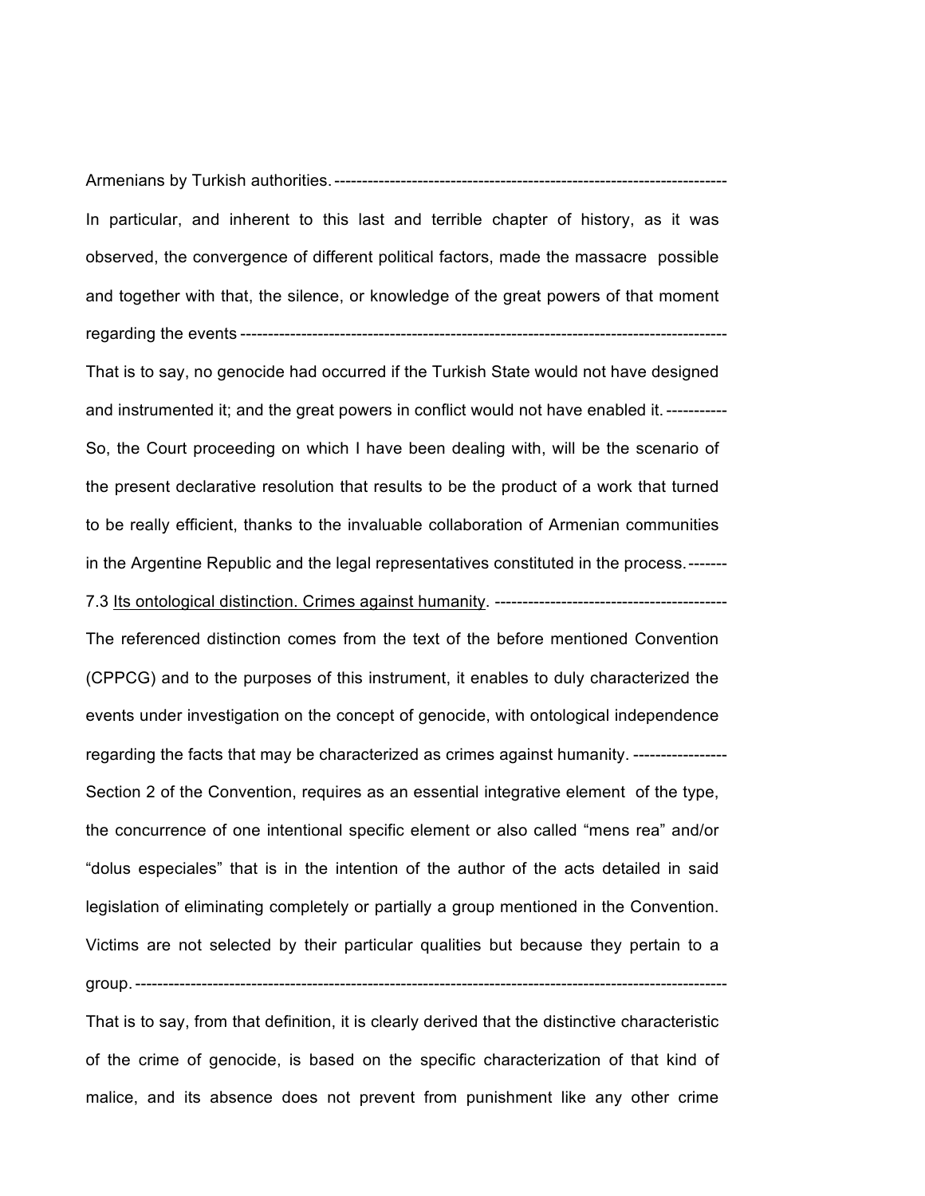Armenians by Turkish authorities. -----------------------------------------------------------------------

In particular, and inherent to this last and terrible chapter of history, as it was observed, the convergence of different political factors, made the massacre possible and together with that, the silence, or knowledge of the great powers of that moment regarding the events ------------------------------------------------------------------------------------------

That is to say, no genocide had occurred if the Turkish State would not have designed and instrumented it; and the great powers in conflict would not have enabled it. -----------

So, the Court proceeding on which I have been dealing with, will be the scenario of the present declarative resolution that results to be the product of a work that turned to be really efficient, thanks to the invaluable collaboration of Armenian communities in the Argentine Republic and the legal representatives constituted in the process. -------

7.3 <u>Its ontological distinction. Crimes against humanity</u>. ------------------------------------------

The referenced distinction comes from the text of the before mentioned Convention (CPPCG) and to the purposes of this instrument, it enables to duly characterized the events under investigation on the concept of genocide, with ontological independence regarding the facts that may be characterized as crimes against humanity. -----------------

Section 2 of the Convention, requires as an essential integrative element of the type, the concurrence of one intentional specific element or also called "mens rea" and/or "dolus especiales" that is in the intention of the author of the acts detailed in said legislation of eliminating completely or partially a group mentioned in the Convention. Victims are not selected by their particular qualities but because they pertain to a group. --------------------------------------------------------------------------------------------------------

That is to say, from that definition, it is clearly derived that the distinctive characteristic of the crime of genocide, is based on the specific characterization of that kind of malice, and its absence does not prevent from punishment like any other crime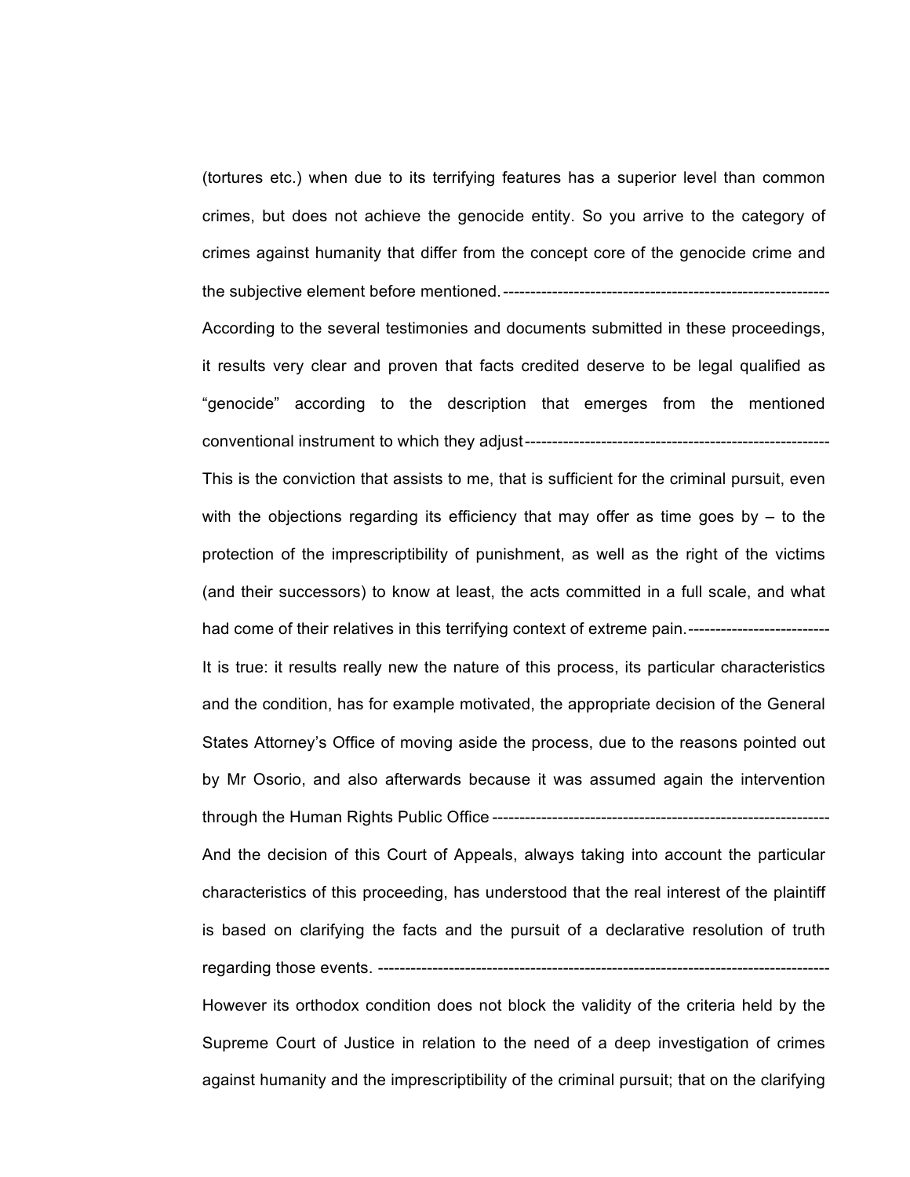(tortures etc.) when due to its terrifying features has a superior level than common crimes, but does not achieve the genocide entity. So you arrive to the category of crimes against humanity that differ from the concept core of the genocide crime and the subjective element before mentioned.------------------------------------------------------------

According to the several testimonies and documents submitted in these proceedings, it results very clear and proven that facts credited deserve to be legal qualified as "genocide" according to the description that emerges from the mentioned conventional instrument to which they adjust--------------------------------------------------------

This is the conviction that assists to me, that is sufficient for the criminal pursuit, even with the objections regarding its efficiency that may offer as time goes by – to the protection of the imprescriptibility of punishment, as well as the right of the victims (and their successors) to know at least, the acts committed in a full scale, and what had come of their relatives in this terrifying context of extreme pain.--------------------------

It is true: it results really new the nature of this process, its particular characteristics and the condition, has for example motivated, the appropriate decision of the General States Attorney's Office of moving aside the process, due to the reasons pointed out by Mr Osorio, and also afterwards because it was assumed again the intervention through the Human Rights Public Office --------------------------------------------------------------

And the decision of this Court of Appeals, always taking into account the particular characteristics of this proceeding, has understood that the real interest of the plaintiff is based on clarifying the facts and the pursuit of a declarative resolution of truth regarding those events. ---------------------------------------------------------------------------------

However its orthodox condition does not block the validity of the criteria held by the Supreme Court of Justice in relation to the need of a deep investigation of crimes against humanity and the imprescriptibility of the criminal pursuit; that on the clarifying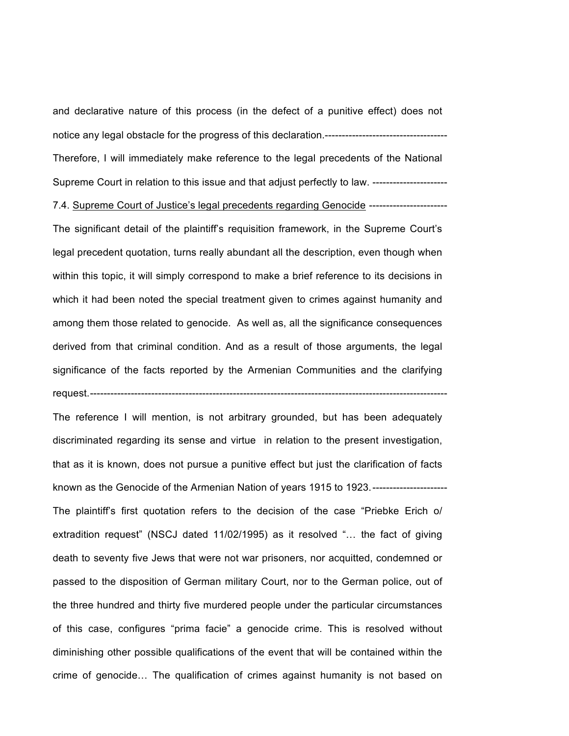and declarative nature of this process (in the defect of a punitive effect) does not notice any legal obstacle for the progress of this declaration.------------------------------------

Therefore, I will immediately make reference to the legal precedents of the National Supreme Court in relation to this issue and that adjust perfectly to law. ----------------------

7.4. Supreme Court of Justice's legal precedents regarding Genocide -----------------------

The significant detail of the plaintiff's requisition framework, in the Supreme Court's legal precedent quotation, turns really abundant all the description, even though when within this topic, it will simply correspond to make a brief reference to its decisions in which it had been noted the special treatment given to crimes against humanity and among them those related to genocide. As well as, all the significance consequences derived from that criminal condition. And as a result of those arguments, the legal significance of the facts reported by the Armenian Communities and the clarifying request.-----------------------------------------------------------------------------------------------------------

The reference I will mention, is not arbitrary grounded, but has been adequately discriminated regarding its sense and virtue in relation to the present investigation, that as it is known, does not pursue a punitive effect but just the clarification of facts known as the Genocide of the Armenian Nation of years 1915 to 1923.----------------------

The plaintiff's first quotation refers to the decision of the case "Priebke Erich o/ extradition request" (NSCJ dated 11/02/1995) as it resolved "… the fact of giving death to seventy five Jews that were not war prisoners, nor acquitted, condemned or passed to the disposition of German military Court, nor to the German police, out of the three hundred and thirty five murdered people under the particular circumstances of this case, configures "prima facie" a genocide crime. This is resolved without diminishing other possible qualifications of the event that will be contained within the crime of genocide… The qualification of crimes against humanity is not based on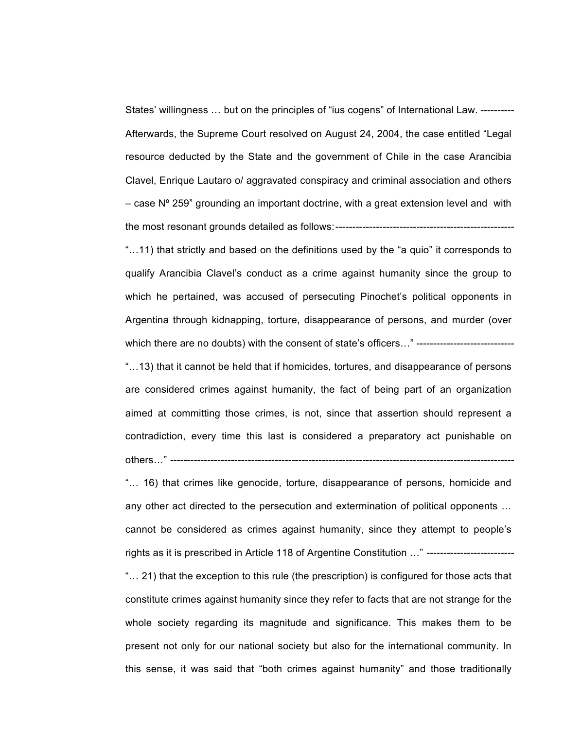States' willingness … but on the principles of "ius cogens" of International Law. ----------

Afterwards, the Supreme Court resolved on August 24, 2004, the case entitled "Legal resource deducted by the State and the government of Chile in the case Arancibia Clavel, Enrique Lautaro o/ aggravated conspiracy and criminal association and others – case Nº 259" grounding an important doctrine, with a great extension level and with the most resonant grounds detailed as follows:-----------------------------------------------------

"…11) that strictly and based on the definitions used by the "a quio" it corresponds to qualify Arancibia Clavel's conduct as a crime against humanity since the group to which he pertained, was accused of persecuting Pinochet's political opponents in Argentina through kidnapping, torture, disappearance of persons, and murder (over which there are no doubts) with the consent of state's officers…" -----------------------------

"…13) that it cannot be held that if homicides, tortures, and disappearance of persons are considered crimes against humanity, the fact of being part of an organization aimed at committing those crimes, is not, since that assertion should represent a contradiction, every time this last is considered a preparatory act punishable on others…" -----------------------------------------------------------------------------------------------------

"… 16) that crimes like genocide, torture, disappearance of persons, homicide and any other act directed to the persecution and extermination of political opponents … cannot be considered as crimes against humanity, since they attempt to people's rights as it is prescribed in Article 118 of Argentine Constitution …" --------------------------

"… 21) that the exception to this rule (the prescription) is configured for those acts that constitute crimes against humanity since they refer to facts that are not strange for the whole society regarding its magnitude and significance. This makes them to be present not only for our national society but also for the international community. In this sense, it was said that "both crimes against humanity" and those traditionally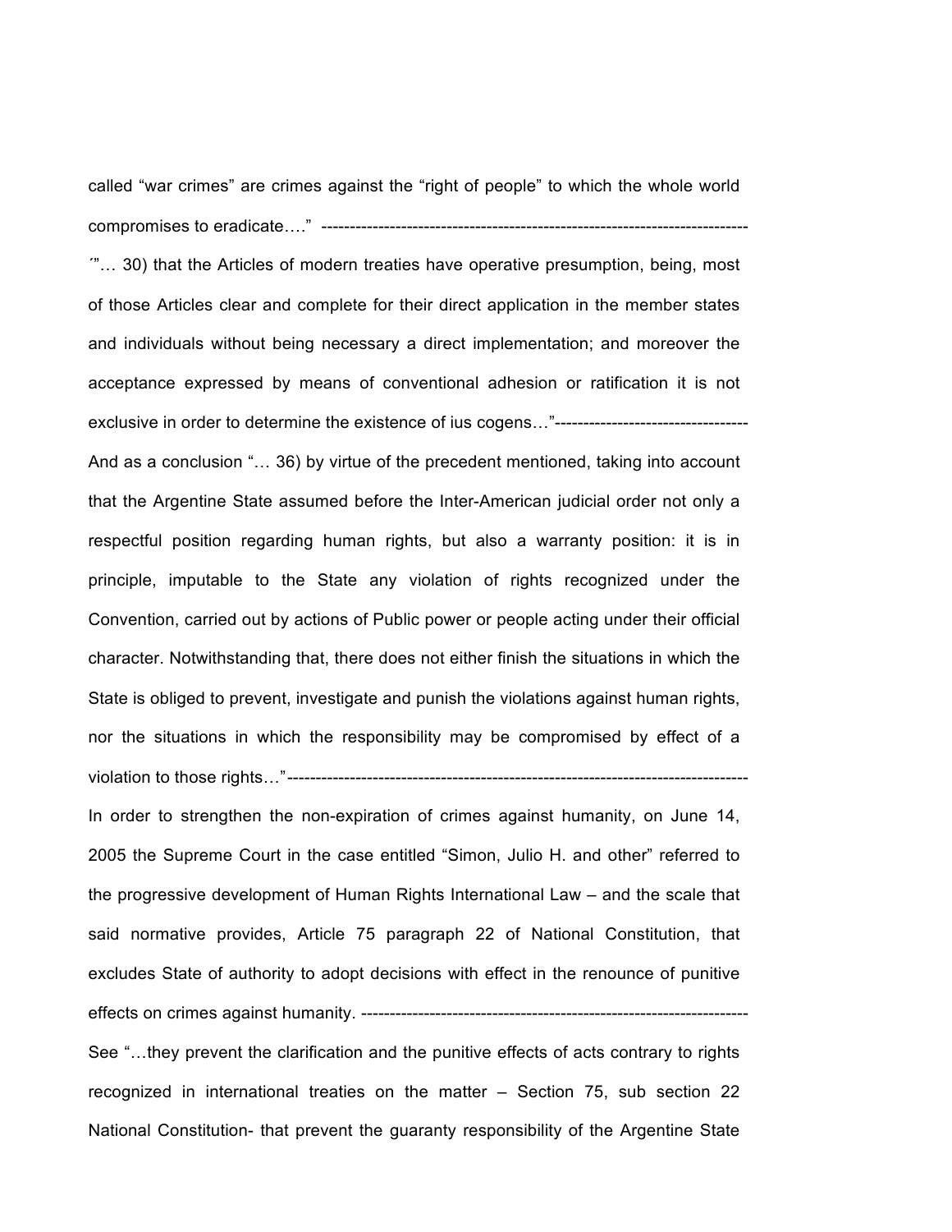called “war crimes” are crimes against the “right of people” to which the whole world compromises to eradicate….” ---------------------------------------------------------------------------

´”… 30) that the Articles of modern treaties have operative presumption, being, most of those Articles clear and complete for their direct application in the member states and individuals without being necessary a direct implementation; and moreover the acceptance expressed by means of conventional adhesion or ratification it is not exclusive in order to determine the existence of ius cogens…”----------------------------------

And as a conclusion “… 36) by virtue of the precedent mentioned, taking into account that the Argentine State assumed before the Inter-American judicial order not only a respectful position regarding human rights, but also a warranty position: it is in principle, imputable to the State any violation of rights recognized under the Convention, carried out by actions of Public power or people acting under their official character. Notwithstanding that, there does not either finish the situations in which the State is obliged to prevent, investigate and punish the violations against human rights, nor the situations in which the responsibility may be compromised by effect of a violation to those rights…”---------------------------------------------------------------------------------

In order to strengthen the non-expiration of crimes against humanity, on June 14, 2005 the Supreme Court in the case entitled “Simon, Julio H. and other” referred to the progressive development of Human Rights International Law – and the scale that said normative provides, Article 75 paragraph 22 of National Constitution, that excludes State of authority to adopt decisions with effect in the renounce of punitive effects on crimes against humanity. --------------------------------------------------------------------

See “…they prevent the clarification and the punitive effects of acts contrary to rights recognized in international treaties on the matter – Section 75, sub section 22 National Constitution- that prevent the guaranty responsibility of the Argentine State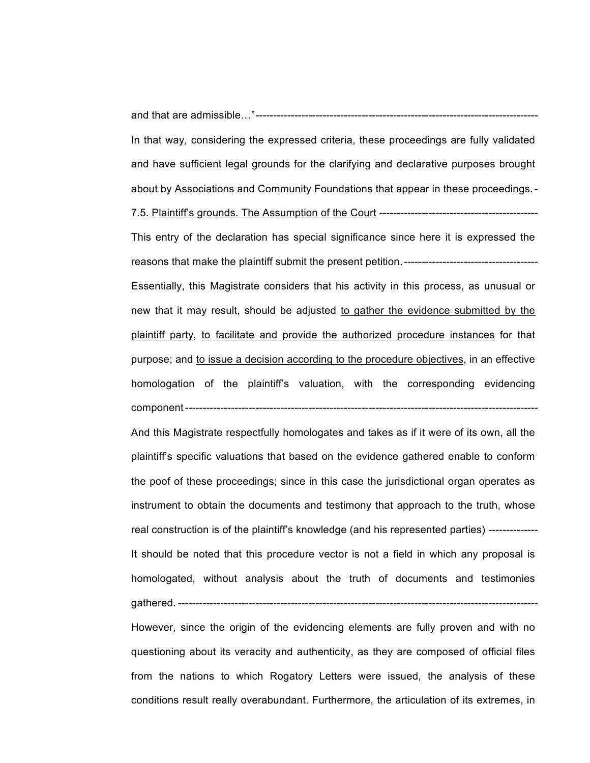and that are admissible…"------------------------------------------------------------------------------

In that way, considering the expressed criteria, these proceedings are fully validated and have sufficient legal grounds for the clarifying and declarative purposes brought about by Associations and Community Foundations that appear in these proceedings.-

7.5. <u>Plaintiff's grounds. The Assumption of the Court</u> ---------------------------------------------

This entry of the declaration has special significance since here it is expressed the reasons that make the plaintiff submit the present petition.--------------------------------------

Essentially, this Magistrate considers that his activity in this process, as unusual or new that it may result, should be adjusted <u>to gather the evidence submitted by the plaintiff party</u>, <u>to facilitate and provide the authorized procedure instances</u> for that purpose; and <u>to issue a decision according to the procedure objectives</u>, in an effective homologation of the plaintiff's valuation, with the corresponding evidencing component-----------------------------------------------------------------------------------------------------

And this Magistrate respectfully homologates and takes as if it were of its own, all the plaintiff's specific valuations that based on the evidence gathered enable to conform the poof of these proceedings; since in this case the jurisdictional organ operates as instrument to obtain the documents and testimony that approach to the truth, whose real construction is of the plaintiff's knowledge (and his represented parties) -------------

It should be noted that this procedure vector is not a field in which any proposal is homologated, without analysis about the truth of documents and testimonies gathered. ----------------------------------------------------------------------------------------------------

However, since the origin of the evidencing elements are fully proven and with no questioning about its veracity and authenticity, as they are composed of official files from the nations to which Rogatory Letters were issued, the analysis of these conditions result really overabundant. Furthermore, the articulation of its extremes, in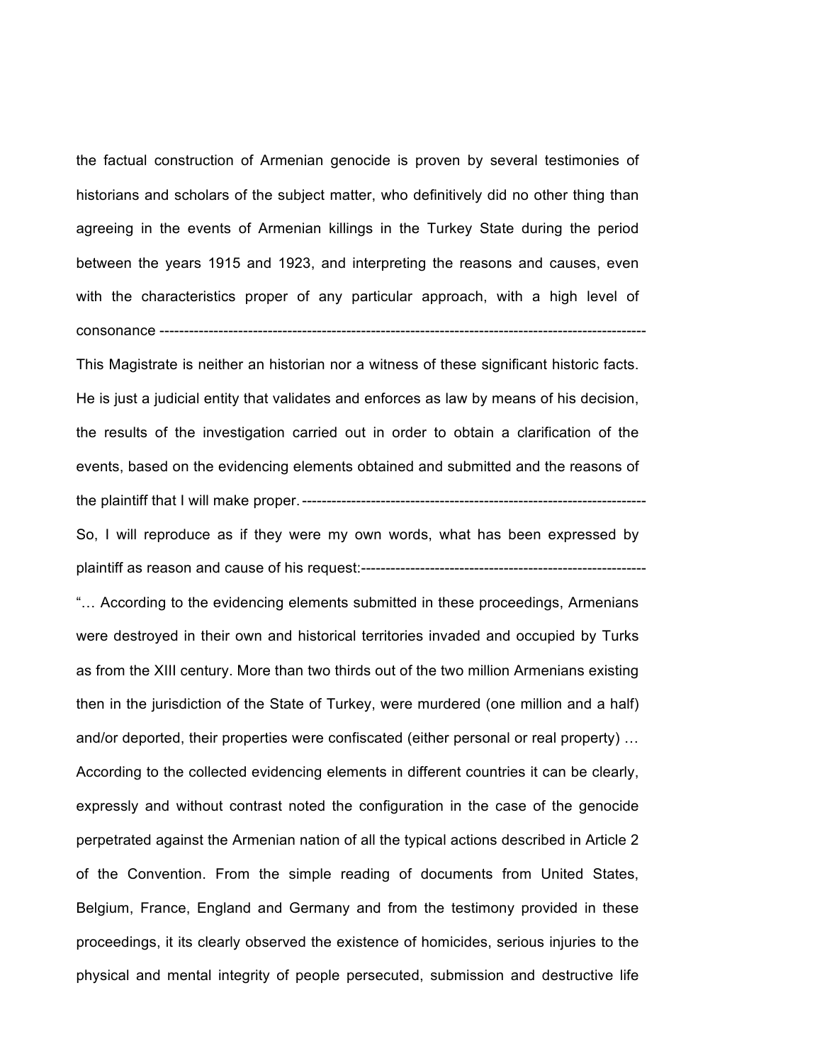the factual construction of Armenian genocide is proven by several testimonies of historians and scholars of the subject matter, who definitively did no other thing than agreeing in the events of Armenian killings in the Turkey State during the period between the years 1915 and 1923, and interpreting the reasons and causes, even with the characteristics proper of any particular approach, with a high level of consonance ---------------------------------------------------------------------------------------------------

This Magistrate is neither an historian nor a witness of these significant historic facts. He is just a judicial entity that validates and enforces as law by means of his decision, the results of the investigation carried out in order to obtain a clarification of the events, based on the evidencing elements obtained and submitted and the reasons of the plaintiff that I will make proper. ---------------------------------------------------------------------

So, I will reproduce as if they were my own words, what has been expressed by plaintiff as reason and cause of his request:---------------------------------------------------------

"… According to the evidencing elements submitted in these proceedings, Armenians were destroyed in their own and historical territories invaded and occupied by Turks as from the XIII century. More than two thirds out of the two million Armenians existing then in the jurisdiction of the State of Turkey, were murdered (one million and a half) and/or deported, their properties were confiscated (either personal or real property) … According to the collected evidencing elements in different countries it can be clearly, expressly and without contrast noted the configuration in the case of the genocide perpetrated against the Armenian nation of all the typical actions described in Article 2 of the Convention. From the simple reading of documents from United States, Belgium, France, England and Germany and from the testimony provided in these proceedings, it its clearly observed the existence of homicides, serious injuries to the physical and mental integrity of people persecuted, submission and destructive life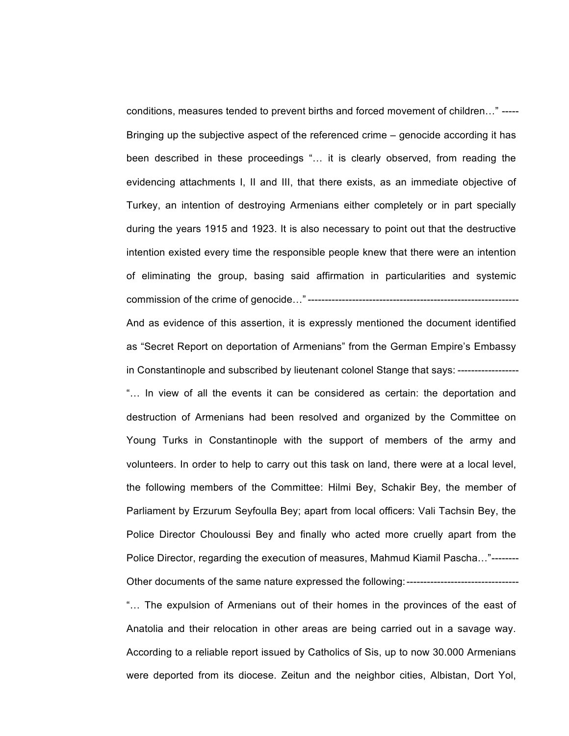conditions, measures tended to prevent births and forced movement of children…" -----
Bringing up the subjective aspect of the referenced crime – genocide according it has been described in these proceedings "… it is clearly observed, from reading the evidencing attachments I, II and III, that there exists, as an immediate objective of Turkey, an intention of destroying Armenians either completely or in part specially during the years 1915 and 1923. It is also necessary to point out that the destructive intention existed every time the responsible people knew that there were an intention of eliminating the group, basing said affirmation in particularities and systemic commission of the crime of genocide…" ---------------------------------------------------------------

And as evidence of this assertion, it is expressly mentioned the document identified as "Secret Report on deportation of Armenians" from the German Empire's Embassy in Constantinople and subscribed by lieutenant colonel Stange that says: ------------------

"… In view of all the events it can be considered as certain: the deportation and destruction of Armenians had been resolved and organized by the Committee on Young Turks in Constantinople with the support of members of the army and volunteers. In order to help to carry out this task on land, there were at a local level, the following members of the Committee: Hilmi Bey, Schakir Bey, the member of Parliament by Erzurum Seyfoulla Bey; apart from local officers: Vali Tachsin Bey, the Police Director Chouloussi Bey and finally who acted more cruelly apart from the Police Director, regarding the execution of measures, Mahmud Kiamil Pascha…"--------

Other documents of the same nature expressed the following: ---------------------------------

"… The expulsion of Armenians out of their homes in the provinces of the east of Anatolia and their relocation in other areas are being carried out in a savage way. According to a reliable report issued by Catholics of Sis, up to now 30.000 Armenians were deported from its diocese. Zeitun and the neighbor cities, Albistan, Dort Yol,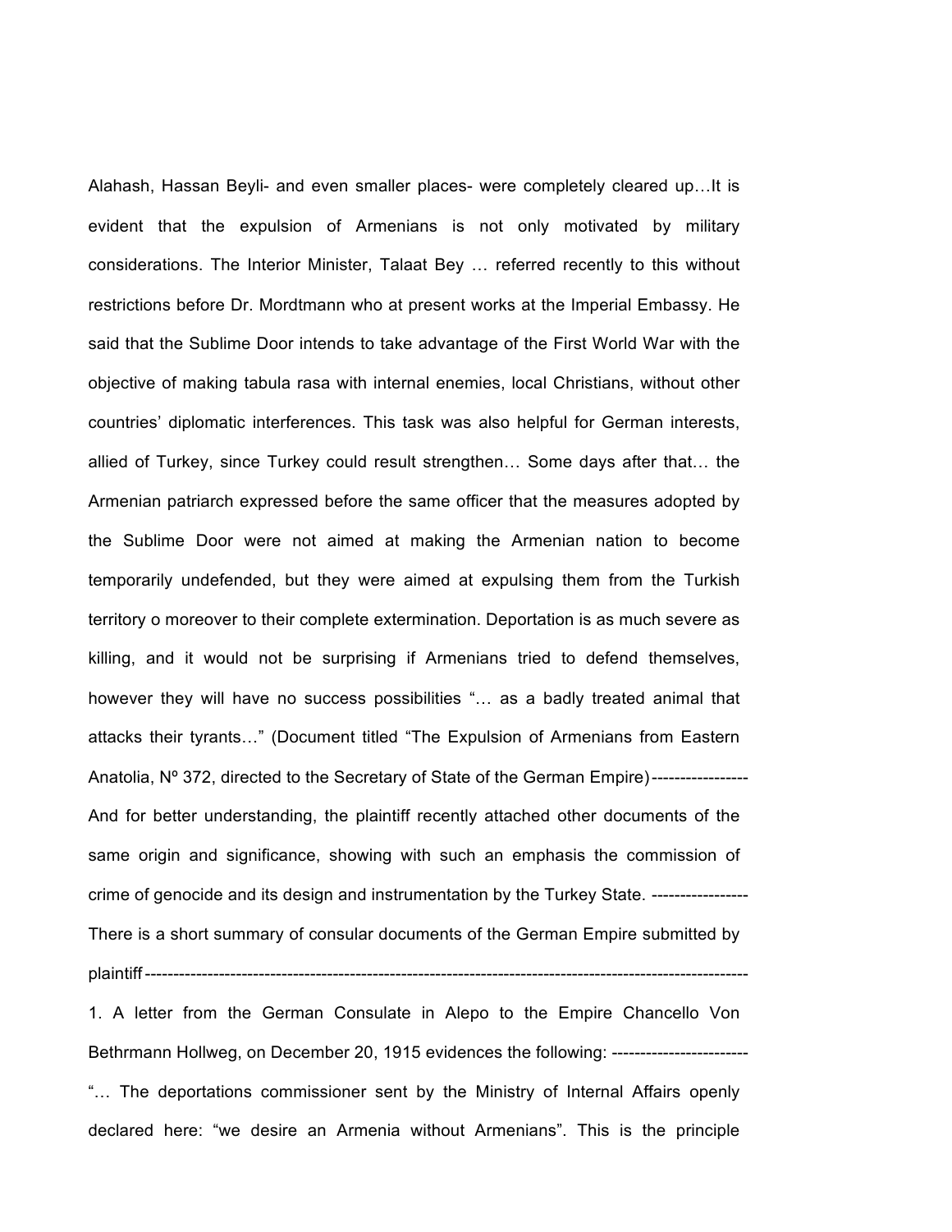Alahash, Hassan Beyli- and even smaller places- were completely cleared up…It is evident that the expulsion of Armenians is not only motivated by military considerations. The Interior Minister, Talaat Bey … referred recently to this without restrictions before Dr. Mordtmann who at present works at the Imperial Embassy. He said that the Sublime Door intends to take advantage of the First World War with the objective of making tabula rasa with internal enemies, local Christians, without other countries' diplomatic interferences. This task was also helpful for German interests, allied of Turkey, since Turkey could result strengthen… Some days after that… the Armenian patriarch expressed before the same officer that the measures adopted by the Sublime Door were not aimed at making the Armenian nation to become temporarily undefended, but they were aimed at expulsing them from the Turkish territory o moreover to their complete extermination. Deportation is as much severe as killing, and it would not be surprising if Armenians tried to defend themselves, however they will have no success possibilities "… as a badly treated animal that attacks their tyrants…" (Document titled "The Expulsion of Armenians from Eastern Anatolia, Nº 372, directed to the Secretary of State of the German Empire)-----------------

And for better understanding, the plaintiff recently attached other documents of the same origin and significance, showing with such an emphasis the commission of crime of genocide and its design and instrumentation by the Turkey State. -----------------

There is a short summary of consular documents of the German Empire submitted by plaintiff-----------------------------------------------------------------------------------------------------------

1. A letter from the German Consulate in Alepo to the Empire Chancello Von Bethrmann Hollweg, on December 20, 1915 evidences the following: ------------------------

"… The deportations commissioner sent by the Ministry of Internal Affairs openly declared here: "we desire an Armenia without Armenians". This is the principle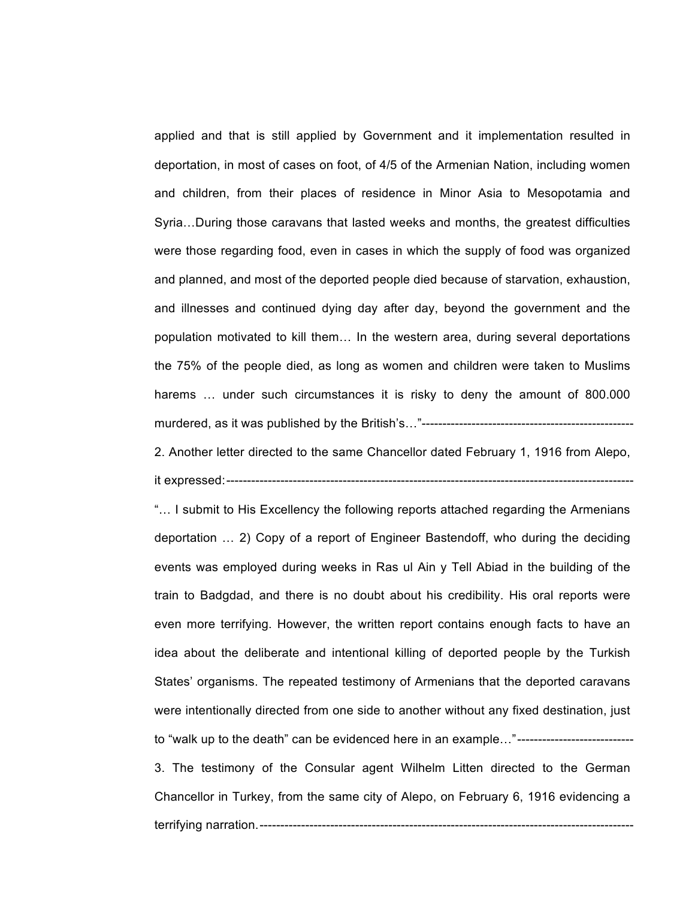applied and that is still applied by Government and it implementation resulted in deportation, in most of cases on foot, of 4/5 of the Armenian Nation, including women and children, from their places of residence in Minor Asia to Mesopotamia and Syria…During those caravans that lasted weeks and months, the greatest difficulties were those regarding food, even in cases in which the supply of food was organized and planned, and most of the deported people died because of starvation, exhaustion, and illnesses and continued dying day after day, beyond the government and the population motivated to kill them… In the western area, during several deportations the 75% of the people died, as long as women and children were taken to Muslims harems … under such circumstances it is risky to deny the amount of 800.000 murdered, as it was published by the British's…"--------------------------------------------------

2. Another letter directed to the same Chancellor dated February 1, 1916 from Alepo, it expressed:---------------------------------------------------------------------------------------------------

"… I submit to His Excellency the following reports attached regarding the Armenians deportation … 2) Copy of a report of Engineer Bastendoff, who during the deciding events was employed during weeks in Ras ul Ain y Tell Abiad in the building of the train to Badgdad, and there is no doubt about his credibility. His oral reports were even more terrifying. However, the written report contains enough facts to have an idea about the deliberate and intentional killing of deported people by the Turkish States' organisms. The repeated testimony of Armenians that the deported caravans were intentionally directed from one side to another without any fixed destination, just to "walk up to the death" can be evidenced here in an example…"---------------------------

3. The testimony of the Consular agent Wilhelm Litten directed to the German Chancellor in Turkey, from the same city of Alepo, on February 6, 1916 evidencing a terrifying narration.-------------------------------------------------------------------------------------------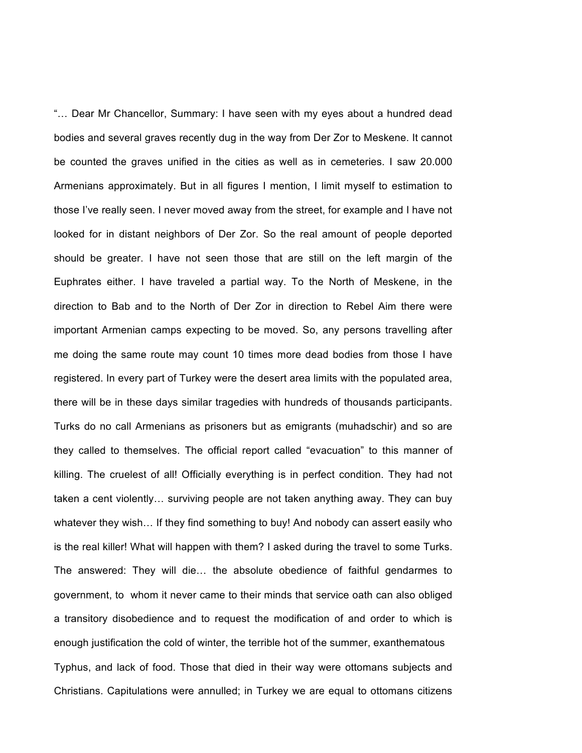"… Dear Mr Chancellor, Summary: I have seen with my eyes about a hundred dead bodies and several graves recently dug in the way from Der Zor to Meskene. It cannot be counted the graves unified in the cities as well as in cemeteries. I saw 20.000 Armenians approximately. But in all figures I mention, I limit myself to estimation to those I've really seen. I never moved away from the street, for example and I have not looked for in distant neighbors of Der Zor. So the real amount of people deported should be greater. I have not seen those that are still on the left margin of the Euphrates either. I have traveled a partial way. To the North of Meskene, in the direction to Bab and to the North of Der Zor in direction to Rebel Aim there were important Armenian camps expecting to be moved. So, any persons travelling after me doing the same route may count 10 times more dead bodies from those I have registered. In every part of Turkey were the desert area limits with the populated area, there will be in these days similar tragedies with hundreds of thousands participants. Turks do no call Armenians as prisoners but as emigrants (muhadschir) and so are they called to themselves. The official report called "evacuation" to this manner of killing. The cruelest of all! Officially everything is in perfect condition. They had not taken a cent violently… surviving people are not taken anything away. They can buy whatever they wish… If they find something to buy! And nobody can assert easily who is the real killer! What will happen with them? I asked during the travel to some Turks. The answered: They will die… the absolute obedience of faithful gendarmes to government, to whom it never came to their minds that service oath can also obliged a transitory disobedience and to request the modification of and order to which is enough justification the cold of winter, the terrible hot of the summer, exanthematous Typhus, and lack of food. Those that died in their way were ottomans subjects and Christians. Capitulations were annulled; in Turkey we are equal to ottomans citizens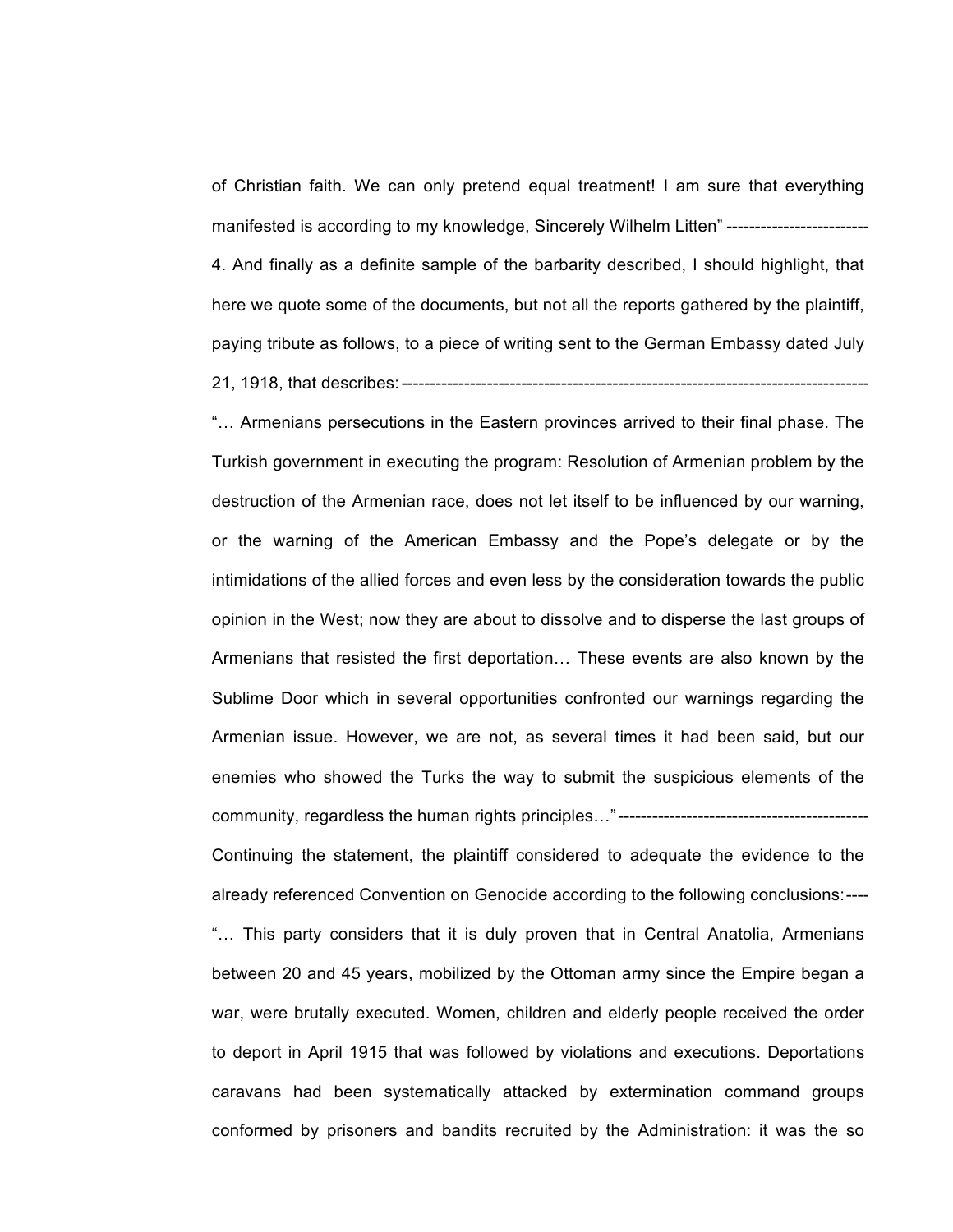of Christian faith. We can only pretend equal treatment! I am sure that everything manifested is according to my knowledge, Sincerely Wilhelm Litten" -------------------------

4. And finally as a definite sample of the barbarity described, I should highlight, that here we quote some of the documents, but not all the reports gathered by the plaintiff, paying tribute as follows, to a piece of writing sent to the German Embassy dated July 21, 1918, that describes: ---------------------------------------------------------------------------------

"… Armenians persecutions in the Eastern provinces arrived to their final phase. The Turkish government in executing the program: Resolution of Armenian problem by the destruction of the Armenian race, does not let itself to be influenced by our warning, or the warning of the American Embassy and the Pope's delegate or by the intimidations of the allied forces and even less by the consideration towards the public opinion in the West; now they are about to dissolve and to disperse the last groups of Armenians that resisted the first deportation… These events are also known by the Sublime Door which in several opportunities confronted our warnings regarding the Armenian issue. However, we are not, as several times it had been said, but our enemies who showed the Turks the way to submit the suspicious elements of the community, regardless the human rights principles…" --------------------------------------------

Continuing the statement, the plaintiff considered to adequate the evidence to the already referenced Convention on Genocide according to the following conclusions: ----

"… This party considers that it is duly proven that in Central Anatolia, Armenians between 20 and 45 years, mobilized by the Ottoman army since the Empire began a war, were brutally executed. Women, children and elderly people received the order to deport in April 1915 that was followed by violations and executions. Deportations caravans had been systematically attacked by extermination command groups conformed by prisoners and bandits recruited by the Administration: it was the so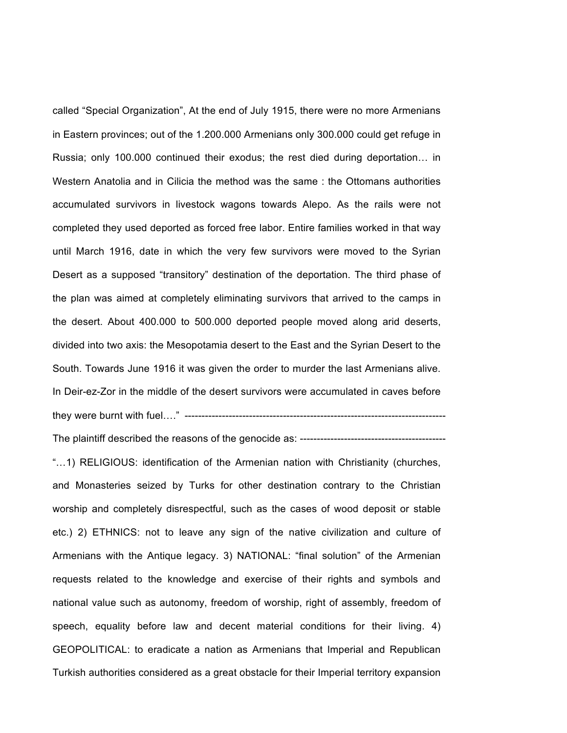called “Special Organization”, At the end of July 1915, there were no more Armenians in Eastern provinces; out of the 1.200.000 Armenians only 300.000 could get refuge in Russia; only 100.000 continued their exodus; the rest died during deportation… in Western Anatolia and in Cilicia the method was the same : the Ottomans authorities accumulated survivors in livestock wagons towards Alepo. As the rails were not completed they used deported as forced free labor. Entire families worked in that way until March 1916, date in which the very few survivors were moved to the Syrian Desert as a supposed “transitory” destination of the deportation. The third phase of the plan was aimed at completely eliminating survivors that arrived to the camps in the desert. About 400.000 to 500.000 deported people moved along arid deserts, divided into two axis: the Mesopotamia desert to the East and the Syrian Desert to the South. Towards June 1916 it was given the order to murder the last Armenians alive. In Deir-ez-Zor in the middle of the desert survivors were accumulated in caves before they were burnt with fuel….” ---------------------------------------------------------------------------

The plaintiff described the reasons of the genocide as: -------------------------------------------

“…1) RELIGIOUS: identification of the Armenian nation with Christianity (churches, and Monasteries seized by Turks for other destination contrary to the Christian worship and completely disrespectful, such as the cases of wood deposit or stable etc.) 2) ETHNICS: not to leave any sign of the native civilization and culture of Armenians with the Antique legacy. 3) NATIONAL: “final solution” of the Armenian requests related to the knowledge and exercise of their rights and symbols and national value such as autonomy, freedom of worship, right of assembly, freedom of speech, equality before law and decent material conditions for their living. 4) GEOPOLITICAL: to eradicate a nation as Armenians that Imperial and Republican Turkish authorities considered as a great obstacle for their Imperial territory expansion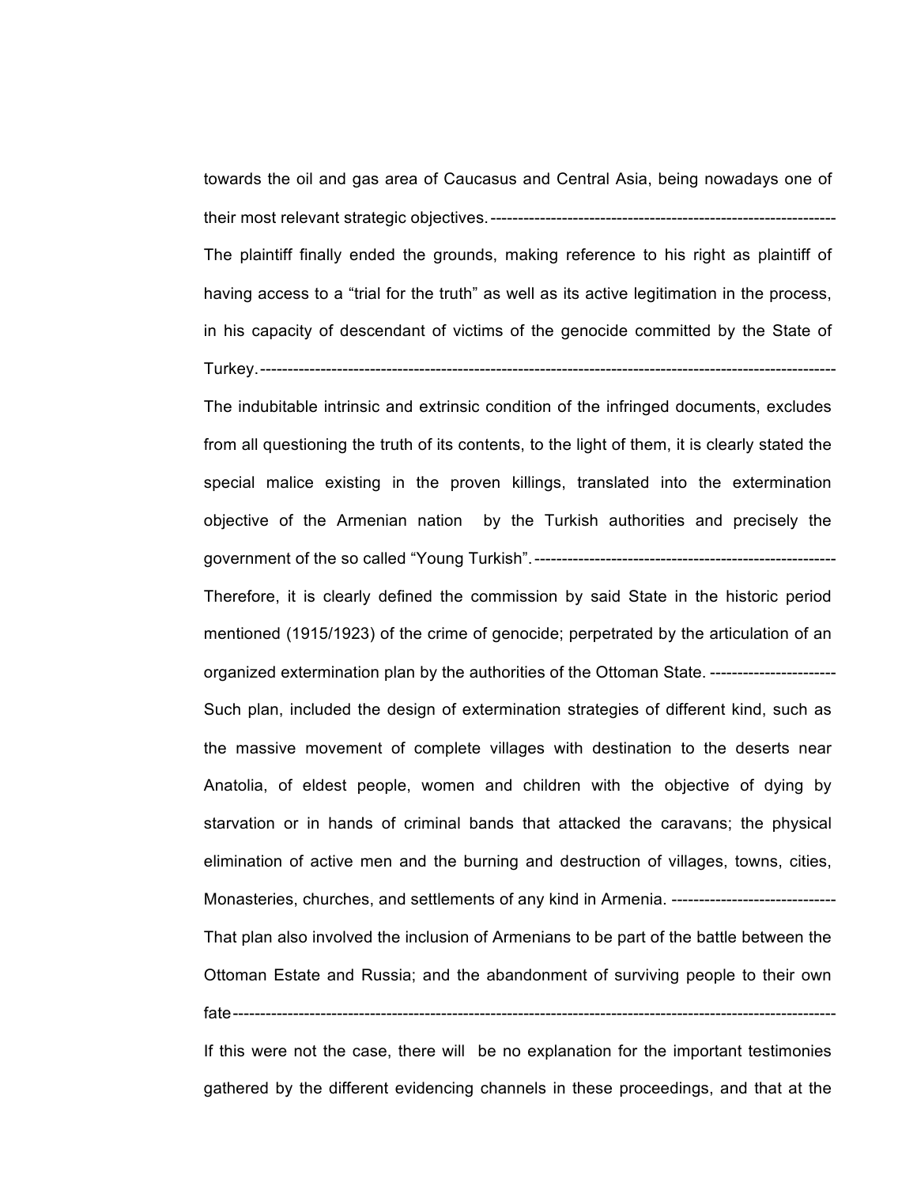towards the oil and gas area of Caucasus and Central Asia, being nowadays one of their most relevant strategic objectives.----------------------------------------------------------------

The plaintiff finally ended the grounds, making reference to his right as plaintiff of having access to a “trial for the truth” as well as its active legitimation in the process, in his capacity of descendant of victims of the genocide committed by the State of Turkey.-----------------------------------------------------------------------------------------------------------

The indubitable intrinsic and extrinsic condition of the infringed documents, excludes from all questioning the truth of its contents, to the light of them, it is clearly stated the special malice existing in the proven killings, translated into the extermination objective of the Armenian nation by the Turkish authorities and precisely the government of the so called “Young Turkish”.--------------------------------------------------------

Therefore, it is clearly defined the commission by said State in the historic period mentioned (1915/1923) of the crime of genocide; perpetrated by the articulation of an organized extermination plan by the authorities of the Ottoman State. -----------------------

Such plan, included the design of extermination strategies of different kind, such as the massive movement of complete villages with destination to the deserts near Anatolia, of eldest people, women and children with the objective of dying by starvation or in hands of criminal bands that attacked the caravans; the physical elimination of active men and the burning and destruction of villages, towns, cities, Monasteries, churches, and settlements of any kind in Armenia. ------------------------------

That plan also involved the inclusion of Armenians to be part of the battle between the Ottoman Estate and Russia; and the abandonment of surviving people to their own fate---------------------------------------------------------------------------------------------------------------

If this were not the case, there will be no explanation for the important testimonies gathered by the different evidencing channels in these proceedings, and that at the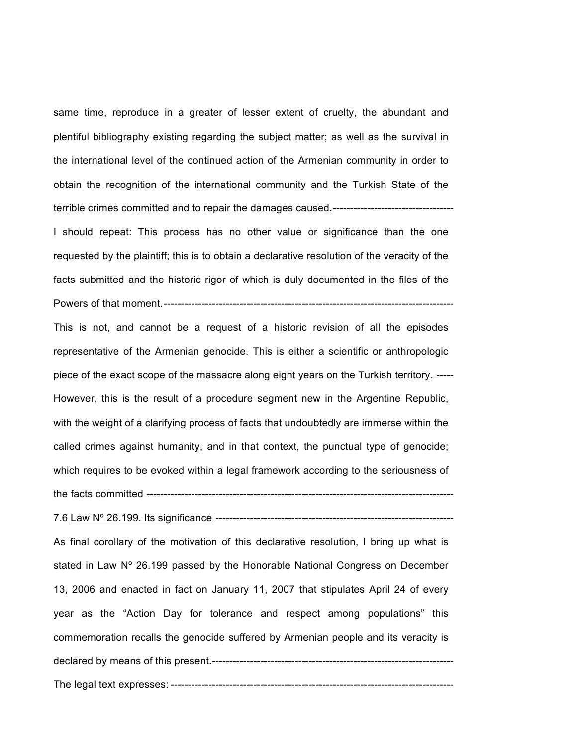same time, reproduce in a greater of lesser extent of cruelty, the abundant and plentiful bibliography existing regarding the subject matter; as well as the survival in the international level of the continued action of the Armenian community in order to obtain the recognition of the international community and the Turkish State of the terrible crimes committed and to repair the damages caused.-----------------------------------

I should repeat: This process has no other value or significance than the one requested by the plaintiff; this is to obtain a declarative resolution of the veracity of the facts submitted and the historic rigor of which is duly documented in the files of the Powers of that moment.-----------------------------------------------------------------------------------

This is not, and cannot be a request of a historic revision of all the episodes representative of the Armenian genocide. This is either a scientific or anthropologic piece of the exact scope of the massacre along eight years on the Turkish territory. -----

However, this is the result of a procedure segment new in the Argentine Republic, with the weight of a clarifying process of facts that undoubtedly are immerse within the called crimes against humanity, and in that context, the punctual type of genocide; which requires to be evoked within a legal framework according to the seriousness of the facts committed -----------------------------------------------------------------------------------------

7.6 <u>Law Nº 26.199. Its significance</u> ---------------------------------------------------------------------

As final corollary of the motivation of this declarative resolution, I bring up what is stated in Law Nº 26.199 passed by the Honorable National Congress on December 13, 2006 and enacted in fact on January 11, 2007 that stipulates April 24 of every year as the "Action Day for tolerance and respect among populations" this commemoration recalls the genocide suffered by Armenian people and its veracity is declared by means of this present.---------------------------------------------------------------------

The legal text expresses: ---------------------------------------------------------------------------------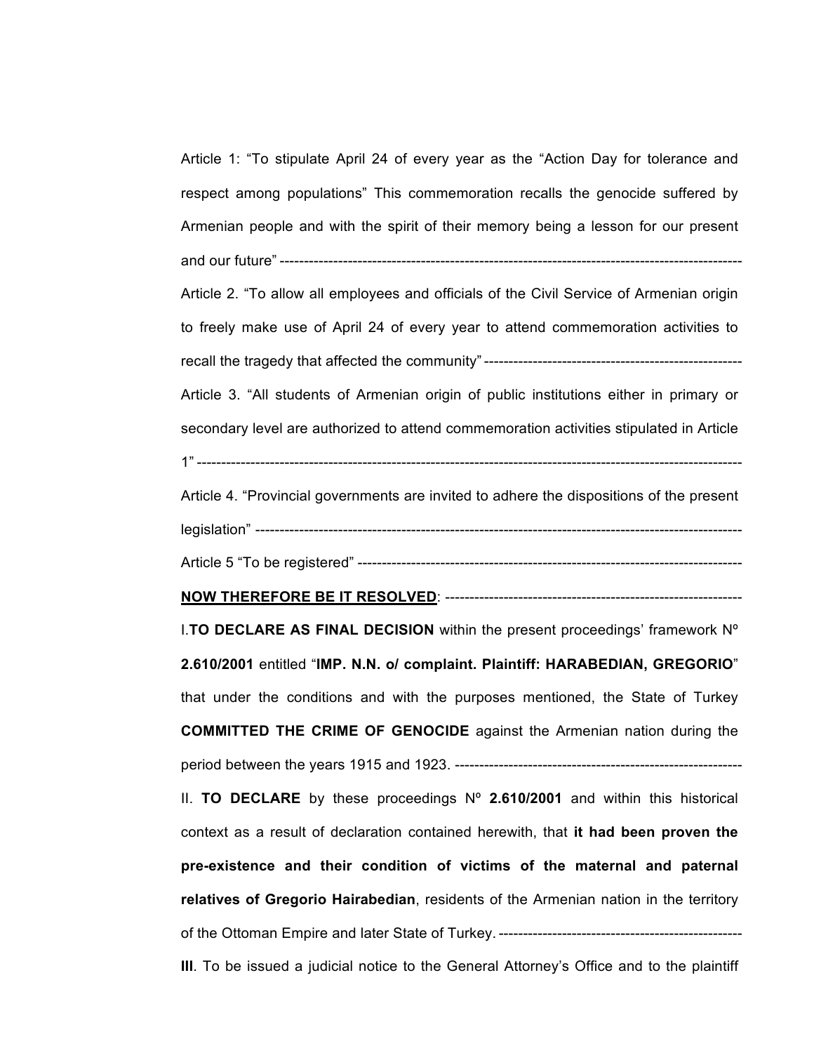Article 1: “To stipulate April 24 of every year as the “Action Day for tolerance and respect among populations” This commemoration recalls the genocide suffered by Armenian people and with the spirit of their memory being a lesson for our present and our future” ---------------------------------------------------------------------------------------------

Article 2. “To allow all employees and officials of the Civil Service of Armenian origin to freely make use of April 24 of every year to attend commemoration activities to recall the tragedy that affected the community” -----------------------------------------------------

Article 3. “All students of Armenian origin of public institutions either in primary or secondary level are authorized to attend commemoration activities stipulated in Article 1” ---------------------------------------------------------------------------------------------------------------

Article 4. “Provincial governments are invited to adhere the dispositions of the present legislation” ----------------------------------------------------------------------------------------------------

Article 5 “To be registered” -------------------------------------------------------------------------------

**<u>NOW THEREFORE BE IT RESOLVED</u>**: ---------------------------------------------------------------

I.**TO DECLARE AS FINAL DECISION** within the present proceedings’ framework Nº **2.610/2001** entitled “**IMP. N.N. o/ complaint. Plaintiff: HARABEDIAN, GREGORIO**” that under the conditions and with the purposes mentioned, the State of Turkey **COMMITTED THE CRIME OF GENOCIDE** against the Armenian nation during the period between the years 1915 and 1923. -----------------------------------------------------------

II. **TO DECLARE** by these proceedings Nº **2.610/2001** and within this historical context as a result of declaration contained herewith, that **it had been proven the pre-existence and their condition of victims of the maternal and paternal relatives of Gregorio Hairabedian**, residents of the Armenian nation in the territory of the Ottoman Empire and later State of Turkey. --------------------------------------------------

**III**. To be issued a judicial notice to the General Attorney’s Office and to the plaintiff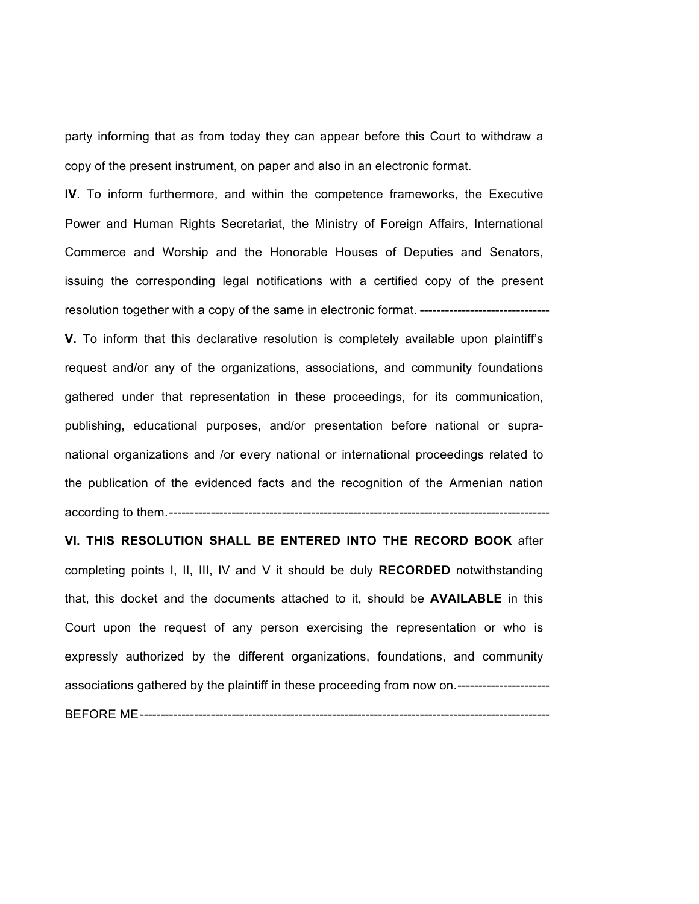party informing that as from today they can appear before this Court to withdraw a copy of the present instrument, on paper and also in an electronic format.

**IV**. To inform furthermore, and within the competence frameworks, the Executive Power and Human Rights Secretariat, the Ministry of Foreign Affairs, International Commerce and Worship and the Honorable Houses of Deputies and Senators, issuing the corresponding legal notifications with a certified copy of the present resolution together with a copy of the same in electronic format. -------------------------------

**V.** To inform that this declarative resolution is completely available upon plaintiff's request and/or any of the organizations, associations, and community foundations gathered under that representation in these proceedings, for its communication, publishing, educational purposes, and/or presentation before national or supra-national organizations and /or every national or international proceedings related to the publication of the evidenced facts and the recognition of the Armenian nation according to them.-------------------------------------------------------------------------------------------

**VI. THIS RESOLUTION SHALL BE ENTERED INTO THE RECORD BOOK** after completing points I, II, III, IV and V it should be duly **RECORDED** notwithstanding that, this docket and the documents attached to it, should be **AVAILABLE** in this Court upon the request of any person exercising the representation or who is expressly authorized by the different organizations, foundations, and community associations gathered by the plaintiff in these proceeding from now on.----------------------

BEFORE ME-----------------------------------------------------------------------------------------------